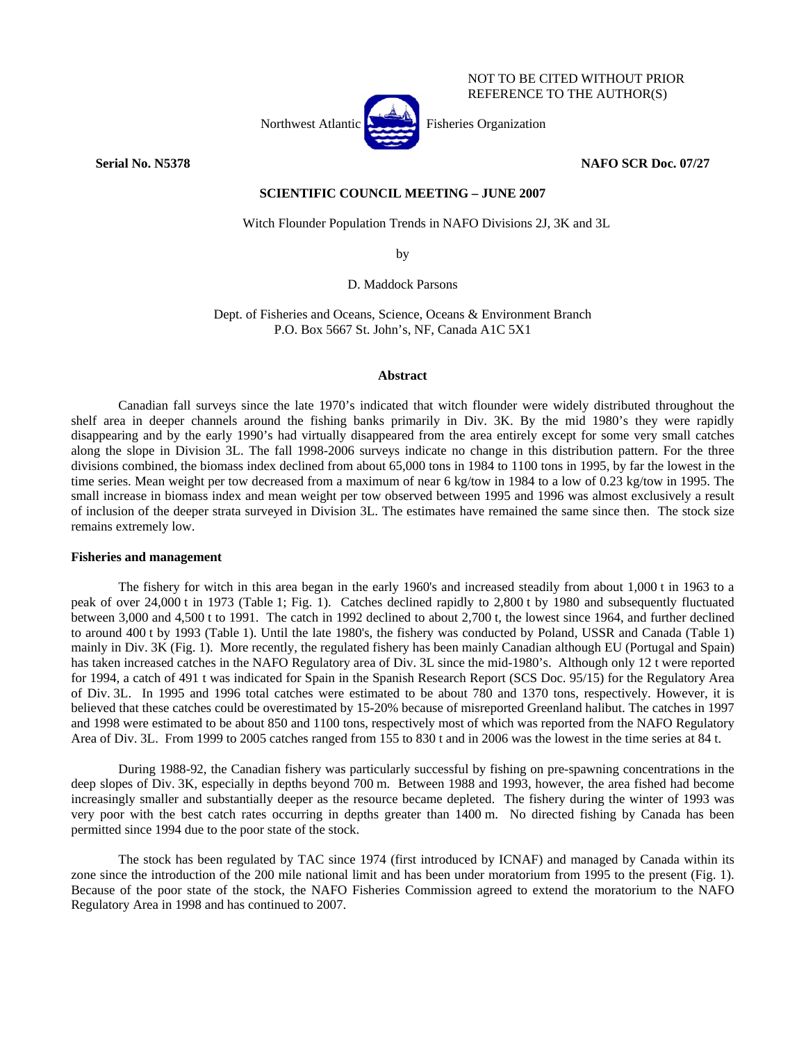NOT TO BE CITED WITHOUT PRIOR REFERENCE TO THE AUTHOR(S)

Northwest Atlantic Fisheries Organization

**Serial No. N5378** **NAFO SCR Doc. 07/27**

**SCIENTIFIC COUNCIL MEETING – JUNE 2007**

Witch Flounder Population Trends in NAFO Divisions 2J, 3K and 3L

by

D. Maddock Parsons

Dept. of Fisheries and Oceans, Science, Oceans & Environment Branch
P.O. Box 5667 St. John's, NF, Canada A1C 5X1

## Abstract

Canadian fall surveys since the late 1970's indicated that witch flounder were widely distributed throughout the shelf area in deeper channels around the fishing banks primarily in Div. 3K. By the mid 1980's they were rapidly disappearing and by the early 1990's had virtually disappeared from the area entirely except for some very small catches along the slope in Division 3L. The fall 1998-2006 surveys indicate no change in this distribution pattern. For the three divisions combined, the biomass index declined from about 65,000 tons in 1984 to 1100 tons in 1995, by far the lowest in the time series. Mean weight per tow decreased from a maximum of near 6 kg/tow in 1984 to a low of 0.23 kg/tow in 1995. The small increase in biomass index and mean weight per tow observed between 1995 and 1996 was almost exclusively a result of inclusion of the deeper strata surveyed in Division 3L. The estimates have remained the same since then. The stock size remains extremely low.

### Fisheries and management

The fishery for witch in this area began in the early 1960's and increased steadily from about 1,000 t in 1963 to a peak of over 24,000 t in 1973 (Table 1; Fig. 1). Catches declined rapidly to 2,800 t by 1980 and subsequently fluctuated between 3,000 and 4,500 t to 1991. The catch in 1992 declined to about 2,700 t, the lowest since 1964, and further declined to around 400 t by 1993 (Table 1). Until the late 1980's, the fishery was conducted by Poland, USSR and Canada (Table 1) mainly in Div. 3K (Fig. 1). More recently, the regulated fishery has been mainly Canadian although EU (Portugal and Spain) has taken increased catches in the NAFO Regulatory area of Div. 3L since the mid-1980's. Although only 12 t were reported for 1994, a catch of 491 t was indicated for Spain in the Spanish Research Report (SCS Doc. 95/15) for the Regulatory Area of Div. 3L. In 1995 and 1996 total catches were estimated to be about 780 and 1370 tons, respectively. However, it is believed that these catches could be overestimated by 15-20% because of misreported Greenland halibut. The catches in 1997 and 1998 were estimated to be about 850 and 1100 tons, respectively most of which was reported from the NAFO Regulatory Area of Div. 3L. From 1999 to 2005 catches ranged from 155 to 830 t and in 2006 was the lowest in the time series at 84 t.

During 1988-92, the Canadian fishery was particularly successful by fishing on pre-spawning concentrations in the deep slopes of Div. 3K, especially in depths beyond 700 m. Between 1988 and 1993, however, the area fished had become increasingly smaller and substantially deeper as the resource became depleted. The fishery during the winter of 1993 was very poor with the best catch rates occurring in depths greater than 1400 m. No directed fishing by Canada has been permitted since 1994 due to the poor state of the stock.

The stock has been regulated by TAC since 1974 (first introduced by ICNAF) and managed by Canada within its zone since the introduction of the 200 mile national limit and has been under moratorium from 1995 to the present (Fig. 1). Because of the poor state of the stock, the NAFO Fisheries Commission agreed to extend the moratorium to the NAFO Regulatory Area in 1998 and has continued to 2007.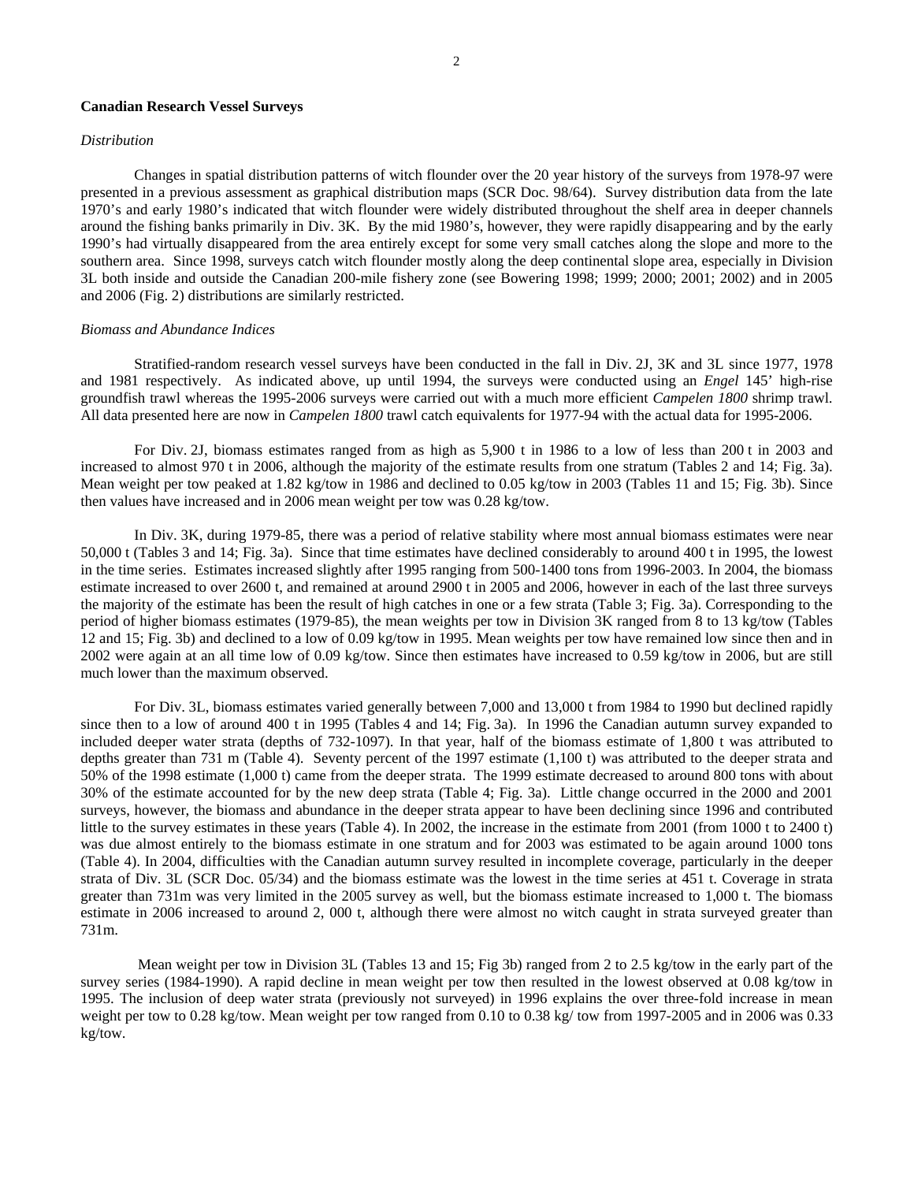**Canadian Research Vessel Surveys**

*Distribution*

Changes in spatial distribution patterns of witch flounder over the 20 year history of the surveys from 1978-97 were presented in a previous assessment as graphical distribution maps (SCR Doc. 98/64). Survey distribution data from the late 1970's and early 1980's indicated that witch flounder were widely distributed throughout the shelf area in deeper channels around the fishing banks primarily in Div. 3K. By the mid 1980's, however, they were rapidly disappearing and by the early 1990's had virtually disappeared from the area entirely except for some very small catches along the slope and more to the southern area. Since 1998, surveys catch witch flounder mostly along the deep continental slope area, especially in Division 3L both inside and outside the Canadian 200-mile fishery zone (see Bowering 1998; 1999; 2000; 2001; 2002) and in 2005 and 2006 (Fig. 2) distributions are similarly restricted.

*Biomass and Abundance Indices*

Stratified-random research vessel surveys have been conducted in the fall in Div. 2J, 3K and 3L since 1977, 1978 and 1981 respectively. As indicated above, up until 1994, the surveys were conducted using an *Engel* 145' high-rise groundfish trawl whereas the 1995-2006 surveys were carried out with a much more efficient *Campelen 1800* shrimp trawl. All data presented here are now in *Campelen 1800* trawl catch equivalents for 1977-94 with the actual data for 1995-2006.

For Div. 2J, biomass estimates ranged from as high as 5,900 t in 1986 to a low of less than 200 t in 2003 and increased to almost 970 t in 2006, although the majority of the estimate results from one stratum (Tables 2 and 14; Fig. 3a). Mean weight per tow peaked at 1.82 kg/tow in 1986 and declined to 0.05 kg/tow in 2003 (Tables 11 and 15; Fig. 3b). Since then values have increased and in 2006 mean weight per tow was 0.28 kg/tow.

In Div. 3K, during 1979-85, there was a period of relative stability where most annual biomass estimates were near 50,000 t (Tables 3 and 14; Fig. 3a). Since that time estimates have declined considerably to around 400 t in 1995, the lowest in the time series. Estimates increased slightly after 1995 ranging from 500-1400 tons from 1996-2003. In 2004, the biomass estimate increased to over 2600 t, and remained at around 2900 t in 2005 and 2006, however in each of the last three surveys the majority of the estimate has been the result of high catches in one or a few strata (Table 3; Fig. 3a). Corresponding to the period of higher biomass estimates (1979-85), the mean weights per tow in Division 3K ranged from 8 to 13 kg/tow (Tables 12 and 15; Fig. 3b) and declined to a low of 0.09 kg/tow in 1995. Mean weights per tow have remained low since then and in 2002 were again at an all time low of 0.09 kg/tow. Since then estimates have increased to 0.59 kg/tow in 2006, but are still much lower than the maximum observed.

For Div. 3L, biomass estimates varied generally between 7,000 and 13,000 t from 1984 to 1990 but declined rapidly since then to a low of around 400 t in 1995 (Tables 4 and 14; Fig. 3a). In 1996 the Canadian autumn survey expanded to included deeper water strata (depths of 732-1097). In that year, half of the biomass estimate of 1,800 t was attributed to depths greater than 731 m (Table 4). Seventy percent of the 1997 estimate (1,100 t) was attributed to the deeper strata and 50% of the 1998 estimate (1,000 t) came from the deeper strata. The 1999 estimate decreased to around 800 tons with about 30% of the estimate accounted for by the new deep strata (Table 4; Fig. 3a). Little change occurred in the 2000 and 2001 surveys, however, the biomass and abundance in the deeper strata appear to have been declining since 1996 and contributed little to the survey estimates in these years (Table 4). In 2002, the increase in the estimate from 2001 (from 1000 t to 2400 t) was due almost entirely to the biomass estimate in one stratum and for 2003 was estimated to be again around 1000 tons (Table 4). In 2004, difficulties with the Canadian autumn survey resulted in incomplete coverage, particularly in the deeper strata of Div. 3L (SCR Doc. 05/34) and the biomass estimate was the lowest in the time series at 451 t. Coverage in strata greater than 731m was very limited in the 2005 survey as well, but the biomass estimate increased to 1,000 t. The biomass estimate in 2006 increased to around 2, 000 t, although there were almost no witch caught in strata surveyed greater than 731m.

Mean weight per tow in Division 3L (Tables 13 and 15; Fig 3b) ranged from 2 to 2.5 kg/tow in the early part of the survey series (1984-1990). A rapid decline in mean weight per tow then resulted in the lowest observed at 0.08 kg/tow in 1995. The inclusion of deep water strata (previously not surveyed) in 1996 explains the over three-fold increase in mean weight per tow to 0.28 kg/tow. Mean weight per tow ranged from 0.10 to 0.38 kg/ tow from 1997-2005 and in 2006 was 0.33 kg/tow.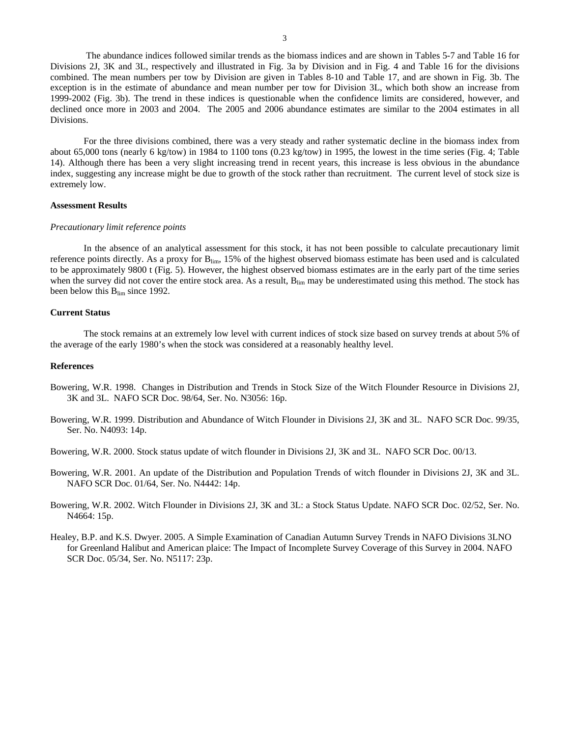The abundance indices followed similar trends as the biomass indices and are shown in Tables 5-7 and Table 16 for Divisions 2J, 3K and 3L, respectively and illustrated in Fig. 3a by Division and in Fig. 4 and Table 16 for the divisions combined. The mean numbers per tow by Division are given in Tables 8-10 and Table 17, and are shown in Fig. 3b. The exception is in the estimate of abundance and mean number per tow for Division 3L, which both show an increase from 1999-2002 (Fig. 3b). The trend in these indices is questionable when the confidence limits are considered, however, and declined once more in 2003 and 2004. The 2005 and 2006 abundance estimates are similar to the 2004 estimates in all Divisions.

For the three divisions combined, there was a very steady and rather systematic decline in the biomass index from about 65,000 tons (nearly 6 kg/tow) in 1984 to 1100 tons (0.23 kg/tow) in 1995, the lowest in the time series (Fig. 4; Table 14). Although there has been a very slight increasing trend in recent years, this increase is less obvious in the abundance index, suggesting any increase might be due to growth of the stock rather than recruitment. The current level of stock size is extremely low.

**Assessment Results**

*Precautionary limit reference points*

In the absence of an analytical assessment for this stock, it has not been possible to calculate precautionary limit reference points directly. As a proxy for $B_{lim}$, 15% of the highest observed biomass estimate has been used and is calculated to be approximately 9800 t (Fig. 5). However, the highest observed biomass estimates are in the early part of the time series when the survey did not cover the entire stock area. As a result, $B_{lim}$ may be underestimated using this method. The stock has been below this $B_{lim}$ since 1992.

**Current Status**

The stock remains at an extremely low level with current indices of stock size based on survey trends at about 5% of the average of the early 1980's when the stock was considered at a reasonably healthy level.

**References**

Bowering, W.R. 1998. Changes in Distribution and Trends in Stock Size of the Witch Flounder Resource in Divisions 2J, 3K and 3L. NAFO SCR Doc. 98/64, Ser. No. N3056: 16p.

Bowering, W.R. 1999. Distribution and Abundance of Witch Flounder in Divisions 2J, 3K and 3L. NAFO SCR Doc. 99/35, Ser. No. N4093: 14p.

Bowering, W.R. 2000. Stock status update of witch flounder in Divisions 2J, 3K and 3L. NAFO SCR Doc. 00/13.

Bowering, W.R. 2001. An update of the Distribution and Population Trends of witch flounder in Divisions 2J, 3K and 3L. NAFO SCR Doc. 01/64, Ser. No. N4442: 14p.

Bowering, W.R. 2002. Witch Flounder in Divisions 2J, 3K and 3L: a Stock Status Update. NAFO SCR Doc. 02/52, Ser. No. N4664: 15p.

Healey, B.P. and K.S. Dwyer. 2005. A Simple Examination of Canadian Autumn Survey Trends in NAFO Divisions 3LNO for Greenland Halibut and American plaice: The Impact of Incomplete Survey Coverage of this Survey in 2004. NAFO SCR Doc. 05/34, Ser. No. N5117: 23p.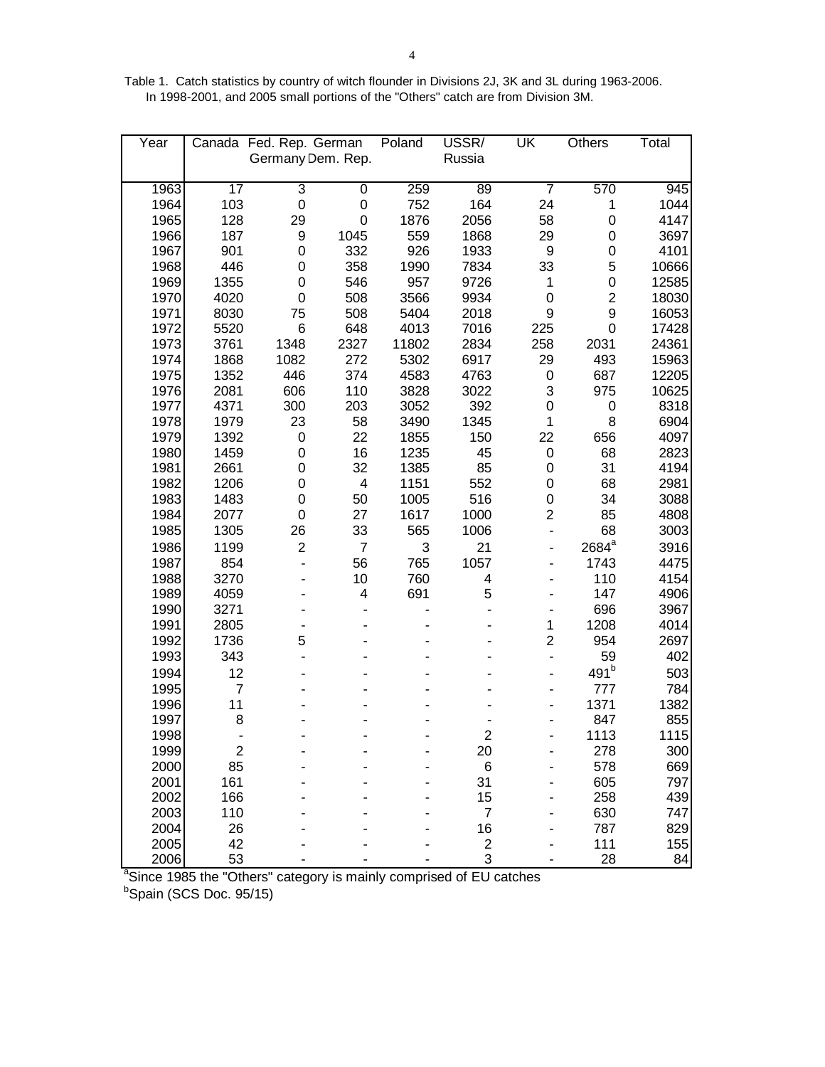Table 1. Catch statistics by country of witch flounder in Divisions 2J, 3K and 3L during 1963-2006. In 1998-2001, and 2005 small portions of the "Others" catch are from Division 3M.

| Year | Canada | Fed. Rep. Germany | German Dem. Rep. | Poland | USSR/ Russia | UK | Others | Total |
|---|---|---|---|---|---|---|---|---|
| 1963 | 17 | 3 | 0 | 259 | 89 | 7 | 570 | 945 |
| 1964 | 103 | 0 | 0 | 752 | 164 | 24 | 1 | 1044 |
| 1965 | 128 | 29 | 0 | 1876 | 2056 | 58 | 0 | 4147 |
| 1966 | 187 | 9 | 1045 | 559 | 1868 | 29 | 0 | 3697 |
| 1967 | 901 | 0 | 332 | 926 | 1933 | 9 | 0 | 4101 |
| 1968 | 446 | 0 | 358 | 1990 | 7834 | 33 | 5 | 10666 |
| 1969 | 1355 | 0 | 546 | 957 | 9726 | 1 | 0 | 12585 |
| 1970 | 4020 | 0 | 508 | 3566 | 9934 | 0 | 2 | 18030 |
| 1971 | 8030 | 75 | 508 | 5404 | 2018 | 9 | 9 | 16053 |
| 1972 | 5520 | 6 | 648 | 4013 | 7016 | 225 | 0 | 17428 |
| 1973 | 3761 | 1348 | 2327 | 11802 | 2834 | 258 | 2031 | 24361 |
| 1974 | 1868 | 1082 | 272 | 5302 | 6917 | 29 | 493 | 15963 |
| 1975 | 1352 | 446 | 374 | 4583 | 4763 | 0 | 687 | 12205 |
| 1976 | 2081 | 606 | 110 | 3828 | 3022 | 3 | 975 | 10625 |
| 1977 | 4371 | 300 | 203 | 3052 | 392 | 0 | 0 | 8318 |
| 1978 | 1979 | 23 | 58 | 3490 | 1345 | 1 | 8 | 6904 |
| 1979 | 1392 | 0 | 22 | 1855 | 150 | 22 | 656 | 4097 |
| 1980 | 1459 | 0 | 16 | 1235 | 45 | 0 | 68 | 2823 |
| 1981 | 2661 | 0 | 32 | 1385 | 85 | 0 | 31 | 4194 |
| 1982 | 1206 | 0 | 4 | 1151 | 552 | 0 | 68 | 2981 |
| 1983 | 1483 | 0 | 50 | 1005 | 516 | 0 | 34 | 3088 |
| 1984 | 2077 | 0 | 27 | 1617 | 1000 | 2 | 85 | 4808 |
| 1985 | 1305 | 26 | 33 | 565 | 1006 | - | 68 | 3003 |
| 1986 | 1199 | 2 | 7 | 3 | 21 | - | 2684[a] | 3916 |
| 1987 | 854 | - | 56 | 765 | 1057 | - | 1743 | 4475 |
| 1988 | 3270 | - | 10 | 760 | 4 | - | 110 | 4154 |
| 1989 | 4059 | - | 4 | 691 | 5 | - | 147 | 4906 |
| 1990 | 3271 | - | - | - | - | - | 696 | 3967 |
| 1991 | 2805 | - | - | - | - | 1 | 1208 | 4014 |
| 1992 | 1736 | 5 | - | - | - | 2 | 954 | 2697 |
| 1993 | 343 | - | - | - | - | - | 59 | 402 |
| 1994 | 12 | - | - | - | - | - | 491[b] | 503 |
| 1995 | 7 | - | - | - | - | - | 777 | 784 |
| 1996 | 11 | - | - | - | - | - | 1371 | 1382 |
| 1997 | 8 | - | - | - | - | - | 847 | 855 |
| 1998 | - | - | - | - | 2 | - | 1113 | 1115 |
| 1999 | 2 | - | - | - | 20 | - | 278 | 300 |
| 2000 | 85 | - | - | - | 6 | - | 578 | 669 |
| 2001 | 161 | - | - | - | 31 | - | 605 | 797 |
| 2002 | 166 | - | - | - | 15 | - | 258 | 439 |
| 2003 | 110 | - | - | - | 7 | - | 630 | 747 |
| 2004 | 26 | - | - | - | 16 | - | 787 | 829 |
| 2005 | 42 | - | - | - | 2 | - | 111 | 155 |
| 2006 | 53 | - | - | - | 3 | - | 28 | 84 |

[a]Since 1985 the "Others" category is mainly comprised of EU catches
[b]Spain (SCS Doc. 95/15)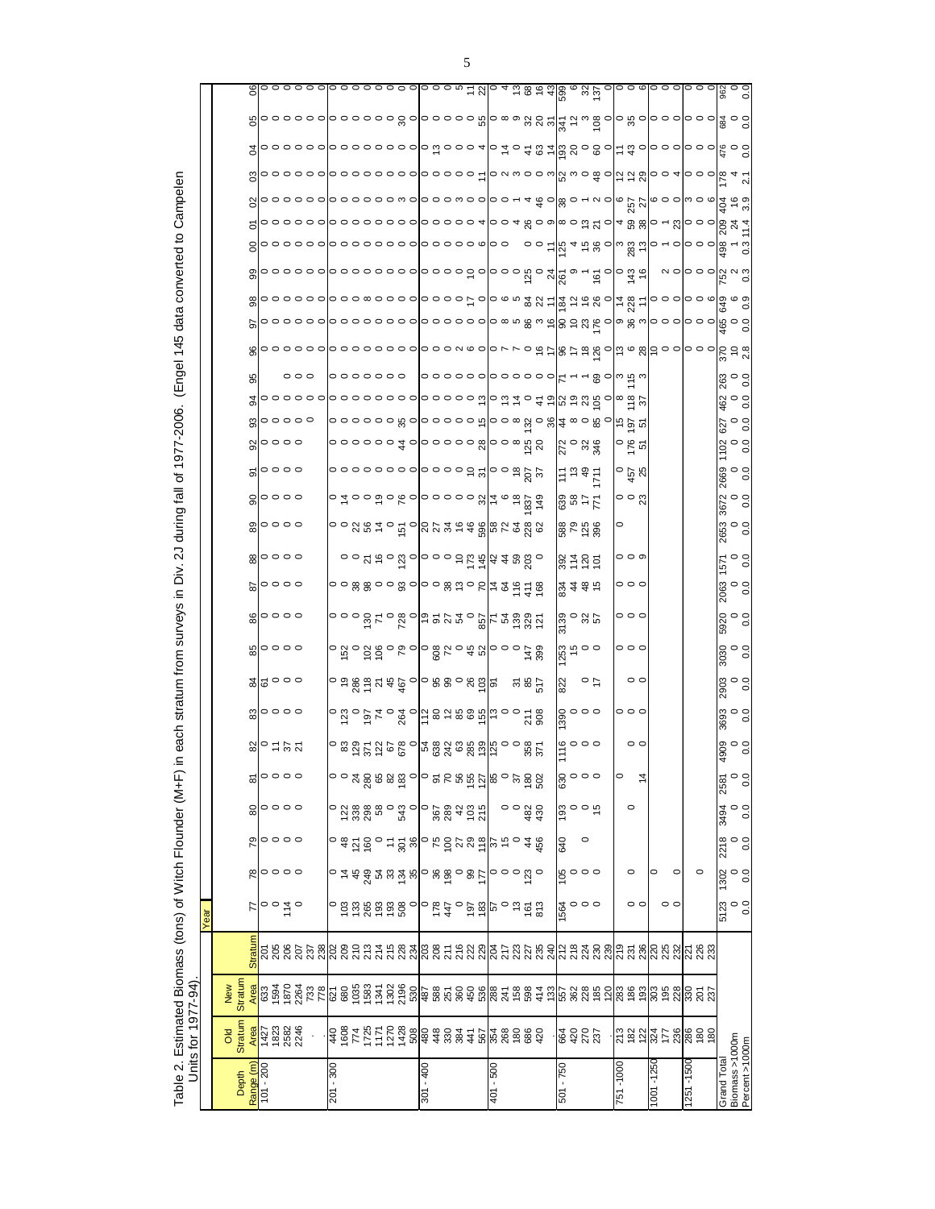Table 2. Estimated Biomass (tons) of Witch Flounder (M+F) in each stratum from surveys in Div. 2J during fall of 1977-2006. (Engel 145 data converted to Campelen Units for 1977-94).

| Depth Range (m) | Old Stratum Area | New Stratum Area | Stratum | 77 | 78 | 79 | 80 | 81 | 82 | 83 | 84 | 85 | 86 | 87 | 88 | 89 | 90 | 91 | 92 | 93 | 94 | 95 | 96 | 97 | 98 | 99 | 00 | 01 | 02 | 03 | 04 | 05 | 06 |
|---|---|---|---|---|---|---|---|---|---|---|---|---|---|---|---|---|---|---|---|---|---|---|---|---|---|---|---|---|---|---|---|---|---|
| 101 - 200 | 1427 | 633 | 201 | 0 | 0 | 0 | 0 | 0 | 0 | 0 | 61 | 0 | 0 | 0 | 0 | 0 | 0 | 0 | 0 | 0 | 0 | | 0 | 0 | 0 | 0 | 0 | 0 | 0 | 0 | 0 | 0 | 0 |
| | 1823 | 1594 | 205 | 0 | 0 | 0 | 0 | 0 | 11 | 0 | 0 | 0 | 0 | 0 | 0 | 0 | 0 | 0 | 0 | 0 | 0 | | 0 | 0 | 0 | 0 | 0 | 0 | 0 | 0 | 0 | 0 | 0 |
| | 2582 | 1870 | 206 | 114 | 0 | 0 | 0 | 0 | 37 | 0 | 0 | 0 | 0 | 0 | 0 | 0 | 0 | 0 | 0 | 0 | 0 | | 0 | 0 | 0 | 0 | 0 | 0 | 0 | 0 | 0 | 0 | 0 |
| | 2246 | 2264 | 207 | 0 | 0 | 0 | 0 | 0 | 21 | 0 | 0 | 0 | 0 | 0 | 0 | 0 | 0 | 0 | 0 | 0 | 0 | 0 | 0 | 0 | 0 | 0 | 0 | 0 | 0 | 0 | 0 | 0 | 0 |
| | . | 733 | 237 | | | | | | | | | | | | | | | | | 0 | 0 | 0 | 0 | 0 | 0 | 0 | 0 | 0 | 0 | 0 | 0 | 0 | 0 |
| | . | 778 | 238 | | | | | | | | | | | | | | | | | | 0 | 0 | 0 | 0 | 0 | 0 | 0 | 0 | 0 | 0 | 0 | 0 | 0 |
| 201 - 300 | 440 | 621 | 202 | 0 | 0 | 0 | 0 | 0 | 0 | 0 | 0 | 0 | 0 | 0 | | 0 | 0 | 0 | 0 | 0 | 0 | 0 | 0 | 0 | 0 | 0 | 0 | 0 | 0 | 0 | 0 | 0 | 0 |
| | 1608 | 680 | 209 | 103 | 14 | 48 | 122 | 0 | 83 | 123 | 19 | 152 | 0 | 0 | 0 | 0 | 14 | 0 | 0 | 0 | 0 | 0 | 0 | 0 | 0 | 0 | 0 | 0 | 0 | 0 | 0 | 0 | 0 |
| | 774 | 1035 | 210 | 133 | 45 | 121 | 338 | 24 | 129 | 0 | 286 | 0 | 0 | 38 | 0 | 22 | 0 | 0 | 0 | 0 | 0 | 0 | 0 | 0 | 0 | 0 | 0 | 0 | 0 | 0 | 0 | 0 | 0 |
| | 1725 | 1583 | 213 | 265 | 249 | 160 | 298 | 280 | 371 | 197 | 118 | 102 | 130 | 98 | 21 | 56 | 0 | 0 | 0 | 0 | 0 | 0 | 0 | 0 | 8 | 0 | 0 | 0 | 0 | 0 | 0 | 0 | 0 |
| | 1171 | 1341 | 214 | 193 | 54 | 0 | 58 | 65 | 122 | 74 | 21 | 106 | 71 | 0 | 16 | 14 | 19 | 0 | 0 | 0 | 0 | 0 | 0 | 0 | 0 | 0 | 0 | 0 | 0 | 0 | 0 | 0 | 0 |
| | 1270 | 1302 | 215 | 193 | 33 | 11 | 0 | 82 | 67 | 0 | 45 | 0 | 0 | 0 | 0 | 0 | 0 | 0 | 0 | 0 | 0 | 0 | 0 | 0 | 0 | 0 | 0 | 0 | 0 | 0 | 0 | 0 | 0 |
| | 1428 | 2196 | 228 | 508 | 134 | 301 | 543 | 183 | 678 | 264 | 467 | 79 | 728 | 93 | 123 | 151 | 76 | 0 | 44 | 35 | 0 | 0 | 0 | 0 | 0 | 0 | 0 | 0 | 3 | 0 | 0 | 30 | 0 |
| | 508 | 530 | 234 | 0 | 35 | 36 | 0 | 0 | 0 | 0 | 0 | 0 | 0 | 0 | 0 | 0 | 0 | 0 | 0 | 0 | 0 | 0 | 0 | 0 | 0 | 0 | 0 | 0 | 0 | 0 | 0 | 0 | 0 |
| 301 - 400 | 480 | 487 | 203 | 0 | 0 | 0 | 0 | 0 | 54 | 112 | 0 | 0 | 19 | 0 | 0 | 20 | 0 | 0 | 0 | 0 | 0 | | 0 | 0 | 0 | 0 | 0 | 0 | 0 | 0 | 0 | 0 | 0 |
| | 448 | 588 | 208 | 178 | 36 | 75 | 367 | 91 | 638 | 80 | 95 | 608 | 91 | 0 | 0 | 27 | 0 | 0 | 0 | 0 | 0 | 0 | 0 | 0 | 0 | 0 | 0 | 0 | 0 | 0 | 13 | 0 | 0 |
| | 330 | 251 | 211 | 447 | 198 | 100 | 289 | 70 | 242 | 12 | 99 | 72 | 27 | 38 | 0 | 34 | 0 | 0 | 0 | 0 | 0 | 0 | 2 | 0 | 0 | 0 | 0 | 0 | 3 | 0 | 0 | 0 | 0 |
| | 384 | 360 | 216 | 0 | 0 | 27 | 42 | 56 | 63 | 85 | 0 | 0 | 54 | 13 | 10 | 16 | 0 | 0 | 0 | 0 | 0 | 0 | 2 | 0 | 0 | 0 | 0 | 0 | 0 | 0 | 0 | 0 | 5 |
| | 441 | 450 | 222 | 197 | 99 | 29 | 103 | 155 | 285 | 69 | 26 | 45 | 0 | 0 | 173 | 46 | 0 | 10 | 0 | 0 | 0 | 0 | 6 | 0 | 17 | 10 | 0 | 0 | 0 | 0 | 0 | 0 | 11 |
| | 567 | 536 | 229 | 183 | 177 | 118 | 215 | 127 | 139 | 155 | 103 | 52 | 857 | 70 | 145 | 596 | 32 | 31 | 28 | 15 | 13 | 0 | 0 | 0 | 0 | 0 | 6 | 4 | 0 | 11 | 4 | 55 | 22 |
| 401 - 500 | 354 | 288 | 204 | 57 | 0 | 37 | | 85 | 125 | 13 | 91 | 0 | 71 | 14 | 42 | 58 | 14 | 0 | 0 | 0 | 0 | 0 | 0 | 0 | 0 | 0 | 0 | 0 | 0 | 0 | 0 | 0 | 0 |
| | 268 | 241 | 217 | 0 | 0 | 15 | 0 | 0 | 0 | 0 | | 0 | 54 | 64 | 44 | 72 | 6 | 0 | 0 | 0 | 13 | 0 | 7 | 8 | 6 | 0 | 0 | 0 | 0 | 2 | 14 | 8 | 4 |
| | 180 | 158 | 223 | 0 | 0 | 0 | 0 | 37 | 0 | 0 | | 0 | 139 | 116 | 59 | 64 | 18 | 18 | 8 | 8 | 14 | 0 | 7 | 5 | 5 | 0 | 0 | 4 | 1 | 3 | 0 | 9 | 13 |
| | 686 | 598 | 227 | 13 | 0 | 44 | 482 | 180 | 358 | 211 | 31 | 147 | 329 | 411 | 203 | 228 | 1837 | 207 | 125 | 132 | 0 | 0 | 0 | 86 | 84 | 125 | 0 | 26 | 4 | 0 | 41 | 32 | 68 |
| | 420 | 414 | 235 | 161 | 123 | 456 | 430 | 502 | 371 | 908 | 85 | 399 | 121 | 168 | 0 | 62 | 149 | 37 | 20 | 0 | 41 | 0 | 16 | 3 | 22 | 0 | 0 | 0 | 46 | 0 | 63 | 20 | 16 |
| | | 133 | 240 | 813 | 0 | | | | | | 517 | | | | | | | | | 36 | 19 | 0 | 17 | 16 | 11 | 24 | 11 | 9 | 0 | 3 | 14 | 31 | 43 |
| 501 - 750 | 664 | 557 | 212 | 1564 | 105 | 640 | 193 | 630 | 1116 | 1390 | 822 | 1253 | 3139 | 834 | 392 | 588 | 639 | 111 | 272 | 44 | 52 | 71 | 96 | 90 | 184 | 261 | 125 | 8 | 38 | 52 | 193 | 341 | 599 |
| | 420 | 362 | 218 | 0 | 0 | | 0 | 0 | 0 | 0 | | 15 | 0 | 44 | 114 | 79 | 58 | 13 | 0 | 8 | 19 | 1 | 17 | 10 | 12 | 9 | 4 | 0 | 0 | 3 | 20 | 12 | 6 |
| | 270 | 228 | 224 | 0 | 0 | 0 | 0 | 0 | 0 | 0 | 0 | 0 | 32 | 48 | 120 | 125 | 17 | 49 | 32 | 0 | 23 | 1 | 18 | 23 | 16 | 1 | 15 | 13 | 1 | 0 | 0 | 3 | 32 |
| | 237 | 185 | 230 | 0 | 0 | | 15 | 0 | 0 | 0 | 17 | 0 | 57 | 15 | 101 | 396 | 771 | 1711 | 346 | 85 | 105 | 69 | 126 | 176 | 26 | 161 | 36 | 21 | 2 | 48 | 60 | 108 | 137 |
| | . | 120 | 239 | | | | | | | | | | | | | | | | | 0 | 0 | 0 | 0 | 0 | 0 | 0 | 0 | 0 | 0 | 0 | 0 | 0 | 0 |
| 751 -1000 | 213 | 283 | 219 | | | | | 0 | | 0 | | 0 | 0 | 0 | 0 | 0 | 0 | 0 | 0 | 15 | 8 | 3 | 13 | 9 | 14 | 0 | 3 | 4 | 6 | 12 | 11 | 0 | 0 |
| | 182 | 186 | 231 | 0 | 0 | | 0 | | 0 | 0 | 0 | 0 | 0 | 0 | 0 | | 0 | 457 | 176 | 197 | 118 | 115 | 6 | 36 | 228 | 143 | 283 | 59 | 257 | 12 | 43 | 35 | 0 |
| | 122 | 193 | 236 | 0 | | | | 14 | 0 | 0 | 0 | 0 | 0 | 0 | 9 | | 23 | 25 | 51 | 51 | 37 | 3 | 28 | 3 | 11 | 16 | 13 | 38 | 27 | 29 | 0 | 0 | 6 |
| 1001 -1250 | 324 | 303 | 220 | | 0 | | | | | | | | | | | | | | | | | | 10 | 0 | 0 | | 0 | 0 | 6 | 0 | 0 | 0 | 0 |
| | 177 | 195 | 225 | 0 | | | | | | | | | | | | | | | | | | | 0 | 0 | 0 | 2 | 1 | 0 | 0 | 0 | 0 | 0 | 0 |
| | 236 | 228 | 232 | 0 | 0 | | | | | | | | | | | | | | | | | | 0 | 0 | 0 | 0 | 0 | 23 | 1 | 4 | 0 | 0 | 0 |
| 1251 -1500 | 286 | 330 | 221 | | | | | | | | | | | | | | | | | | | | 0 | 0 | 0 | 0 | 0 | 0 | 3 | 0 | 0 | 0 | 0 |
| | 180 | 201 | 226 | | 0 | | | | | | | | | | | | | | | | | | 0 | 0 | 0 | 0 | 0 | 0 | 0 | 0 | 0 | 0 | 0 |
| | 180 | 237 | 233 | | | | | | | | | | | | | | | | | | | | 0 | 0 | 6 | 0 | 0 | 0 | 6 | 0 | 0 | 0 | 0 |
| Grand Total | | | | 5123 | 1302 | 2218 | 3494 | 2581 | 4909 | 3693 | 2903 | 3030 | 5920 | 2063 | 1571 | 2653 | 3672 | 2669 | 1102 | 627 | 462 | 263 | 370 | 465 | 649 | 752 | 498 | 209 | 404 | 178 | 476 | 684 | 962 |
| Biomass >1000m | | | | 0 | 0 | 0 | 0 | 0 | 0 | 0 | 0 | 0 | 0 | 0 | 0 | 0 | 0 | 0 | 0 | 0 | 0 | 0 | 10 | 0 | 6 | 2 | 1 | 24 | 16 | 4 | 0 | 0 | 0 |
| Percent >1000m | | | | 0.0 | 0.0 | 0.0 | 0.0 | 0.0 | 0.0 | 0.0 | 0.0 | 0.0 | 0.0 | 0.0 | 0.0 | 0.0 | 0.0 | 0.0 | 0.0 | 0.0 | 0.0 | 0.0 | 2.8 | 0.0 | 0.9 | 0.3 | 0.3 | 11.4 | 3.9 | 2.1 | 0.0 | 0.0 | 0.0 |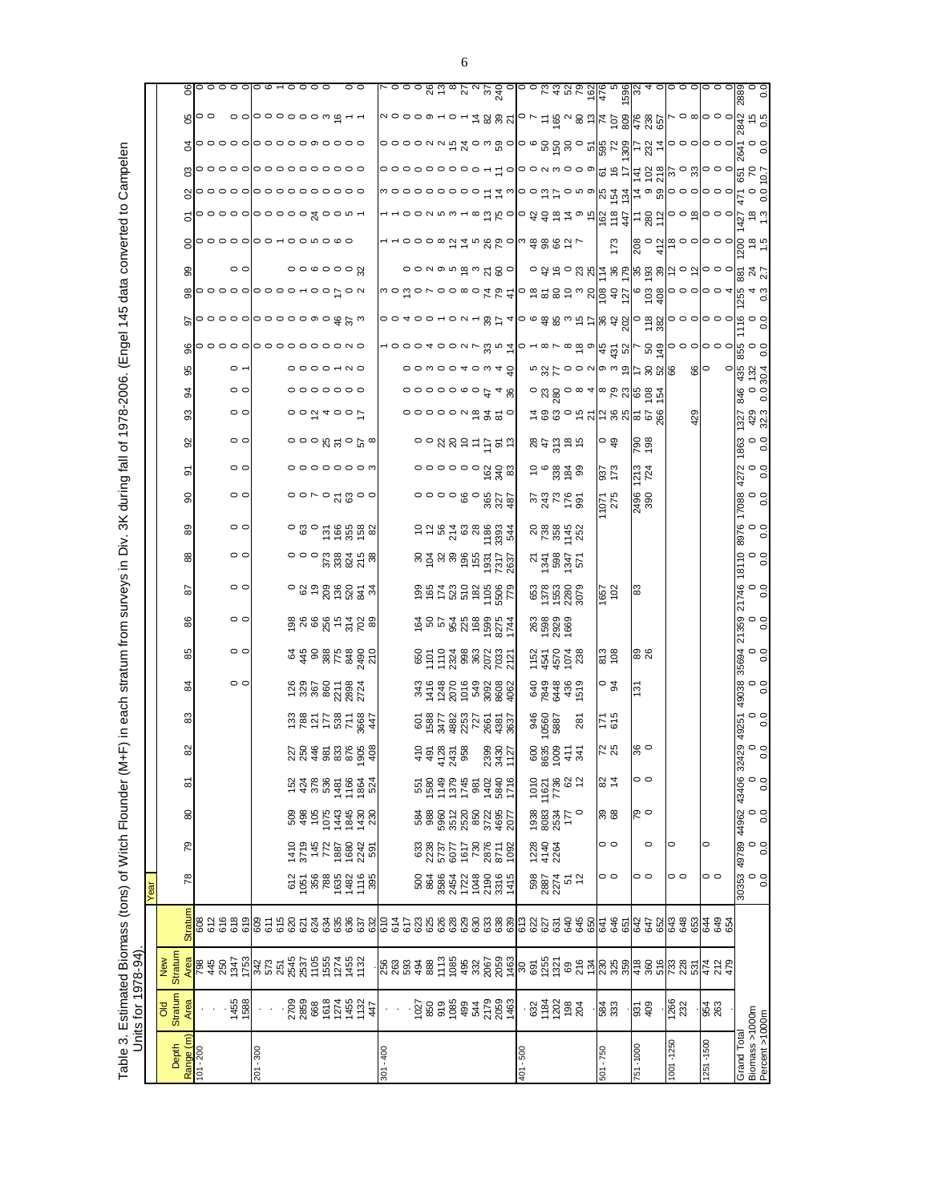Table 3. Estimated Biomass (tons) of Witch Flounder (M+F) in each stratum from surveys in Div. 3K during fall of 1978-2006. (Engel 145 data converted to Campelen Units for 1978-94).

| Depth Range (m) | Old Stratum Area | New Stratum Area | Stratum | Year | | | | | | | | | | | | | | | | | | | | | | | | | | | | |
|---|---|---|---|---|---|---|---|---|---|---|---|---|---|---|---|---|---|---|---|---|---|---|---|---|---|---|---|---|---|---|---|---|
| | | | | 78 | 79 | 80 | 81 | 82 | 83 | 84 | 85 | 86 | 87 | 88 | 89 | 90 | 91 | 92 | 93 | 94 | 95 | 96 | 97 | 98 | 99 | 00 | 01 | 02 | 03 | 04 | 05 | 06 |
| 101 - 200 | . | 798 | 608 | | | | | | | | | | | | | | | | | | | 0 | 0 | 0 | | 0 | 0 | 0 | 0 | 0 | 0 | 0 |
| | . | 445 | 612 | | | | | | | | | | | | | | | | | | | 0 | 0 | 0 | | 0 | 0 | 0 | 0 | 0 | 0 | 0 |
| | . | 250 | 616 | | | | | | | | | | | | | | | | | | | 0 | 0 | 0 | | 0 | 0 | 0 | 0 | 0 | | 0 |
| | 1455 | 1347 | 618 | | | | | | | 0 | 0 | 0 | 0 | 0 | 0 | 0 | 0 | 0 | 0 | 0 | 0 | 0 | 0 | 0 | 0 | 0 | 0 | 0 | 0 | 0 | 0 | 0 |
| | 1588 | 1753 | 619 | | | | | | | 0 | 0 | 0 | 0 | 0 | 0 | 0 | 0 | 0 | 0 | 0 | 1 | 0 | 0 | 0 | 0 | 0 | 0 | 0 | 0 | 0 | 0 | 0 |
| 201 - 300 | . | 342 | 609 | | | | | | | | | | | | | | | | | | | 0 | 0 | 0 | | 0 | 0 | 0 | 0 | 0 | 0 | 0 |
| | . | 573 | 611 | | | | | | | | | | | | | | | | | | | 0 | 0 | 0 | | 0 | 0 | 0 | 0 | 0 | 0 | 6 |
| | . | 251 | 615 | | | | | | | | | | | | | | | | | | | 0 | 0 | 0 | | 1 | 0 | 0 | 0 | 0 | 0 | 1 |
| | 2709 | 2545 | 620 | 612 | 1410 | 509 | 152 | 227 | 133 | 126 | 64 | 198 | 0 | 0 | 0 | 0 | 0 | 0 | 0 | 0 | 0 | 0 | 0 | 0 | 0 | 0 | 0 | 0 | 0 | 0 | 0 | 0 |
| | 2859 | 2537 | 621 | 1051 | 3719 | 498 | 424 | 250 | 788 | 329 | 445 | 26 | 62 | 0 | 63 | 0 | 0 | 0 | 0 | 0 | 0 | 0 | 0 | 0 | 0 | 0 | 0 | 0 | 0 | 0 | 0 | 0 |
| | 668 | 1105 | 624 | 356 | 145 | 105 | 378 | 446 | 121 | 367 | 90 | 66 | 19 | 0 | 0 | 7 | 0 | 0 | 12 | 0 | 0 | 0 | 0 | 1 | 6 | 5 | 24 | 0 | 0 | 0 | 0 | 0 |
| | 1618 | 1555 | 634 | 788 | 772 | 1075 | 536 | 981 | 177 | 860 | 388 | 256 | 209 | 373 | 131 | 0 | 0 | 25 | 4 | 0 | 0 | 0 | 0 | 0 | 0 | 0 | 0 | 0 | 0 | 9 | 0 | 0 |
| | 1274 | 1274 | 635 | 1635 | 1887 | 1443 | 1481 | 833 | 538 | 2211 | 775 | 15 | 136 | 338 | 166 | 21 | 0 | 31 | 0 | 0 | 0 | 0 | 9 | 0 | 0 | 0 | 0 | 0 | 0 | 0 | 3 | 0 |
| | 1455 | 1455 | 636 | 1482 | 1680 | 1845 | 1166 | 876 | 711 | 2898 | 848 | 314 | 520 | 824 | 355 | 63 | 0 | 0 | 0 | 0 | 1 | 0 | 46 | 17 | 0 | 6 | 0 | 0 | 0 | 0 | 16 | 0 |
| | 1132 | 1132 | 637 | 1116 | 2242 | 1430 | 1864 | 1905 | 3668 | 2724 | 2490 | 702 | 841 | 215 | 158 | 0 | 0 | 57 | 0 | 0 | 2 | 2 | 37 | 0 | 0 | 0 | 5 | 0 | 0 | 0 | 1 | 0 |
| | 447 | 447 | 632 | 395 | 591 | 230 | 524 | 408 | 447 | | 210 | 89 | 34 | 38 | 82 | 0 | 3 | 8 | 17 | 0 | 0 | 0 | 3 | 2 | 32 | | 1 | 0 | | 0 | 1 | 0 |
| 301 - 400 | . | 256 | 610 | | | | | | | | | | | | | | | | | | | 1 | 0 | 3 | | 1 | 1 | 3 | 0 | 0 | 2 | 7 |
| | . | 263 | 614 | | | | | | | | | | | | | | | | | | | 0 | 0 | 0 | 0 | 1 | 1 | 0 | 0 | 0 | 0 | 0 |
| | . | 593 | 617 | | | | | | | | | | | | | | | | 0 | 0 | 0 | 0 | 4 | 13 | 0 | 0 | 0 | 0 | 0 | 0 | 0 | 0 |
| | 1027 | 494 | 623 | 500 | 633 | 584 | 551 | 410 | 601 | 343 | 650 | 164 | 199 | 30 | 10 | 0 | 0 | 0 | 0 | 0 | 0 | 0 | 0 | 0 | 2 | 0 | 0 | 0 | 0 | 0 | 9 | 0 |
| | 850 | 888 | 625 | 864 | 2238 | 988 | 1580 | 491 | 1588 | 1416 | 1101 | 50 | 165 | 104 | 12 | 0 | 0 | 0 | 0 | 0 | 3 | 4 | 0 | 7 | 9 | 0 | 2 | 0 | 0 | 2 | 1 | 26 |
| | 919 | 1113 | 626 | 3586 | 5737 | 5960 | 1149 | 4128 | 3477 | 1248 | 1110 | 57 | 174 | 32 | 56 | 0 | 0 | 22 | 0 | 0 | 0 | 0 | 1 | 0 | 5 | 8 | 5 | 0 | 0 | 2 | 0 | 13 |
| | 1085 | 1085 | 628 | 2454 | 6077 | 3512 | 1379 | 2431 | 4882 | 2070 | 2324 | 954 | 523 | 39 | 214 | 0 | 0 | 20 | 0 | 0 | 0 | 0 | 0 | 0 | 18 | 12 | 3 | 0 | 0 | 15 | 0 | 8 |
| | 499 | 495 | 629 | 1722 | 1617 | 2520 | 1745 | 958 | 2253 | 1016 | 998 | 225 | 510 | 196 | 63 | 0 | 0 | 10 | 2 | 6 | 4 | 0 | 2 | 8 | 3 | 14 | 1 | 0 | 0 | 24 | 0 | 27 |
| | 544 | 332 | 630 | 1048 | 730 | 850 | 981 | | 727 | 549 | 363 | 168 | 182 | 155 | 28 | 66 | 0 | 11 | 18 | 0 | 0 | 0 | 1 | 0 | 21 | 5 | 8 | 0 | 0 | 0 | 1 | 2 |
| | 2179 | 2067 | 633 | 2190 | 2876 | 3722 | 1402 | 2399 | 2661 | 3092 | 2072 | 1599 | 1105 | 1931 | 1186 | 365 | 162 | 117 | 94 | 47 | 3 | 33 | 39 | 74 | 60 | 26 | 13 | 11 | 1 | 3 | 14 | 37 |
| | 2059 | 2059 | 638 | 3316 | 8711 | 4695 | 5840 | 3430 | 4381 | 8608 | 7033 | 8275 | 5506 | 7317 | 3393 | 327 | 340 | 91 | 81 | 4 | 4 | 5 | 17 | 79 | 0 | 79 | 75 | 14 | 11 | 59 | 82 | 240 |
| | | 1463 | 639 | 1415 | 1092 | 2077 | 1716 | 1127 | 3637 | 4062 | 2121 | 1744 | 779 | 2637 | 544 | 487 | 83 | 13 | 0 | 36 | 40 | 14 | 4 | 41 | | 0 | 0 | 3 | 0 | 0 | 39 | 0 |
| 401 - 500 | . | 30 | 613 | | | | | | | | | | | | | | | | | | | 0 | 0 | 0 | | 3 | 0 | 0 | 0 | 0 | 0 | 0 |
| | 632 | 691 | 622 | 598 | 1228 | 1938 | 1010 | 600 | 946 | 640 | 1152 | 263 | 653 | 21 | 20 | 37 | 10 | 28 | 14 | 0 | 5 | 1 | 6 | 18 | 0 | 48 | 42 | 0 | 0 | 6 | 7 | 0 |
| | 1184 | 1255 | 627 | 2887 | 4140 | 8083 | 11621 | 8635 | 10560 | 7849 | 4541 | 1598 | 1378 | 1341 | 738 | 243 | 6 | 47 | 69 | 23 | 32 | 8 | 48 | 81 | 42 | 98 | 40 | 13 | 2 | 50 | 11 | 73 |
| | 1202 | 1321 | 631 | 2274 | 2264 | 2534 | 7736 | 1009 | 5887 | 6448 | 4570 | 2929 | 1553 | 598 | 358 | 73 | 338 | 313 | 63 | 280 | 27 | 7 | 85 | 80 | 16 | 66 | 18 | 17 | 3 | 150 | 165 | 43 |
| | 198 | 69 | 640 | 51 | | 177 | 62 | 411 | | 436 | 1074 | 1669 | 2280 | 1347 | 1145 | 176 | 184 | 18 | 0 | 0 | 0 | 8 | 3 | 10 | 0 | 12 | 14 | 0 | 0 | 30 | 2 | 52 |
| | 204 | 216 | 645 | 12 | | 0 | 12 | 341 | 281 | 1519 | 238 | | 3079 | 571 | 252 | 991 | 99 | 15 | 15 | 8 | 0 | 18 | 15 | 3 | 23 | 7 | 9 | 5 | 0 | 0 | 80 | 79 |
| | . | 134 | 650 | | | | | | | | | | | | | | | | 21 | 4 | 2 | 9 | 17 | 20 | 25 | | 15 | 9 | 9 | 51 | 13 | 162 |
| 501 - 750 | 584 | 230 | 641 | 0 | 0 | 39 | 82 | 72 | 171 | 0 | 813 | | 1657 | | | 11071 | 937 | 0 | 12 | 8 | 9 | 45 | 36 | 108 | 114 | | 162 | 25 | 61 | 595 | 74 | 476 |
| | 333 | 325 | 646 | 0 | 0 | 68 | 14 | 25 | 615 | 94 | 108 | | 102 | | | 275 | 173 | 49 | 36 | 79 | 3 | 431 | 42 | 40 | 36 | 173 | 118 | 154 | 16 | 72 | 107 | 5 |
| | | 359 | 651 | | | | | | | | | | | | | | | | 25 | 23 | 19 | 52 | 202 | 127 | 179 | | 447 | 134 | 17 | 1309 | 809 | 1596 |
| 751 -1000 | 931 | 418 | 642 | 0 | | 79 | 0 | 36 | | 131 | 89 | | 83 | | | 2496 | 1213 | 790 | 81 | 65 | 17 | 7 | 0 | 6 | 35 | 208 | 11 | 14 | 141 | 17 | 476 | 32 |
| | 409 | 360 | 647 | 0 | 0 | 0 | 0 | 0 | | | 26 | | | | | 390 | 724 | 198 | 67 | 108 | 30 | 50 | 118 | 103 | 193 | 0 | 280 | 9 | 102 | 232 | 238 | 4 |
| | | 516 | 652 | | | | | | | | | | | | | | | | 266 | 154 | 52 | 149 | 382 | 408 | 39 | 412 | 112 | 59 | 218 | 14 | 657 | 0 |
| 1001 -1250 | 1266 | 733 | 643 | 0 | 0 | | | | | | | | | | | | | | | | 66 | 0 | 0 | 0 | 12 | 18 | 0 | 0 | 37 | 0 | 7 | 0 |
| | 232 | 228 | 648 | 0 | | | | | | | | | | | | | | | | | | 0 | 0 | 0 | 0 | 0 | 0 | 0 | 0 | 0 | 0 | 0 |
| | | 531 | 653 | | | | | | | | | | | | | | | | 429 | | | 0 | 0 | 0 | 12 | 0 | 18 | 0 | 33 | 0 | 8 | 0 |
| 1251 -1500 | 954 | 474 | 644 | 0 | 0 | | | | | | | | | | | | | | | | | 0 | 0 | 0 | 0 | 0 | 0 | 0 | 0 | 0 | 0 | 0 |
| | 263 | 212 | 649 | 0 | | | | | | | | | | | | | | | | | 66 | 0 | 0 | 0 | 0 | 0 | 0 | 0 | 0 | 0 | 0 | 0 |
| | | 479 | 654 | | | | | | | | | | | | | | | | | | 0 | 0 | 0 | 4 | 0 | 0 | 0 | 0 | 0 | 0 | 0 | 0 |
| Grand Total | | | | 30353 | 49789 | 44962 | 43406 | 32429 | 49251 | 49038 | 35694 | 21359 | 21746 | 18110 | 8976 | 17088 | 4272 | 1863 | 1327 | 846 | 435 | 855 | 1116 | 1255 | 881 | 1200 | 1427 | 471 | 651 | 2641 | 2842 | 2889 |
| Biomass >1000m | | | | 0 | 0 | 0 | 0 | 0 | 0 | 0 | 0 | 0 | 0 | 0 | 0 | 0 | 0 | 0 | 429 | 0 | 132 | 0 | 0 | 4 | 24 | 18 | 18 | 0 | 70 | 0 | 15 | 0 |
| Percent >1000m | | | | 0.0 | 0.0 | 0.0 | 0.0 | 0.0 | 0.0 | 0.0 | 0.0 | 0.0 | 0.0 | 0.0 | 0.0 | 0.0 | 0.0 | 0.0 | 32.3 | 0.0 | 30.4 | 0.0 | 0.0 | 0.3 | 2.7 | 1.5 | 1.3 | 0.0 | 10.7 | 0.0 | 0.5 | 0.0 |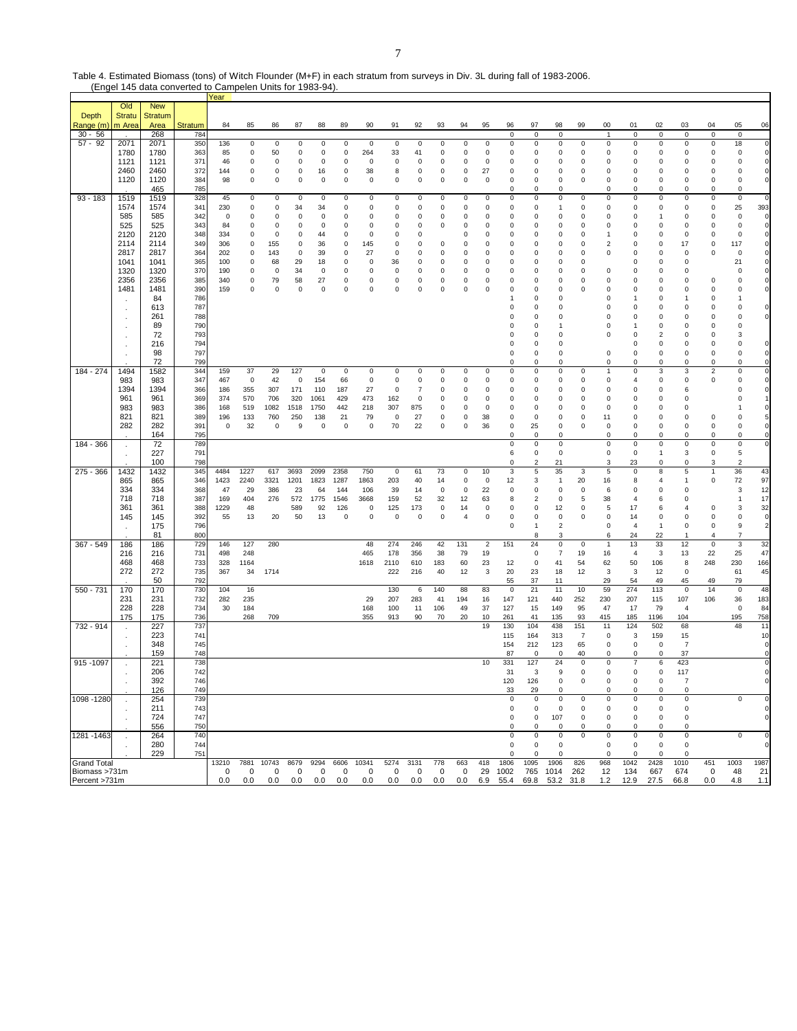Table 4. Estimated Biomass (tons) of Witch Flounder (M+F) in each stratum from surveys in Div. 3L during fall of 1983-2006.
(Engel 145 data converted to Campelen Units for 1983-94).

| Depth Range (m) | Old Stratum Area | New Stratum Area | Stratum | Year 84 | 85 | 86 | 87 | 88 | 89 | 90 | 91 | 92 | 93 | 94 | 95 | 96 | 97 | 98 | 99 | 00 | 01 | 02 | 03 | 04 | 05 | 06 |
|---|---|---|---|---|---|---|---|---|---|---|---|---|---|---|---|---|---|---|---|---|---|---|---|---|---|---|
| 30 - 56 | . | 268 | 784 | | | | | | | | | | | | | 0 | 0 | 0 | | 1 | 0 | 0 | 0 | 0 | 0 | |
| 57 - 92 | 2071 | 2071 | 350 | 136 | 0 | 0 | 0 | 0 | 0 | 0 | 0 | 0 | 0 | 0 | 0 | 0 | 0 | 0 | 0 | 0 | 0 | 0 | 0 | 0 | 18 | 0 |
| | 1780 | 1780 | 363 | 85 | 0 | 50 | 0 | 0 | 0 | 264 | 33 | 41 | 0 | 0 | 0 | 0 | 0 | 0 | 0 | 0 | 0 | 0 | 0 | 0 | 0 | 0 |
| | 1121 | 1121 | 371 | 46 | 0 | 0 | 0 | 0 | 0 | 0 | 0 | 0 | 0 | 0 | 0 | 0 | 0 | 0 | 0 | 0 | 0 | 0 | 0 | 0 | 0 | 0 |
| | 2460 | 2460 | 372 | 144 | 0 | 0 | 0 | 16 | 0 | 38 | 8 | 0 | 0 | 0 | 27 | 0 | 0 | 0 | 0 | 0 | 0 | 0 | 0 | 0 | 0 | 0 |
| | 1120 | 1120 | 384 | 98 | 0 | 0 | 0 | 0 | 0 | 0 | 0 | 0 | 0 | 0 | 0 | 0 | 0 | 0 | 0 | 0 | 0 | 0 | 0 | 0 | 0 | 0 |
| | . | 465 | 785 | | | | | | | | | | | | | 0 | 0 | 0 | | 0 | 0 | 0 | 0 | 0 | 0 | |
| 93 - 183 | 1519 | 1519 | 328 | 45 | 0 | 0 | 0 | 0 | 0 | 0 | 0 | 0 | 0 | 0 | 0 | 0 | 0 | 0 | 0 | 0 | 0 | 0 | 0 | 0 | 0 | 0 |
| | 1574 | 1574 | 341 | 230 | 0 | 0 | 34 | 34 | 0 | 0 | 0 | 0 | 0 | 0 | 0 | 0 | 0 | 1 | 0 | 0 | 0 | 0 | 0 | 0 | 25 | 393 |
| | 585 | 585 | 342 | 0 | 0 | 0 | 0 | 0 | 0 | 0 | 0 | 0 | 0 | 0 | 0 | 0 | 0 | 0 | 0 | 0 | 0 | 1 | 0 | 0 | 0 | 0 |
| | 525 | 525 | 343 | 84 | 0 | 0 | 0 | 0 | 0 | 0 | 0 | 0 | 0 | 0 | 0 | 0 | 0 | 0 | 0 | 0 | 0 | 0 | 0 | 0 | 0 | 0 |
| | 2120 | 2120 | 348 | 334 | 0 | 0 | 0 | 44 | 0 | 0 | 0 | 0 | | 0 | 0 | 0 | 0 | 0 | 0 | 1 | 0 | 0 | 0 | 0 | 0 | 0 |
| | 2114 | 2114 | 349 | 306 | 0 | 155 | 0 | 36 | 0 | 145 | 0 | 0 | 0 | 0 | 0 | 0 | 0 | 0 | 0 | 2 | 0 | 0 | 17 | 0 | 117 | 0 |
| | 2817 | 2817 | 364 | 202 | 0 | 143 | 0 | 39 | 0 | 27 | 0 | 0 | 0 | 0 | 0 | 0 | 0 | 0 | 0 | 0 | 0 | 0 | 0 | 0 | 0 | 0 |
| | 1041 | 1041 | 365 | 100 | 0 | 68 | 29 | 18 | 0 | 0 | 36 | 0 | 0 | 0 | 0 | 0 | 0 | 0 | 0 | | 0 | 0 | 0 | | 21 | 0 |
| | 1320 | 1320 | 370 | 190 | 0 | 0 | 34 | 0 | 0 | 0 | 0 | 0 | 0 | 0 | 0 | 0 | 0 | 0 | 0 | 0 | 0 | 0 | 0 | | 0 | 0 |
| | 2356 | 2356 | 385 | 340 | 0 | 79 | 58 | 27 | 0 | 0 | 0 | 0 | 0 | 0 | 0 | 0 | 0 | 0 | 0 | 0 | 0 | 0 | 0 | 0 | 0 | 0 |
| | 1481 | 1481 | 390 | 159 | 0 | 0 | 0 | 0 | 0 | 0 | 0 | 0 | 0 | 0 | 0 | 0 | 0 | 0 | 0 | 0 | 0 | 0 | 0 | 0 | 0 | 0 |
| | . | 84 | 786 | | | | | | | | | | | | | 1 | 0 | 0 | | 0 | 1 | 0 | 1 | 0 | 1 | |
| | . | 613 | 787 | | | | | | | | | | | | | 0 | 0 | 0 | | 0 | 0 | 0 | 0 | 0 | 0 | 0 |
| | . | 261 | 788 | | | | | | | | | | | | | 0 | 0 | 0 | | 0 | 0 | 0 | 0 | 0 | 0 | 0 |
| | . | 89 | 790 | | | | | | | | | | | | | 0 | 0 | 1 | | 0 | 1 | 0 | 0 | 0 | 0 | |
| | . | 72 | 793 | | | | | | | | | | | | | 0 | 0 | 0 | | 0 | 0 | 2 | 0 | 0 | 3 | |
| | . | 216 | 794 | | | | | | | | | | | | | 0 | 0 | 0 | | | 0 | 0 | 0 | 0 | 0 | 0 |
| | . | 98 | 797 | | | | | | | | | | | | | 0 | 0 | 0 | | 0 | 0 | 0 | 0 | 0 | 0 | 0 |
| | . | 72 | 799 | | | | | | | | | | | | | 0 | 0 | 0 | | 0 | 0 | 0 | 0 | 0 | 0 | 0 |
| 184 - 274 | 1494 | 1582 | 344 | 159 | 37 | 29 | 127 | 0 | 0 | 0 | 0 | 0 | 0 | 0 | 0 | 0 | 0 | 0 | 0 | 1 | 0 | 3 | 3 | 2 | 0 | 0 |
| | 983 | 983 | 347 | 467 | 0 | 42 | 0 | 154 | 66 | 0 | 0 | 0 | 0 | 0 | 0 | 0 | 0 | 0 | 0 | 0 | 4 | 0 | 0 | 0 | 0 | 0 |
| | 1394 | 1394 | 366 | 186 | 355 | 307 | 171 | 110 | 187 | 27 | 0 | 7 | 0 | 0 | 0 | 0 | 0 | 0 | 0 | 0 | 0 | 0 | 6 | | 0 | 0 |
| | 961 | 961 | 369 | 374 | 570 | 706 | 320 | 1061 | 429 | 473 | 162 | 0 | 0 | 0 | 0 | 0 | 0 | 0 | 0 | 0 | 0 | 0 | 0 | | 0 | 1 |
| | 983 | 983 | 386 | 168 | 519 | 1082 | 1518 | 1750 | 442 | 218 | 307 | 875 | 0 | 0 | 0 | 0 | 0 | 0 | 0 | 0 | 0 | 0 | 0 | | 1 | 0 |
| | 821 | 821 | 389 | 196 | 133 | 760 | 250 | 138 | 21 | 79 | 0 | 27 | 0 | 0 | 38 | 0 | 0 | 0 | 0 | 11 | 0 | 0 | 0 | 0 | 0 | 5 |
| | 282 | 282 | 391 | 0 | 32 | 0 | 9 | 0 | 0 | 0 | 70 | 22 | 0 | 0 | 36 | 0 | 25 | 0 | 0 | 0 | 0 | 0 | 0 | 0 | 0 | 0 |
| | . | 164 | 795 | | | | | | | | | | | | | 0 | 0 | 0 | | 0 | 0 | 0 | 0 | 0 | 0 | 0 |
| 184 - 366 | . | 72 | 789 | | | | | | | | | | | | | 0 | 0 | 0 | | 0 | 0 | 0 | 0 | 0 | 0 | 0 |
| | . | 227 | 791 | | | | | | | | | | | | | 6 | 0 | 0 | | 0 | 0 | 1 | 3 | 0 | 5 | |
| | . | 100 | 798 | | | | | | | | | | | | | 0 | 2 | 21 | | 3 | 23 | 0 | 0 | 3 | 2 | |
| 275 - 366 | 1432 | 1432 | 345 | 4484 | 1227 | 617 | 3693 | 2099 | 2358 | 750 | 0 | 61 | 73 | 0 | 10 | 3 | 5 | 35 | 3 | 5 | 0 | 8 | 5 | 1 | 36 | 43 |
| | 865 | 865 | 346 | 1423 | 2240 | 3321 | 1201 | 1823 | 1287 | 1863 | 203 | 40 | 14 | 0 | 0 | 12 | 3 | 1 | 20 | 16 | 8 | 4 | 1 | 0 | 72 | 97 |
| | 334 | 334 | 368 | 47 | 29 | 386 | 23 | 64 | 144 | 106 | 39 | 14 | 0 | 0 | 22 | 0 | 0 | 0 | 0 | 6 | 0 | 0 | 0 | | 3 | 12 |
| | 718 | 718 | 387 | 169 | 404 | 276 | 572 | 1775 | 1546 | 3668 | 159 | 52 | 32 | 12 | 63 | 8 | 2 | 0 | 5 | 38 | 4 | 6 | 0 | | 1 | 17 |
| | 361 | 361 | 388 | 1229 | 48 | | 589 | 92 | 126 | 0 | 125 | 173 | 0 | 14 | 0 | 0 | 0 | 12 | 0 | 5 | 17 | 6 | 4 | 0 | 3 | 32 |
| | 145 | 145 | 392 | 55 | 13 | 20 | 50 | 13 | 0 | 0 | 0 | 0 | 0 | 4 | 0 | 0 | 0 | 0 | 0 | 0 | 14 | 0 | 0 | 0 | 0 | 0 |
| | . | 175 | 796 | | | | | | | | | | | | | 0 | 1 | 2 | | 0 | 4 | 1 | 0 | 0 | 9 | 2 |
| | . | 81 | 800 | | | | | | | | | | | | | | 8 | 3 | | 6 | 24 | 22 | 1 | 4 | 7 | |
| 367 - 549 | 186 | 186 | 729 | 146 | 127 | 280 | | | | 48 | 274 | 246 | 42 | 131 | 2 | 151 | 24 | 0 | 0 | 1 | 13 | 33 | 12 | 0 | 3 | 32 |
| | 216 | 216 | 731 | 498 | 248 | | | | | 465 | 178 | 356 | 38 | 79 | 19 | | 0 | 7 | 19 | 16 | 4 | 3 | 13 | 22 | 25 | 47 |
| | 468 | 468 | 733 | 328 | 1164 | | | | | 1618 | 2110 | 610 | 183 | 60 | 23 | 12 | 0 | 41 | 54 | 62 | 50 | 106 | 8 | 248 | 230 | 166 |
| | 272 | 272 | 735 | 367 | 34 | 1714 | | | | | 222 | 216 | 40 | 12 | 3 | 20 | 23 | 18 | 12 | 3 | 3 | 12 | 0 | | 61 | 45 |
| | . | 50 | 792 | | | | | | | | | | | | | 55 | 37 | 11 | | 29 | 54 | 49 | 45 | 49 | 79 | |
| 550 - 731 | 170 | 170 | 730 | 104 | 16 | | | | | | 130 | 6 | 140 | 88 | 83 | 0 | 21 | 11 | 10 | 59 | 274 | 113 | 0 | 14 | 0 | 48 |
| | 231 | 231 | 732 | 282 | 235 | | | | | 29 | 207 | 283 | 41 | 194 | 16 | 147 | 121 | 440 | 252 | 230 | 207 | 115 | 107 | 106 | 36 | 183 |
| | 228 | 228 | 734 | 30 | 184 | | | | | 168 | 100 | 11 | 106 | 49 | 37 | 127 | 15 | 149 | 95 | 47 | 17 | 79 | 4 | | 0 | 84 |
| | 175 | 175 | 736 | | 268 | 709 | | | | 355 | 913 | 90 | 70 | 20 | 10 | 261 | 41 | 135 | 93 | 415 | 185 | 1196 | 104 | | 195 | 758 |
| 732 - 914 | . | 227 | 737 | | | | | | | | | | | | 19 | 130 | 104 | 438 | 151 | 11 | 124 | 502 | 68 | | 48 | 11 |
| | . | 223 | 741 | | | | | | | | | | | | | 115 | 164 | 313 | 7 | 0 | 3 | 159 | 15 | | | 10 |
| | . | 348 | 745 | | | | | | | | | | | | | 154 | 212 | 123 | 65 | 0 | 0 | 0 | 7 | | | 0 |
| | . | 159 | 748 | | | | | | | | | | | | | 87 | 0 | 0 | 40 | 0 | 0 | 0 | 37 | | | 0 |
| 915 -1097 | . | 221 | 738 | | | | | | | | | | | | 10 | 331 | 127 | 24 | 0 | 0 | 7 | 6 | 423 | | | 0 |
| | . | 206 | 742 | | | | | | | | | | | | | 31 | 3 | 9 | 0 | 0 | 0 | 0 | 117 | | | 0 |
| | . | 392 | 746 | | | | | | | | | | | | | 120 | 126 | 0 | 0 | 0 | 0 | 0 | 7 | | | 0 |
| | . | 126 | 749 | | | | | | | | | | | | | 33 | 29 | 0 | | 0 | 0 | 0 | 0 | | | |
| 1098 -1280 | . | 254 | 739 | | | | | | | | | | | | | 0 | 0 | 0 | 0 | 0 | 0 | 0 | 0 | | 0 | 0 |
| | . | 211 | 743 | | | | | | | | | | | | | 0 | 0 | 0 | 0 | 0 | 0 | 0 | 0 | | | 0 |
| | . | 724 | 747 | | | | | | | | | | | | | 0 | 0 | 107 | 0 | 0 | 0 | 0 | 0 | | | 0 |
| | . | 556 | 750 | | | | | | | | | | | | | 0 | 0 | 0 | 0 | 0 | 0 | 0 | 0 | | | |
| 1281 -1463 | . | 264 | 740 | | | | | | | | | | | | | 0 | 0 | 0 | 0 | 0 | 0 | 0 | 0 | | 0 | 0 |
| | . | 280 | 744 | | | | | | | | | | | | | 0 | 0 | 0 | | 0 | 0 | 0 | 0 | | | 0 |
| | . | 229 | 751 | | | | | | | | | | | | | 0 | 0 | 0 | | 0 | 0 | 0 | 0 | | | |
| Grand Total | | | | 13210 | 7881 | 10743 | 8679 | 9294 | 6606 | 10341 | 5274 | 3131 | 778 | 663 | 418 | 1806 | 1095 | 1906 | 826 | 968 | 1042 | 2428 | 1010 | 451 | 1003 | 1987 |
| Biomass >731m | | | | 0 | 0 | 0 | 0 | 0 | 0 | 0 | 0 | 0 | 0 | 0 | 29 | 1002 | 765 | 1014 | 262 | 12 | 134 | 667 | 674 | 0 | 48 | 21 |
| Percent >731m | | | | 0.0 | 0.0 | 0.0 | 0.0 | 0.0 | 0.0 | 0.0 | 0.0 | 0.0 | 0.0 | 0.0 | 6.9 | 55.4 | 69.8 | 53.2 | 31.8 | 1.2 | 12.9 | 27.5 | 66.8 | 0.0 | 4.8 | 1.1 |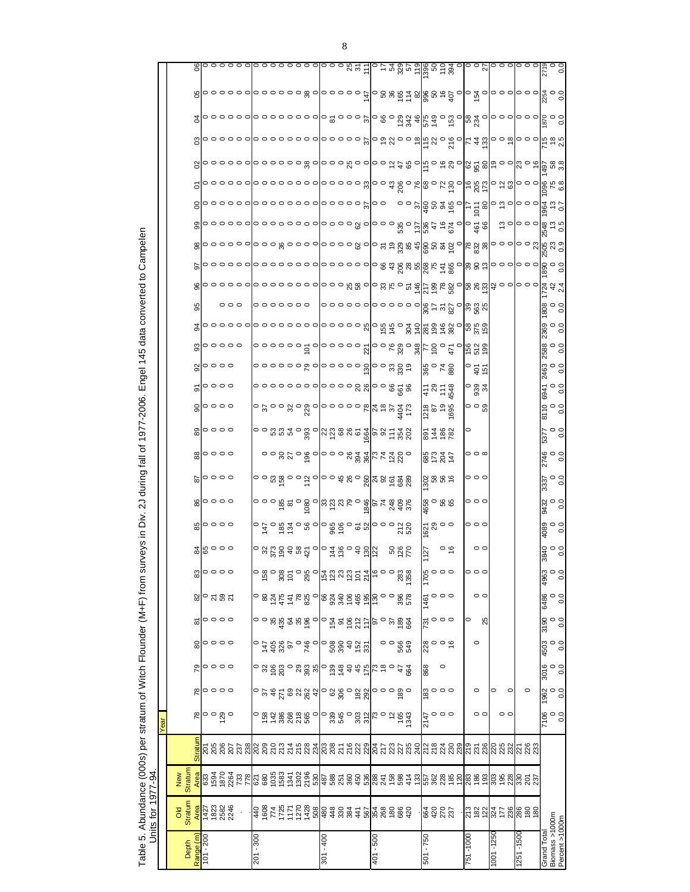Table 5. Abundance (000s) per stratum of Witch Flounder (M+F) from surveys in Div. 2J during fall of 1977-2006. Engel 145 data converted to Campelen Units for 1977-94.

| Depth Range (m) | Old Stratum Area | New Stratum Area | Stratum | Year | | | | | | | | | | | | | | | | | | | | | | | | | | | | | |
|---|---|---|---|---|---|---|---|---|---|---|---|---|---|---|---|---|---|---|---|---|---|---|---|---|---|---|---|---|---|---|---|---|---|
| | | | | 78 | 78 | 79 | 80 | 81 | 82 | 83 | 84 | 85 | 86 | 87 | 88 | 89 | 90 | 91 | 92 | 93 | 94 | 95 | 96 | 97 | 98 | 99 | 00 | 01 | 02 | 03 | 04 | 05 | 06 |
| 101 - 200 | 1427 | 633 | 201 | 0 | 0 | 0 | 0 | 0 | 0 | 0 | 65 | 0 | 0 | 0 | 0 | 0 | 0 | 0 | 0 | 0 | 0 | | 0 | 0 | 0 | 0 | 0 | 0 | 0 | 0 | 0 | 0 | 0 |
| | 1823 | 1594 | 205 | 0 | 0 | 0 | 0 | 0 | 21 | 0 | 0 | 0 | 0 | 0 | 0 | 0 | 0 | 0 | 0 | 0 | 0 | 0 | 0 | 0 | 0 | 0 | 0 | 0 | 0 | 0 | 0 | 0 | 0 |
| | 2582 | 1870 | 206 | 129 | 0 | 0 | 0 | 0 | 59 | 0 | 0 | 0 | 0 | 0 | 0 | 0 | 0 | 0 | 0 | 0 | 0 | 0 | 0 | 0 | 0 | 0 | 0 | 0 | 0 | 0 | 0 | 0 | 0 |
| | 2246 | 2264 | 207 | 0 | 0 | 0 | 0 | 0 | 21 | 0 | 0 | 0 | 0 | 0 | 0 | 0 | 0 | 0 | 0 | 0 | 0 | 0 | 0 | 0 | 0 | 0 | 0 | 0 | 0 | 0 | 0 | 0 | 0 |
| | . | 733 | 237 | | | | | | | | | | | | | | | | | 0 | 0 | | 0 | 0 | 0 | 0 | 0 | 0 | 0 | 0 | 0 | 0 | 0 |
| | | 778 | 238 | | | | | | | | | | | | | | | | | | 0 | | 0 | 0 | 0 | 0 | 0 | 0 | 0 | 0 | 0 | 0 | 0 |
| 201 - 300 | 440 | 621 | 202 | 0 | 0 | 0 | 0 | 0 | 0 | 0 | 0 | 0 | 0 | 0 | | 0 | 0 | 0 | 0 | 0 | 0 | 0 | 0 | 0 | 0 | 0 | 0 | 0 | 0 | 0 | 0 | 0 | 0 |
| | 1608 | 680 | 209 | 158 | 37 | 32 | 147 | 0 | 80 | 158 | 32 | 147 | 0 | 0 | 0 | 0 | 37 | 0 | 0 | 0 | 0 | 0 | 0 | 0 | 0 | 0 | 0 | 0 | 0 | 0 | 0 | 0 | 0 |
| | 774 | 1035 | 210 | 142 | 46 | 106 | 405 | 35 | 124 | 0 | 373 | 0 | 0 | 53 | 0 | 53 | 0 | 0 | 0 | 0 | 0 | 0 | 0 | 0 | 0 | 0 | 0 | 0 | 0 | 0 | 0 | 0 | 0 |
| | 1725 | 1583 | 213 | 386 | 271 | 203 | 326 | 435 | 475 | 308 | 190 | 185 | 185 | 158 | 30 | 53 | 0 | 0 | 0 | 0 | 0 | 0 | 0 | 0 | 36 | 0 | 0 | 0 | 0 | 0 | 0 | 0 | 0 |
| | 1171 | 1341 | 214 | 268 | 69 | 0 | 97 | 64 | 141 | 101 | 40 | 134 | 81 | 0 | 27 | 54 | 32 | 0 | 0 | 0 | 0 | 0 | 0 | 0 | 0 | 0 | 0 | 0 | 0 | 0 | 0 | 0 | 0 |
| | 1270 | 1302 | 215 | 218 | 22 | 29 | 0 | 35 | 78 | 0 | 58 | 0 | 0 | 0 | 0 | 0 | 0 | 0 | 0 | 0 | 0 | 0 | 0 | 0 | 0 | 0 | 0 | 0 | 0 | 0 | 0 | 0 | 0 |
| | 1428 | 2196 | 228 | 565 | 262 | 393 | 746 | 196 | 825 | 295 | 421 | 56 | 1080 | 112 | 196 | 393 | 229 | 0 | 79 | 101 | 0 | 0 | 0 | 0 | 0 | 0 | 0 | 0 | 38 | 0 | 0 | 38 | 0 |
| | 508 | 530 | 234 | 0 | 42 | 35 | 0 | 0 | 0 | 0 | 0 | 0 | 0 | 0 | 0 | 0 | 0 | 0 | 0 | 0 | 0 | | 0 | 0 | 0 | 0 | 0 | 0 | 0 | 0 | 0 | 0 | 0 |
| 301 - 400 | 480 | 487 | 203 | 0 | 0 | 0 | 0 | 0 | 66 | 154 | 0 | 0 | 33 | 0 | 0 | 22 | 0 | 0 | 0 | 0 | 0 | 0 | 0 | 0 | 0 | 0 | 0 | 0 | 0 | 0 | 0 | 0 | 0 |
| | 448 | 588 | 208 | 339 | 62 | 139 | 508 | 154 | 924 | 123 | 144 | 965 | 123 | 0 | 0 | 123 | 0 | 0 | 0 | 0 | 0 | 0 | 0 | 0 | 0 | 0 | 0 | 0 | 0 | 0 | 81 | 0 | 0 |
| | 330 | 251 | 211 | 545 | 306 | 148 | 390 | 91 | 340 | 23 | 136 | 106 | 23 | 45 | 0 | 68 | 0 | 0 | 0 | 0 | 0 | 0 | 0 | 0 | 0 | 0 | 0 | 0 | 0 | 0 | 0 | 0 | 0 |
| | 384 | 360 | 216 | 0 | 0 | 40 | 40 | 106 | 106 | 123 | 0 | 0 | 79 | 26 | 26 | 26 | 0 | 0 | 0 | 0 | 0 | 0 | 0 | 0 | 0 | 0 | 0 | 0 | 25 | 0 | 0 | 0 | 25 |
| | 441 | 450 | 222 | 303 | 182 | 45 | 152 | 212 | 465 | 101 | 40 | 61 | 0 | 0 | 394 | 61 | 0 | 20 | 0 | 0 | 0 | 0 | 25 | 0 | 62 | 62 | 0 | 0 | 0 | 0 | 0 | 0 | 31 |
| | 567 | 536 | 229 | 312 | 292 | 175 | 331 | 117 | 195 | 214 | 130 | 52 | 1846 | 260 | 364 | 1664 | 78 | 26 | 130 | 221 | 25 | 0 | 58 | 0 | 0 | 0 | 37 | 33 | 0 | 37 | 37 | 147 | 111 |
| 401 - 500 | 354 | 288 | 204 | 73 | 0 | 73 | | 97 | 130 | 16 | 122 | 0 | 97 | 24 | 73 | 97 | 24 | 0 | 0 | 0 | 0 | 0 | 0 | 0 | 0 | 0 | 0 | 0 | 0 | 0 | 0 | 0 | 0 |
| | 268 | 241 | 217 | 0 | 0 | 18 | 0 | 0 | 0 | 0 | | 0 | 74 | 92 | 74 | 92 | 18 | 0 | 0 | 0 | 155 | 0 | 33 | 66 | 31 | 0 | 0 | 0 | 0 | 19 | 66 | 50 | 17 |
| | 180 | 158 | 223 | 12 | 0 | 0 | 0 | 37 | 0 | 0 | 50 | 0 | 248 | 161 | 124 | 111 | 37 | 66 | 33 | 76 | 145 | 0 | 75 | 43 | 19 | 0 | | 43 | 12 | 22 | 0 | 36 | 54 |
| | 686 | 598 | 227 | 165 | 189 | 47 | 566 | 189 | 396 | 283 | 126 | 212 | 409 | 684 | 220 | 354 | 4404 | 661 | 330 | 329 | 0 | 0 | 0 | 206 | 329 | 535 | 0 | 206 | 47 | 0 | 129 | 165 | 329 |
| | 420 | 414 | 235 | 1343 | 0 | 664 | 549 | 664 | 578 | 1358 | 770 | 520 | 376 | 289 | 0 | 202 | 173 | 96 | 19 | 0 | 304 | 0 | 51 | 28 | 85 | 0 | 0 | 0 | 65 | 0 | 342 | 114 | 57 |
| | | 133 | 240 | | | | | | | | | | | | | | | | | 348 | 140 | 0 | 146 | 55 | 45 | 137 | 37 | 76 | 0 | 18 | 46 | 82 | 119 |
| 501 - 750 | 664 | 557 | 212 | 2147 | 183 | 868 | 228 | 731 | 1461 | 1705 | 1127 | 1621 | 4658 | 1302 | 685 | 891 | 1218 | 411 | 365 | 77 | 281 | 306 | 217 | 268 | 690 | 536 | 460 | 68 | 115 | 115 | 575 | 996 | 1396 |
| | 420 | 362 | 218 | 0 | 0 | | 0 | 0 | 0 | 0 | | 29 | 0 | 58 | 173 | 144 | 87 | 29 | 0 | 100 | 199 | 17 | 199 | 75 | 50 | 47 | 50 | 0 | 0 | 22 | 149 | 50 | 50 |
| | 270 | 228 | 224 | 0 | 0 | 0 | 0 | 0 | 0 | 0 | 0 | 0 | 56 | 56 | 204 | 186 | 19 | 111 | 74 | 0 | 146 | 31 | 78 | 141 | 84 | 16 | 94 | 72 | 16 | 0 | 0 | 16 | 110 |
| | 237 | 185 | 230 | 0 | 0 | | 16 | 0 | 0 | 0 | 16 | 0 | 65 | 16 | 147 | 782 | 1695 | 4548 | 880 | 471 | 382 | 827 | 582 | 865 | 102 | 674 | 165 | 130 | 29 | 216 | 153 | 407 | 394 |
| | | 120 | 239 | | | | | | | | | | | | | | | | | | | 0 | 0 | 0 | 0 | 0 | 0 | 0 | 0 | 0 | 0 | 0 | 0 |
| 751 -1000 | 213 | 283 | 219 | 0 | | | | 0 | | 0 | | 0 | 0 | 0 | 0 | 0 | 0 | 0 | 0 | 156 | 58 | 39 | 58 | 39 | 78 | 0 | 17 | 16 | 62 | 71 | 58 | 0 | 0 |
| | 182 | 186 | 231 | 0 | 0 | | 0 | | 0 | 0 | 0 | 0 | 0 | 0 | 0 | | 0 | 939 | 401 | 512 | 375 | 563 | 26 | 90 | 832 | 461 | 1011 | 205 | 951 | 44 | 234 | 154 | 0 |
| | 122 | 193 | 236 | | | | | 25 | 0 | 0 | 0 | 0 | 0 | 0 | 8 | | 59 | 34 | 151 | 199 | 159 | 25 | 133 | 13 | 38 | 66 | 80 | 173 | 80 | 133 | 0 | 0 | 27 |
| 1001 -1250 | 324 | 303 | 220 | 0 | 0 | | | | | | | | | | | | | | | | | | 42 | 0 | 0 | 0 | 0 | 0 | 19 | 0 | 0 | 0 | 0 |
| | 177 | 195 | 225 | 0 | | | | | | | | | | | | | | | | | | | | 0 | 0 | 13 | 13 | 12 | 0 | 0 | 0 | 0 | 0 |
| | 236 | 228 | 232 | | 0 | | | | | | | | | | | | | | | | | | | 0 | 0 | 0 | 0 | 63 | 0 | 18 | 0 | 0 | 0 |
| 1251 -1500 | 286 | 330 | 221 | | | | | | | | | | | | | | | | | | | | | 0 | 0 | 0 | 0 | 0 | 23 | 0 | 0 | 0 | 0 |
| | 180 | 201 | 226 | | 0 | | | | | | | | | | | | | | | | | | | 0 | 0 | 0 | 0 | 0 | 0 | 0 | 0 | 0 | 0 |
| | 180 | 237 | 233 | | | | | | | | | | | | | | | | | | | | | 0 | 23 | 0 | 0 | 0 | 16 | 0 | 0 | 0 | 0 |
| Grand Total | | | | 7106 | 1962 | 3016 | 4503 | 3190 | 6486 | 4963 | 3840 | 4089 | 9432 | 3337 | 2746 | 5377 | 8110 | 6941 | 2463 | 2588 | 2369 | 1808 | 1724 | 1890 | 2505 | 2548 | 1964 | 1096 | 1497 | 715 | 1870 | 2254 | 2719 |
| Biomass >1000m | | | | 0 | 0 | 0 | 0 | 0 | 0 | 0 | 0 | 0 | 0 | 0 | 0 | 0 | 0 | 0 | 0 | 0 | 0 | 0 | 42 | 0 | 23 | 13 | 13 | 75 | 58 | 18 | 0 | 0 | 0 |
| Percent >1000m | | | | 0.0 | 0.0 | 0.0 | 0.0 | 0.0 | 0.0 | 0.0 | 0.0 | 0.0 | 0.0 | 0.0 | 0.0 | 0.0 | 0.0 | 0.0 | 0.0 | 0.0 | 0.0 | 0.0 | 2.4 | 0.0 | 0.9 | 0.5 | 0.7 | 6.8 | 3.8 | 2.5 | 0.0 | 0.0 | 0.0 |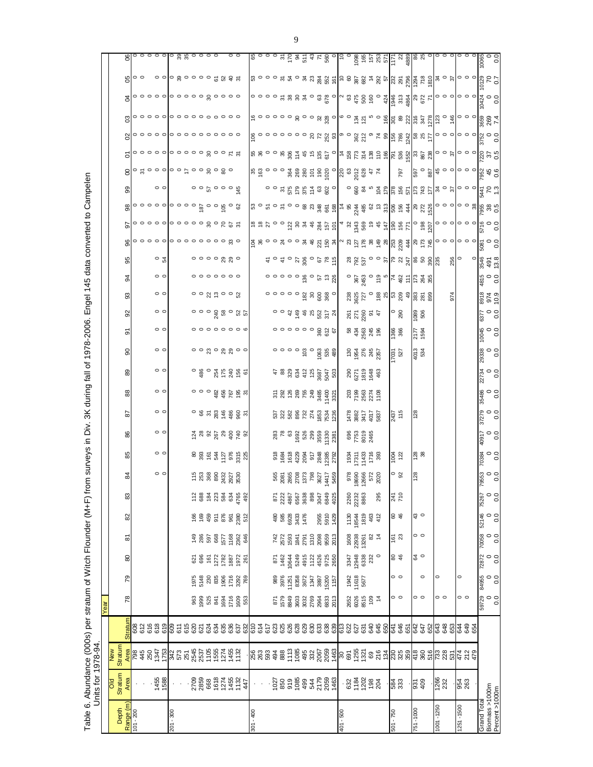Table 6. Abundance (000s) per stratum of Witch Flounder (M+F) from surveys in Div. 3K during fall of 1978-2006. Engel 145 data converted to Campelen Units for 1978-94.

| Depth Range (m) | Old Stratum Area | New Stratum Area | Stratum | 78 | 79 | 80 | 81 | 82 | 83 | 84 | 85 | 86 | 87 | 88 | 89 | 90 | 91 | 92 | 93 | 94 | 95 | 96 | 97 | 98 | 99 | 00 | 01 | 02 | 03 | 04 | 05 | 06 |
|---|---|---|---|---|---|---|---|---|---|---|---|---|---|---|---|---|---|---|---|---|---|---|---|---|---|---|---|---|---|---|---|---|
| 101 - 200 | . | 798 | 608 | | | | | | | | | | | | | | | | | | | 0 | 0 | 0 | | 0 | 0 | 0 | 0 | 0 | 0 | 0 |
| | . | 445 | 612 | | | | | | | | | | | | | | | | | | | 0 | 0 | 0 | | 31 | 0 | 0 | 0 | 0 | 0 | 0 |
| | . | 250 | 616 | | | | | | | | | | | | | | | | | | | 0 | 0 | 0 | | 0 | 0 | 0 | 0 | 0 | | 0 |
| | 1455 | 1347 | 618 | | | | | | | 0 | 0 | 0 | 0 | 0 | 0 | 0 | 0 | 0 | 0 | 0 | 0 | 0 | 0 | 0 | 0 | 0 | 0 | 0 | 0 | 0 | 0 | 0 |
| | 1588 | 1753 | 619 | | | | | | | 0 | 0 | 0 | 0 | 0 | 0 | 0 | 0 | 0 | 0 | 0 | 54 | 0 | 0 | 0 | 0 | 0 | 0 | 0 | 0 | 0 | 0 | 0 |
| 201 - 300 | . | 342 | 609 | | | | | | | | | | | | | | | | | | | 0 | 0 | 0 | | 0 | 0 | 0 | 0 | 0 | 0 | 0 |
| | . | 573 | 611 | | | | | | | | | | | | | | | | | | | 0 | 0 | 0 | | 0 | 0 | 0 | 0 | 0 | 39 | 39 |
| | . | 251 | 615 | | | | | | | | | | | | | | | | | | | 0 | 0 | 0 | | 17 | 0 | 0 | 0 | 0 | 0 | 35 |
| | 2709 | 2545 | 620 | 963 | 1975 | 621 | 149 | 166 | 112 | 115 | 80 | 124 | 0 | 0 | 0 | 0 | 0 | 0 | 0 | 0 | 0 | 0 | 0 | 0 | 0 | 0 | 0 | 0 | 0 | 0 | 0 | 0 |
| | 2859 | 2537 | 621 | 1999 | 5148 | 696 | 286 | 169 | 688 | 253 | 393 | 28 | 66 | 0 | 486 | 0 | 0 | 0 | 0 | 0 | 0 | 0 | 0 | 187 | 0 | 0 | 0 | 0 | 0 | 0 | 0 | 0 |
| | 668 | 1105 | 624 | 525 | 230 | 161 | 597 | 459 | 184 | 368 | 161 | 92 | 31 | 0 | 0 | 23 | 0 | 0 | 22 | 0 | 0 | 0 | 30 | 0 | 57 | 30 | 30 | 0 | 0 | 30 | 0 | 0 |
| | 1618 | 1555 | 634 | 841 | 835 | 1272 | 668 | 911 | 223 | 890 | 544 | 267 | 283 | 482 | 254 | 0 | 0 | 240 | 13 | 0 | 0 | 0 | 0 | 0 | 0 | 0 | 0 | 0 | 0 | 0 | 0 | 0 |
| | 1274 | 1274 | 635 | 1694 | 1906 | 1782 | 1577 | 876 | 584 | 2432 | 1127 | 29 | 146 | 456 | 175 | 29 | 0 | 58 | 0 | 0 | 29 | 0 | 70 | 105 | 0 | 80 | 0 | 0 | 0 | 0 | 61 | 0 |
| | 1455 | 1455 | 636 | 1716 | 1716 | 1887 | 1168 | 961 | 634 | 2927 | 976 | 400 | 486 | 767 | 240 | 29 | 0 | 0 | 0 | 0 | 29 | 33 | 67 | 0 | 0 | 0 | 71 | 0 | 0 | 0 | 52 | 0 |
| | 1132 | 1132 | 637 | 1609 | 3292 | 1972 | 2362 | 2380 | 4765 | 3530 | 3315 | 740 | 960 | 195 | 156 | 0 | 0 | 52 | 0 | 0 | 0 | 0 | 31 | 62 | 145 | | 31 | 0 | 0 | 0 | 40 | 0 |
| | 447 | . | 632 | 553 | 769 | 261 | 646 | 512 | 492 | | 225 | 92 | 31 | 31 | 61 | 0 | 6 | 57 | 52 | 0 | | | | | | | | | | | 31 | |
| 301 - 400 | . | 256 | 610 | | | | | | | | | | | | | | | | | | | 104 | 18 | 53 | | 35 | 55 | 106 | 16 | 0 | 53 | 65 |
| | . | 263 | 614 | | | | | | | | | | | | | | | | | | | 36 | 18 | 0 | | 163 | 36 | 0 | 0 | 0 | 0 | 0 |
| | . | 593 | 617 | | | | | | | | | | | | | | | | | | 41 | 0 | 27 | 51 | 0 | 0 | 0 | 0 | 0 | 0 | 0 | 0 |
| | 1027 | 494 | 623 | 871 | 989 | 871 | 742 | 480 | 871 | 565 | 918 | 283 | 537 | 311 | 47 | 0 | 0 | 0 | 0 | 0 | 0 | 0 | 0 | 0 | 0 | 0 | 0 | 0 | 0 | 0 | 0 | 0 |
| | 850 | 888 | 625 | 1579 | 3976 | 1462 | 2572 | 585 | 2222 | 2081 | 1684 | 78 | 322 | 292 | 88 | 0 | 0 | 0 | 0 | 0 | 41 | 24 | 0 | 31 | 31 | 0 | 35 | 0 | 0 | 31 | 31 | 31 |
| | 919 | 1113 | 626 | 8849 | 11251 | 10644 | 1593 | 6928 | 4867 | 2865 | 1618 | 63 | 582 | 126 | 329 | 0 | 0 | 42 | 0 | 0 | 0 | 0 | 122 | 0 | 575 | 364 | 306 | 0 | 0 | 38 | 54 | 170 |
| | 1085 | 1085 | 628 | 3603 | 8358 | 5249 | 1841 | 3433 | 6567 | 2708 | 4229 | 1692 | 896 | 269 | 634 | 0 | 0 | 149 | 0 | 0 | 27 | 0 | 30 | 0 | 179 | 269 | 114 | 0 | 30 | 30 | 0 | 94 |
| | 499 | 495 | 629 | 3032 | 3672 | 4915 | 2791 | 1476 | 3638 | 1373 | 2094 | 526 | 732 | 755 | 412 | 103 | 0 | 46 | 182 | 136 | 306 | 34 | 34 | 68 | 375 | 280 | 45 | 0 | 0 | 34 | 34 | 511 |
| | 544 | 332 | 630 | 2769 | 1347 | 1122 | 1310 | | 898 | 798 | 917 | 299 | 274 | 249 | 125 | 0 | 0 | 25 | 30 | 0 | 0 | 46 | 46 | 23 | 114 | 101 | 15 | 20 | 0 | 0 | 23 | 43 |
| | 2179 | 2067 | 633 | 2964 | 3897 | 4526 | 2098 | 2955 | 3047 | 3627 | 2848 | 3559 | 1853 | 3485 | 3687 | 1063 | 360 | 552 | 600 | 57 | 67 | 221 | 284 | 348 | 63 | 190 | 135 | 72 | 32 | 63 | 284 | 71 |
| | 2059 | 2059 | 638 | 6833 | 15200 | 9725 | 9559 | 5910 | 6849 | 14417 | 12385 | 11330 | 7534 | 11400 | 5047 | 535 | 612 | 317 | 368 | 13 | 78 | 150 | 157 | 661 | 602 | 1020 | 617 | 252 | 328 | 678 | 161 | 560 |
| | 1463 | 1463 | 639 | 2013 | 1157 | 2650 | 2013 | 1429 | 4025 | 5459 | 2792 | 2381 | 1236 | 3321 | 503 | 489 | 67 | 24 | 0 | 226 | 115 | 34 | 101 | 168 | 0 | 0 | 0 | 93 | 0 | 0 | | 0 |
| 401 - 500 | . | 30 | 613 | | | | | | | | | | | | | | | | | | | 2 | 4 | 14 | | 220 | 14 | 9 | 6 | 2 | 10 | 10 |
| | 632 | 691 | 622 | 2652 | 1942 | 3347 | 1608 | 1130 | 2260 | 978 | 1934 | 696 | 1478 | 203 | 290 | 130 | 58 | 261 | 238 | 0 | 28 | 23 | 32 | 95 | 0 | 63 | 158 | 0 | 0 | 63 | 60 | 0 |
| | 1184 | 1255 | 627 | 6026 | 11618 | 12948 | 22938 | 18544 | 22232 | 18690 | 17311 | 7753 | 3882 | 7199 | 6271 | 1954 | 434 | 271 | 3625 | 367 | 792 | 127 | 1343 | 2244 | 660 | 2012 | 773 | 362 | 134 | 475 | 387 | 1098 |
| | 1202 | 1321 | 631 | 8515 | 5677 | 6338 | 13261 | 1819 | 8863 | 12666 | 11433 | 8019 | 3417 | 2563 | 1819 | 276 | 2563 | 2260 | 727 | 2453 | 537 | 178 | 569 | 485 | 84 | 628 | 314 | 212 | 121 | 500 | 682 | 165 |
| | 198 | 69 | 640 | 109 | | 232 | 82 | 463 | | 572 | 1716 | 2465 | 4017 | 2274 | 1648 | 245 | 245 | 91 | 0 | 0 | 0 | 38 | 19 | 62 | 5 | 47 | 138 | 9 | 5 | 160 | 14 | 157 |
| | 204 | 216 | 645 | 14 | | 0 | 14 | 412 | 295 | 2020 | 393 | | 5837 | 1108 | 463 | 2357 | 196 | 47 | 188 | 119 | 0 | 149 | 45 | 13 | 104 | 74 | 110 | 74 | 0 | 0 | 292 | 253 |
| | . | 134 | 650 | | | | | | | | | | | | | | | | 25 | 5 | 37 | 28 | 147 | 313 | 179 | | 166 | 99 | 166 | 424 | 57 | 571 |
| 501 - 750 | 584 | 230 | 641 | 0 | 0 | 80 | 161 | 60 | 241 | 0 | 1004 | | 2437 | | | 17031 | 1366 | 0 | 53 | 74 | 79 | 253 | 190 | 506 | 378 | | 791 | 156 | 301 | 1946 | 232 | 1171 |
| | 333 | 325 | 646 | 0 | 0 | 46 | 23 | 46 | 710 | 92 | 122 | | 115 | | | 527 | 366 | 290 | 209 | 462 | 22 | 2209 | 156 | 156 | 156 | 797 | 536 | 786 | 89 | 313 | 291 | 22 |
| | . | 359 | 651 | | | | | | | | | | | | | | | | 49 | 111 | 247 | 444 | 771 | 444 | 571 | | 1552 | 1242 | 222 | 4864 | 2796 | 4889 |
| 751 - 1000 | 931 | 418 | 642 | 0 | | 64 | 0 | 43 | | 128 | 128 | | 128 | | | 4013 | 2177 | 1089 | 383 | 173 | 86 | 29 | 0 | 29 | 173 | 597 | 33 | 58 | 316 | 29 | 1294 | 86 |
| | 409 | 360 | 647 | 0 | 0 | 0 | 0 | 0 | | | 38 | | | | | 534 | 1594 | 506 | 281 | 264 | 50 | 173 | 198 | 272 | 743 | 0 | 867 | 25 | 347 | 672 | 718 | 25 |
| | . | 516 | 652 | | | | | | | | | | | | | | | | 899 | 355 | 390 | 745 | 1207 | 1526 | 177 | 887 | 238 | 177 | 1278 | 71 | 1810 | 0 |
| 1001 - 1250 | 1266 | 733 | 643 | 0 | 0 | | | | | | | | | | | | | | | | 235 | 0 | 0 | 0 | 34 | 45 | 0 | 0 | 123 | 0 | 34 | 0 |
| | 232 | 228 | 648 | 0 | | | | | | | | | | | | | | | | | | 0 | 0 | 0 | 0 | 0 | 0 | 0 | 0 | 0 | 0 | 0 |
| | . | 531 | 653 | | | | | | | | | | | | | | | | | | | 0 | | 0 | 37 | 0 | 37 | 0 | 146 | 0 | 37 | 0 |
| 1251 - 1500 | 954 | 474 | 644 | 0 | 0 | | | | | | | | | | | | | | | | 256 | 0 | 0 | 0 | 0 | 0 | 0 | 0 | 0 | 0 | 0 | 0 |
| | 263 | 212 | 649 | 0 | | | | | | | | | | | | | | | 974 | | | 0 | 0 | 0 | 0 | 0 | 0 | 0 | 0 | 0 | 0 | 0 |
| | . | 479 | 654 | | | | | | | | | | | | | | | | | | | 0 | | 38 | | | | | | | | |
| Grand Total | | | | 59729 | 84955 | 72872 | 70058 | 52146 | 75267 | 79553 | 70384 | 40917 | 37279 | 35486 | 22734 | 29338 | 10045 | 6377 | 8918 | 4815 | 3546 | 5081 | 5716 | 7955 | 5441 | 7952 | 7220 | 3752 | 3659 | 10424 | 10129 | 10065 |
| Biomass >1000m | | | | 0 | 0 | 0 | 0 | 0 | 0 | 0 | 0 | 0 | 0 | 0 | 0 | 0 | 0 | 0 | 974 | 0 | 491 | 0 | 0 | 38 | 70 | 45 | 37 | 0 | 269 | 0 | 70 | 0 |
| Percent >1000m | | | | 0.0 | 0.0 | 0.0 | 0.0 | 0.0 | 0.0 | 0.0 | 0.0 | 0.0 | 0.0 | 0.0 | 0.0 | 0.0 | 0.0 | 0.0 | 10.9 | 0.0 | 13.8 | 0.0 | 0.0 | 0.5 | 1.3 | 0.6 | 0.5 | 0.0 | 7.4 | 0.0 | 0.7 | 0.0 |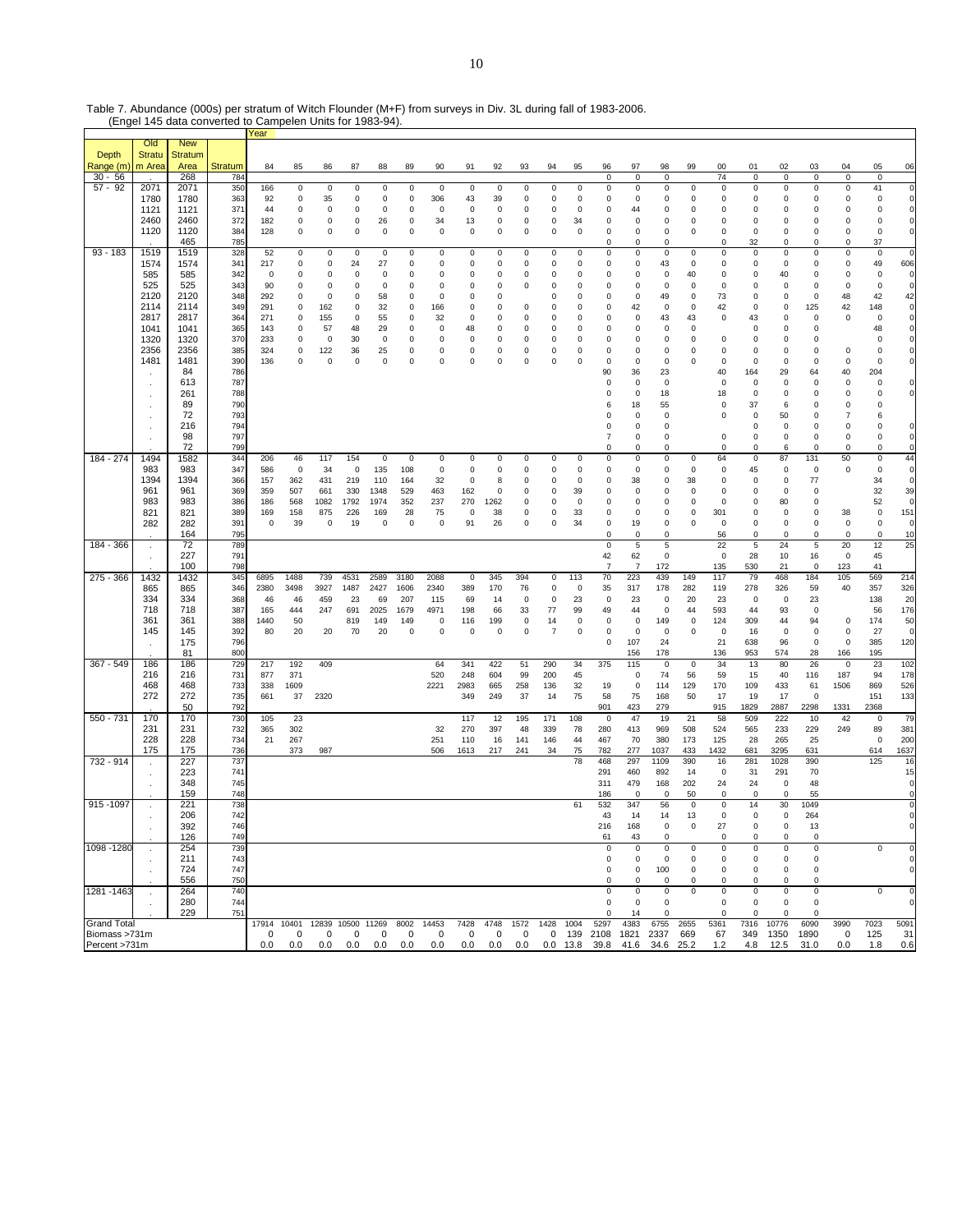Table 7. Abundance (000s) per stratum of Witch Flounder (M+F) from surveys in Div. 3L during fall of 1983-2006.
(Engel 145 data converted to Campelen Units for 1983-94).

| Depth Range (m) | Old Stratum Area | New Stratum Area | Stratum | 84 | 85 | 86 | 87 | 88 | 89 | 90 | 91 | 92 | 93 | 94 | 95 | 96 | 97 | 98 | 99 | 00 | 01 | 02 | 03 | 04 | 05 | 06 |
|---|---|---|---|---|---|---|---|---|---|---|---|---|---|---|---|---|---|---|---|---|---|---|---|---|---|---|
| 30 - 56 | . | 268 | 784 | | | | | | | | | | | | | 0 | 0 | 0 | | 74 | 0 | 0 | 0 | 0 | 0 | |
| 57 - 92 | 2071 | 2071 | 350 | 166 | 0 | 0 | 0 | 0 | 0 | 0 | 0 | 0 | 0 | 0 | 0 | 0 | 0 | 0 | 0 | 0 | 0 | 0 | 0 | 0 | 41 | 0 |
| | 1780 | 1780 | 363 | 92 | 0 | 35 | 0 | 0 | 0 | 306 | 43 | 39 | 0 | 0 | 0 | 0 | 0 | 0 | 0 | 0 | 0 | 0 | 0 | 0 | 0 | 0 |
| | 1121 | 1121 | 371 | 44 | 0 | 0 | 0 | 0 | 0 | 0 | 0 | 0 | 0 | 0 | 0 | 0 | 44 | 0 | 0 | 0 | 0 | 0 | 0 | 0 | 0 | 0 |
| | 2460 | 2460 | 372 | 182 | 0 | 0 | 0 | 26 | 0 | 34 | 13 | 0 | 0 | 0 | 34 | 0 | 0 | 0 | 0 | 0 | 0 | 0 | 0 | 0 | 0 | 0 |
| | 1120 | 1120 | 384 | 128 | 0 | 0 | 0 | 0 | 0 | 0 | 0 | 0 | 0 | 0 | 0 | 0 | 0 | 0 | 0 | 0 | 0 | 0 | 0 | 0 | 0 | 0 |
| | . | 465 | 785 | | | | | | | | | | | | | 0 | 0 | 0 | | 0 | 32 | 0 | 0 | 0 | 37 | |
| 93 - 183 | 1519 | 1519 | 328 | 52 | 0 | 0 | 0 | 0 | 0 | 0 | 0 | 0 | 0 | 0 | 0 | 0 | 0 | 0 | 0 | 0 | 0 | 0 | 0 | 0 | 0 | 0 |
| | 1574 | 1574 | 341 | 217 | 0 | 0 | 24 | 27 | 0 | 0 | 0 | 0 | 0 | 0 | 0 | 0 | 0 | 43 | 0 | 0 | 0 | 0 | 0 | 0 | 49 | 606 |
| | 585 | 585 | 342 | 0 | 0 | 0 | 0 | 0 | 0 | 0 | 0 | 0 | 0 | 0 | 0 | 0 | 0 | 0 | 40 | 0 | 0 | 40 | 0 | 0 | 0 | 0 |
| | 525 | 525 | 343 | 90 | 0 | 0 | 0 | 0 | 0 | 0 | 0 | 0 | 0 | 0 | 0 | 0 | 0 | 0 | 0 | 0 | 0 | 0 | 0 | 0 | 0 | 0 |
| | 2120 | 2120 | 348 | 292 | 0 | 0 | 0 | 58 | 0 | 0 | 0 | 0 | | 0 | 0 | 0 | 0 | 49 | 0 | 73 | 0 | 0 | 0 | 48 | 42 | 42 |
| | 2114 | 2114 | 349 | 291 | 0 | 162 | 0 | 32 | 0 | 166 | 0 | 0 | 0 | 0 | 0 | 0 | 42 | 0 | 0 | 42 | 0 | 0 | 125 | 42 | 148 | 0 |
| | 2817 | 2817 | 364 | 271 | 0 | 155 | 0 | 55 | 0 | 32 | 0 | 0 | 0 | 0 | 0 | 0 | 0 | 43 | 43 | 0 | 43 | 0 | 0 | 0 | 0 | 0 |
| | 1041 | 1041 | 365 | 143 | 0 | 57 | 48 | 29 | 0 | 0 | 48 | 0 | 0 | 0 | 0 | 0 | 0 | 0 | 0 | | 0 | 0 | 0 | | 48 | 0 |
| | 1320 | 1320 | 370 | 233 | 0 | 0 | 30 | 0 | 0 | 0 | 0 | 0 | 0 | 0 | 0 | 0 | 0 | 0 | 0 | 0 | 0 | 0 | 0 | | 0 | 0 |
| | 2356 | 2356 | 385 | 324 | 0 | 122 | 36 | 25 | 0 | 0 | 0 | 0 | 0 | 0 | 0 | 0 | 0 | 0 | 0 | 0 | 0 | 0 | 0 | 0 | 0 | 0 |
| | 1481 | 1481 | 390 | 136 | 0 | 0 | 0 | 0 | 0 | 0 | 0 | 0 | 0 | 0 | 0 | 0 | 0 | 0 | 0 | 0 | 0 | 0 | 0 | 0 | 0 | 0 |
| | . | 84 | 786 | | | | | | | | | | | | | 90 | 36 | 23 | | 40 | 164 | 29 | 64 | 40 | 204 | |
| | . | 613 | 787 | | | | | | | | | | | | | 0 | 0 | 0 | | 0 | 0 | 0 | 0 | 0 | 0 | 0 |
| | . | 261 | 788 | | | | | | | | | | | | | 0 | 0 | 18 | | 18 | 0 | 0 | 0 | 0 | 0 | 0 |
| | . | 89 | 790 | | | | | | | | | | | | | 6 | 18 | 55 | | 0 | 37 | 6 | 0 | 0 | 0 | |
| | . | 72 | 793 | | | | | | | | | | | | | 0 | 0 | 0 | | 0 | 0 | 50 | 0 | 7 | 6 | |
| | . | 216 | 794 | | | | | | | | | | | | | 0 | 0 | 0 | | | 0 | 0 | 0 | 0 | 0 | 0 |
| | . | 98 | 797 | | | | | | | | | | | | | 7 | 0 | 0 | | 0 | 0 | 0 | 0 | 0 | 0 | 0 |
| | . | 72 | 799 | | | | | | | | | | | | | 0 | 0 | 0 | | 0 | 0 | 6 | 0 | 0 | 0 | 0 |
| 184 - 274 | 1494 | 1582 | 344 | 206 | 46 | 117 | 154 | 0 | 0 | 0 | 0 | 0 | 0 | 0 | 0 | 0 | 0 | 0 | 0 | 64 | 0 | 87 | 131 | 50 | 0 | 44 |
| | 983 | 983 | 347 | 586 | 0 | 34 | 0 | 135 | 108 | 0 | 0 | 0 | 0 | 0 | 0 | 0 | 0 | 0 | 0 | 0 | 45 | 0 | 0 | 0 | 0 | 0 |
| | 1394 | 1394 | 366 | 157 | 362 | 431 | 219 | 110 | 164 | 32 | 0 | 8 | 0 | 0 | 0 | 0 | 38 | 0 | 38 | 0 | 0 | 0 | 77 | | 34 | 0 |
| | 961 | 961 | 369 | 359 | 507 | 661 | 330 | 1348 | 529 | 463 | 162 | 0 | 0 | 0 | 39 | 0 | 0 | 0 | 0 | 0 | 0 | 0 | 0 | | 32 | 39 |
| | 983 | 983 | 386 | 186 | 568 | 1082 | 1792 | 1974 | 352 | 237 | 270 | 1262 | 0 | 0 | 0 | 0 | 0 | 0 | 0 | 0 | 0 | 80 | 0 | | 52 | 0 |
| | 821 | 821 | 389 | 169 | 158 | 875 | 226 | 169 | 28 | 75 | 0 | 38 | 0 | 0 | 33 | 0 | 0 | 0 | 0 | 301 | 0 | 0 | 0 | 38 | 0 | 151 |
| | 282 | 282 | 391 | 0 | 39 | 0 | 19 | 0 | 0 | 0 | 91 | 26 | 0 | 0 | 34 | 0 | 19 | 0 | 0 | 0 | 0 | 0 | 0 | 0 | 0 | 0 |
| | . | 164 | 795 | | | | | | | | | | | | | 0 | 0 | 0 | | 56 | 0 | 0 | 0 | 0 | 0 | 10 |
| 184 - 366 | . | 72 | 789 | | | | | | | | | | | | | 0 | 5 | 5 | | 22 | 5 | 24 | 5 | 20 | 12 | 25 |
| | . | 227 | 791 | | | | | | | | | | | | | 42 | 62 | 0 | | 0 | 28 | 10 | 16 | 0 | 45 | |
| | . | 100 | 798 | | | | | | | | | | | | | 7 | 7 | 172 | | 135 | 530 | 21 | 0 | 123 | 41 | |
| 275 - 366 | 1432 | 1432 | 345 | 6895 | 1488 | 739 | 4531 | 2589 | 3180 | 2088 | 0 | 345 | 394 | 0 | 113 | 70 | 223 | 439 | 149 | 117 | 79 | 468 | 184 | 105 | 569 | 214 |
| | 865 | 865 | 346 | 2380 | 3498 | 3927 | 1487 | 2427 | 1606 | 2340 | 389 | 170 | 76 | 0 | 0 | 35 | 317 | 178 | 282 | 119 | 278 | 326 | 59 | 40 | 357 | 326 |
| | 334 | 334 | 368 | 46 | 46 | 459 | 23 | 69 | 207 | 115 | 69 | 14 | 0 | 0 | 23 | 0 | 23 | 0 | 20 | 23 | 0 | 0 | 23 | | 138 | 20 |
| | 718 | 718 | 387 | 165 | 444 | 247 | 691 | 2025 | 1679 | 4971 | 198 | 66 | 33 | 77 | 99 | 49 | 44 | 0 | 44 | 593 | 44 | 93 | 0 | | 56 | 176 |
| | 361 | 361 | 388 | 1440 | 50 | | 819 | 149 | 149 | 0 | 116 | 199 | 0 | 14 | 0 | 0 | 0 | 149 | 0 | 124 | 309 | 44 | 94 | 0 | 174 | 50 |
| | 145 | 145 | 392 | 80 | 20 | 20 | 70 | 20 | 0 | 0 | 0 | 0 | 0 | 7 | 0 | 0 | 0 | 0 | 0 | 0 | 16 | 0 | 0 | 0 | 27 | 0 |
| | . | 175 | 796 | | | | | | | | | | | | | 0 | 107 | 24 | | 21 | 638 | 96 | 0 | 0 | 385 | 120 |
| | . | 81 | 800 | | | | | | | | | | | | | | 156 | 178 | | 136 | 953 | 574 | 28 | 166 | 195 | |
| 367 - 549 | 186 | 186 | 729 | 217 | 192 | 409 | | | | 64 | 341 | 422 | 51 | 290 | 34 | 375 | 115 | 0 | 0 | 34 | 13 | 80 | 26 | 0 | 23 | 102 |
| | 216 | 216 | 731 | 877 | 371 | | | | | 520 | 248 | 604 | 99 | 200 | 45 | | 0 | 74 | 56 | 59 | 15 | 40 | 116 | 187 | 94 | 178 |
| | 468 | 468 | 733 | 338 | 1609 | | | | | 2221 | 2983 | 665 | 258 | 136 | 32 | 19 | 0 | 114 | 129 | 170 | 109 | 433 | 61 | 1506 | 869 | 526 |
| | 272 | 272 | 735 | 661 | 37 | 2320 | | | | | 349 | 249 | 37 | 14 | 75 | 58 | 75 | 168 | 50 | 17 | 19 | 17 | 0 | | 151 | 133 |
| | . | 50 | 792 | | | | | | | | | | | | | 901 | 423 | 279 | | 915 | 1829 | 2887 | 2298 | 1331 | 2368 | |
| 550 - 731 | 170 | 170 | 730 | 105 | 23 | | | | | | 117 | 12 | 195 | 171 | 108 | 0 | 47 | 19 | 21 | 58 | 509 | 222 | 10 | 42 | 0 | 79 |
| | 231 | 231 | 732 | 365 | 302 | | | | | 32 | 270 | 397 | 48 | 339 | 78 | 280 | 413 | 969 | 508 | 524 | 565 | 233 | 229 | 249 | 89 | 381 |
| | 228 | 228 | 734 | 21 | 267 | | | | | 251 | 110 | 16 | 141 | 146 | 44 | 467 | 70 | 380 | 173 | 125 | 28 | 265 | 25 | | 0 | 200 |
| | 175 | 175 | 736 | | 373 | 987 | | | | 506 | 1613 | 217 | 241 | 34 | 75 | 782 | 277 | 1037 | 433 | 1432 | 681 | 3295 | 631 | | 614 | 1637 |
| 732 - 914 | . | 227 | 737 | | | | | | | | | | | | 78 | 468 | 297 | 1109 | 390 | 16 | 281 | 1028 | 390 | | 125 | 16 |
| | . | 223 | 741 | | | | | | | | | | | | | 291 | 460 | 892 | 14 | 0 | 31 | 291 | 70 | | | 15 |
| | . | 348 | 745 | | | | | | | | | | | | | 311 | 479 | 168 | 202 | 24 | 24 | 0 | 48 | | | 0 |
| | . | 159 | 748 | | | | | | | | | | | | | 186 | 0 | 0 | 50 | 0 | 0 | 0 | 55 | | | 0 |
| 915 -1097 | . | 221 | 738 | | | | | | | | | | | | 61 | 532 | 347 | 56 | 0 | 0 | 14 | 30 | 1049 | | | 0 |
| | . | 206 | 742 | | | | | | | | | | | | | 43 | 14 | 14 | 13 | 0 | 0 | 0 | 264 | | | 0 |
| | . | 392 | 746 | | | | | | | | | | | | | 216 | 168 | 0 | 0 | 27 | 0 | 0 | 13 | | | 0 |
| | . | 126 | 749 | | | | | | | | | | | | | 61 | 43 | 0 | | 0 | 0 | 0 | 0 | | | |
| 1098 -1280 | . | 254 | 739 | | | | | | | | | | | | | 0 | 0 | 0 | 0 | 0 | 0 | 0 | 0 | | 0 | 0 |
| | . | 211 | 743 | | | | | | | | | | | | | 0 | 0 | 0 | 0 | 0 | 0 | 0 | 0 | | | 0 |
| | . | 724 | 747 | | | | | | | | | | | | | 0 | 0 | 100 | 0 | 0 | 0 | 0 | 0 | | | 0 |
| | . | 556 | 750 | | | | | | | | | | | | | 0 | 0 | 0 | 0 | 0 | 0 | 0 | 0 | | | |
| 1281 -1463 | . | 264 | 740 | | | | | | | | | | | | | 0 | 0 | 0 | 0 | 0 | 0 | 0 | 0 | | 0 | 0 |
| | . | 280 | 744 | | | | | | | | | | | | | 0 | 0 | 0 | | 0 | 0 | 0 | 0 | | | 0 |
| | . | 229 | 751 | | | | | | | | | | | | | 0 | 14 | 0 | | 0 | 0 | 0 | 0 | | | |
| Grand Total | | | | 17914 | 10401 | 12839 | 10500 | 11269 | 8002 | 14453 | 7428 | 4748 | 1572 | 1428 | 1004 | 5297 | 4383 | 6755 | 2655 | 5361 | 7316 | 10776 | 6090 | 3990 | 7023 | 5091 |
| Biomass >731m | | | | 0 | 0 | 0 | 0 | 0 | 0 | 0 | 0 | 0 | 0 | 0 | 139 | 2108 | 1821 | 2337 | 669 | 67 | 349 | 1350 | 1890 | 0 | 125 | 31 |
| Percent >731m | | | | 0.0 | 0.0 | 0.0 | 0.0 | 0.0 | 0.0 | 0.0 | 0.0 | 0.0 | 0.0 | 0.0 | 13.8 | 39.8 | 41.6 | 34.6 | 25.2 | 1.2 | 4.8 | 12.5 | 31.0 | 0.0 | 1.8 | 0.6 |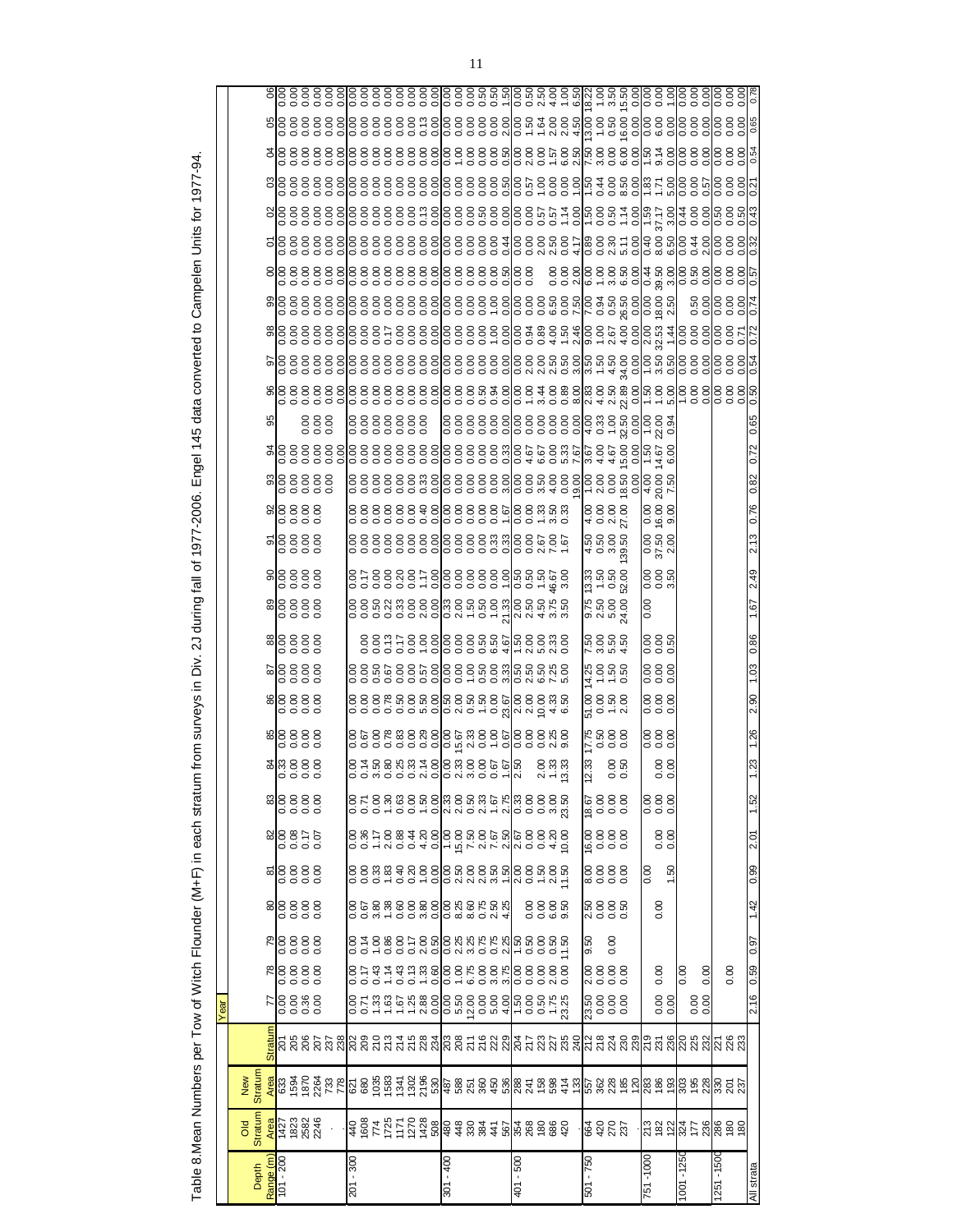Table 8.Mean Numbers per Tow of Witch Flounder (M+F) in each stratum from surveys in Div. 2J during fall of 1977-2006. Engel 145 data converted to Campelen Units for 1977-94.

| Depth Range (m) | Old Stratum Area | New Stratum Area | Stratum | Year | | | | | | | | | | | | | | | | | | | | | | | | | | | | | |
|---|---|---|---|---|---|---|---|---|---|---|---|---|---|---|---|---|---|---|---|---|---|---|---|---|---|---|---|---|---|---|---|---|---|
| | | | | 77 | 78 | 79 | 80 | 81 | 82 | 83 | 84 | 85 | 86 | 87 | 88 | 89 | 90 | 91 | 92 | 93 | 94 | 95 | 96 | 97 | 98 | 99 | 00 | 01 | 02 | 03 | 04 | 05 | 06 |
| 101 - 200 | 1427 | 633 | 201 | 0.00 | 0.00 | 0.00 | 0.00 | 0.00 | 0.00 | 0.00 | 0.33 | 0.00 | 0.00 | 0.00 | 0.00 | 0.00 | 0.00 | 0.00 | 0.00 | 0.00 | 0.00 | | 0.00 | 0.00 | 0.00 | 0.00 | 0.00 | 0.00 | 0.00 | 0.00 | 0.00 | 0.00 | 0.00 |
| | 1823 | 1594 | 205 | 0.00 | 0.00 | 0.00 | 0.00 | 0.00 | 0.08 | 0.00 | 0.00 | 0.00 | 0.00 | 0.00 | 0.00 | 0.00 | 0.00 | 0.00 | 0.00 | 0.00 | 0.00 | | 0.00 | 0.00 | 0.00 | 0.00 | 0.00 | 0.00 | 0.00 | 0.00 | 0.00 | 0.00 | 0.00 |
| | 2582 | 1870 | 206 | 0.36 | 0.00 | 0.00 | 0.00 | 0.00 | 0.17 | 0.00 | 0.00 | 0.00 | 0.00 | 0.00 | 0.00 | 0.00 | 0.00 | 0.00 | 0.00 | 0.00 | 0.00 | 0.00 | 0.00 | 0.00 | 0.00 | 0.00 | 0.00 | 0.00 | 0.00 | 0.00 | 0.00 | 0.00 | 0.00 |
| | 2246 | 2264 | 207 | 0.00 | 0.00 | 0.00 | 0.00 | 0.00 | 0.07 | 0.00 | 0.00 | 0.00 | 0.00 | 0.00 | 0.00 | 0.00 | 0.00 | 0.00 | 0.00 | 0.00 | 0.00 | 0.00 | 0.00 | 0.00 | 0.00 | 0.00 | 0.00 | 0.00 | 0.00 | 0.00 | 0.00 | 0.00 | 0.00 |
| | . | 733 | 237 | | | | | | | | | | | | | | | | | 0.00 | 0.00 | 0.00 | 0.00 | 0.00 | 0.00 | 0.00 | 0.00 | 0.00 | 0.00 | 0.00 | 0.00 | 0.00 | 0.00 |
| | | 778 | 238 | | | | | | | | | | | | | | | | | | 0.00 | 0.00 | 0.00 | 0.00 | 0.00 | 0.00 | 0.00 | 0.00 | 0.00 | 0.00 | 0.00 | 0.00 | 0.00 |
| 201 - 300 | 440 | 621 | 202 | 0.00 | 0.00 | 0.00 | 0.00 | 0.00 | 0.00 | 0.00 | 0.00 | 0.00 | 0.00 | 0.00 | | 0.00 | 0.00 | 0.00 | 0.00 | 0.00 | 0.00 | 0.00 | 0.00 | 0.00 | 0.00 | 0.00 | 0.00 | 0.00 | 0.00 | 0.00 | 0.00 | 0.00 | 0.00 |
| | 1608 | 680 | 209 | 0.71 | 0.17 | 0.14 | 0.67 | 0.00 | 0.36 | 0.71 | 0.14 | 0.67 | 0.00 | 0.00 | 0.00 | 0.00 | 0.17 | 0.00 | 0.00 | 0.00 | 0.00 | 0.00 | 0.00 | 0.00 | 0.00 | 0.00 | 0.00 | 0.00 | 0.00 | 0.00 | 0.00 | 0.00 | 0.00 |
| | 774 | 1035 | 210 | 1.33 | 0.43 | 1.00 | 3.80 | 0.33 | 1.17 | 0.00 | 3.50 | 0.00 | 0.00 | 0.50 | 0.00 | 0.50 | 0.00 | 0.00 | 0.00 | 0.00 | 0.00 | 0.00 | 0.00 | 0.00 | 0.00 | 0.00 | 0.00 | 0.00 | 0.00 | 0.00 | 0.00 | 0.00 | 0.00 |
| | 1725 | 1583 | 213 | 1.63 | 1.14 | 0.86 | 1.38 | 1.83 | 2.00 | 1.30 | 0.80 | 0.78 | 0.78 | 0.67 | 0.13 | 0.22 | 0.00 | 0.00 | 0.00 | 0.00 | 0.00 | 0.00 | 0.00 | 0.00 | 0.17 | 0.00 | 0.00 | 0.00 | 0.00 | 0.00 | 0.00 | 0.00 | 0.00 |
| | 1171 | 1341 | 214 | 1.67 | 0.43 | 0.00 | 0.60 | 0.40 | 0.88 | 0.63 | 0.25 | 0.83 | 0.50 | 0.00 | 0.17 | 0.33 | 0.20 | 0.00 | 0.00 | 0.00 | 0.00 | 0.00 | 0.00 | 0.00 | 0.00 | 0.00 | 0.00 | 0.00 | 0.00 | 0.00 | 0.00 | 0.00 | 0.00 |
| | 1270 | 1302 | 215 | 1.25 | 0.13 | 0.17 | 0.00 | 0.20 | 0.44 | 0.00 | 0.33 | 0.00 | 0.00 | 0.00 | 0.00 | 0.00 | 0.00 | 0.00 | 0.00 | 0.00 | 0.00 | 0.00 | 0.00 | 0.00 | 0.00 | 0.00 | 0.00 | 0.00 | 0.00 | 0.00 | 0.00 | 0.00 | 0.00 |
| | 1428 | 2196 | 228 | 2.88 | 1.33 | 2.00 | 3.80 | 1.00 | 4.20 | 1.50 | 2.14 | 0.29 | 5.50 | 0.57 | 1.00 | 2.00 | 1.17 | 0.00 | 0.40 | 0.33 | 0.00 | 0.00 | 0.00 | 0.00 | 0.00 | 0.00 | 0.00 | 0.00 | 0.13 | 0.00 | 0.00 | 0.13 | 0.00 |
| | 508 | 530 | 234 | 0.00 | 0.60 | 0.50 | 0.00 | 0.00 | 0.00 | 0.00 | 0.00 | 0.00 | 0.00 | 0.00 | 0.00 | 0.00 | 0.00 | 0.00 | 0.00 | 0.00 | 0.00 | | 0.00 | 0.00 | 0.00 | 0.00 | 0.00 | 0.00 | 0.00 | 0.00 | 0.00 | 0.00 | 0.00 |
| 301 - 400 | 480 | 487 | 203 | 0.00 | 0.00 | 0.00 | 0.00 | 0.00 | 1.00 | 2.33 | 0.00 | 0.00 | 0.50 | 0.00 | 0.00 | 0.33 | 0.00 | 0.00 | 0.00 | 0.00 | 0.00 | 0.00 | 0.00 | 0.00 | 0.00 | 0.00 | 0.00 | 0.00 | 0.00 | 0.00 | 0.00 | 0.00 | 0.00 |
| | 448 | 588 | 208 | 5.50 | 1.00 | 2.25 | 8.25 | 2.50 | 15.00 | 2.00 | 2.33 | 15.67 | 2.00 | 0.00 | 0.00 | 2.00 | 0.00 | 0.00 | 0.00 | 0.00 | 0.00 | 0.00 | 0.00 | 0.00 | 0.00 | 0.00 | 0.00 | 0.00 | 0.00 | 0.00 | 1.00 | 0.00 | 0.00 |
| | 330 | 251 | 211 | 12.00 | 6.75 | 3.25 | 8.60 | 2.00 | 7.50 | 0.50 | 3.00 | 2.33 | 0.50 | 1.00 | 0.50 | 1.50 | 0.00 | 0.00 | 0.00 | 0.00 | 0.00 | 0.00 | 0.00 | 0.00 | 0.00 | 0.00 | 0.00 | 0.00 | 0.00 | 0.00 | 0.00 | 0.00 | 0.00 |
| | 384 | 360 | 216 | 0.00 | 0.00 | 0.75 | 0.75 | 2.00 | 2.00 | 2.33 | 0.00 | 0.00 | 1.50 | 0.50 | 0.50 | 0.50 | 0.00 | 0.00 | 0.00 | 0.00 | 0.00 | 0.00 | 0.50 | 0.00 | 0.00 | 0.00 | 0.00 | 0.00 | 0.50 | 0.00 | 0.00 | 0.00 | 0.50 |
| | 441 | 450 | 222 | 5.00 | 3.00 | 0.75 | 2.50 | 3.50 | 7.67 | 1.67 | 0.67 | 1.00 | 0.00 | 0.00 | 6.50 | 1.00 | 0.00 | 0.33 | 0.00 | 0.00 | 0.00 | 0.00 | 0.94 | 0.00 | 1.00 | 1.00 | 0.00 | 0.00 | 0.00 | 0.00 | 0.00 | 0.00 | 0.50 |
| | 567 | 536 | 229 | 4.00 | 3.75 | 2.25 | 4.25 | 1.50 | 2.50 | 2.75 | 1.67 | 0.67 | 23.67 | 3.33 | 4.67 | 21.33 | 1.00 | 0.33 | 1.67 | 3.00 | 0.33 | 0.00 | 0.00 | 0.00 | 0.00 | 0.00 | 0.50 | 0.44 | 0.00 | 0.50 | 0.50 | 2.00 | 1.50 |
| 401 - 500 | 354 | 288 | 204 | 1.50 | 0.00 | 1.50 | | 2.00 | 2.67 | 0.33 | 2.50 | 0.00 | 2.00 | 0.50 | 1.50 | 2.00 | 0.50 | 0.00 | 0.00 | 0.00 | 0.00 | 0.00 | 1.00 | 0.00 | 0.00 | 0.00 | 0.00 | 0.00 | 0.00 | 0.00 | 0.00 | 0.00 | 0.00 |
| | 268 | 241 | 217 | 0.00 | 0.00 | 0.50 | 0.00 | 0.00 | 0.00 | 0.00 | | 0.00 | 2.00 | 2.50 | 2.00 | 2.50 | 0.50 | 0.00 | 0.00 | 0.00 | 4.67 | 0.00 | 1.44 | 2.00 | 0.94 | 0.00 | 0.00 | 0.00 | 0.00 | 0.57 | 2.00 | 1.50 | 0.50 |
| | 180 | 158 | 223 | 0.50 | 0.00 | 0.00 | 0.00 | 1.50 | 0.00 | 0.00 | 2.00 | 0.00 | 10.00 | 6.50 | 5.00 | 4.50 | 1.50 | 2.67 | 1.33 | 3.50 | 6.67 | 0.00 | 3.44 | 2.00 | 0.89 | 0.00 | | 2.00 | 0.57 | 1.00 | 0.00 | 1.64 | 2.50 |
| | 686 | 598 | 227 | 1.75 | 2.00 | 0.50 | 6.00 | 2.00 | 4.20 | 3.00 | 1.33 | 2.25 | 4.33 | 7.25 | 2.33 | 3.75 | 46.67 | 7.00 | 3.50 | 4.00 | 0.00 | 0.00 | 0.00 | 2.50 | 4.00 | 6.50 | 0.00 | 2.50 | 0.57 | 0.00 | 1.57 | 2.00 | 4.00 |
| | 420 | 414 | 235 | 23.25 | 0.00 | 11.50 | 9.50 | 11.50 | 10.00 | 23.50 | 13.33 | 9.00 | 6.50 | 5.00 | 0.00 | 3.50 | 3.00 | 1.67 | 0.33 | 0.00 | 5.33 | 0.00 | 0.89 | 0.50 | 1.50 | 0.00 | 0.00 | 2.00 | 1.14 | 0.00 | 6.00 | 2.00 | 1.00 |
| | . | 133 | 240 | | | | | | | | | | | | | | | | | 19.00 | 7.67 | 0.00 | 8.00 | 3.00 | 2.46 | 7.50 | 2.00 | 4.17 | 0.00 | 1.00 | 2.50 | 4.50 | 6.50 |
| 501 - 750 | 664 | 557 | 212 | 23.50 | 2.00 | 9.50 | 2.50 | 8.00 | 16.00 | 18.67 | 12.33 | 17.75 | 51.00 | 14.25 | 7.50 | 9.75 | 13.33 | 4.50 | 4.00 | 1.00 | 3.67 | 4.00 | 2.83 | 3.50 | 9.00 | 7.00 | 6.00 | 0.89 | 1.50 | 1.50 | 7.50 | 13.00 | 18.22 |
| | 420 | 362 | 218 | 0.00 | 0.00 | | 0.00 | 0.00 | 0.00 | 0.00 | | 0.50 | 0.00 | 1.00 | 3.00 | 2.50 | 1.50 | 0.50 | 0.00 | 2.00 | 4.00 | 0.33 | 4.00 | 1.50 | 1.00 | 0.94 | 1.00 | 0.00 | 0.00 | 0.44 | 3.00 | 1.00 | 1.00 |
| | 270 | 228 | 224 | 0.00 | 0.00 | 0.00 | 0.00 | 0.00 | 0.00 | 0.00 | 0.00 | 0.00 | 1.50 | 1.50 | 5.50 | 5.00 | 0.50 | 3.00 | 2.00 | 0.00 | 4.67 | 1.00 | 2.50 | 4.50 | 2.67 | 0.50 | 3.00 | 2.30 | 0.50 | 0.00 | 0.00 | 0.50 | 3.50 |
| | 237 | 185 | 230 | 0.00 | 0.00 | | 0.50 | 0.00 | 0.00 | 0.00 | 0.50 | 0.00 | 2.00 | 0.50 | 4.50 | 24.00 | 52.00 | 139.50 | 27.00 | 18.50 | 15.00 | 32.50 | 22.89 | 34.00 | 4.00 | 26.50 | 6.50 | 5.11 | 1.14 | 8.50 | 6.00 | 16.00 | 15.50 |
| | . | 120 | 239 | | | | | | | | | | | | | | | | | 0.00 | 0.00 | 0.00 | 0.00 | 0.00 | 0.00 | 0.00 | 0.00 | 0.00 | 0.00 | 0.00 | 0.00 | 0.00 | 0.00 |
| 751 -1000 | 213 | 283 | 219 | | | | | 0.00 | | 0.00 | | 0.00 | 0.00 | 0.00 | 0.00 | 0.00 | 0.00 | 0.00 | 0.00 | 4.00 | 1.50 | 1.00 | 1.50 | 1.00 | 2.00 | 0.00 | 0.44 | 0.40 | 1.59 | 1.83 | 1.50 | 0.00 | 0.00 |
| | 186 | 186 | 231 | 0.00 | 0.00 | | 0.00 | | 0.00 | 0.00 | 0.00 | 0.00 | 0.00 | 0.00 | 0.00 | | 0.00 | 37.50 | 16.00 | 20.00 | 14.67 | 22.00 | 1.00 | 3.50 | 32.53 | 18.00 | 39.50 | 8.00 | 37.17 | 1.71 | 9.14 | 6.00 | 0.00 |
| | 122 | 193 | 236 | 0.00 | | | | 1.50 | 0.00 | 0.00 | 0.00 | 0.00 | 0.00 | 0.00 | 0.50 | | 3.50 | 2.00 | 9.00 | 7.50 | 6.00 | 0.94 | 5.00 | 0.50 | 1.44 | 2.50 | 3.00 | 6.50 | 3.00 | 5.00 | 0.00 | 0.00 | 1.00 |
| 1001 -1250 | 324 | 303 | 220 | | 0.00 | | | | | | | | | | | | | | | | | | 1.00 | 0.00 | 0.00 | | 0.00 | 0.00 | 0.44 | 0.00 | 0.00 | 0.00 | 0.00 |
| | 177 | 195 | 225 | 0.00 | | | | | | | | | | | | | | | | | | | 0.00 | 0.00 | 0.00 | 0.50 | 0.50 | 0.44 | 0.00 | 0.00 | 0.00 | 0.00 | 0.00 |
| | 236 | 228 | 232 | 0.00 | 0.00 | | | | | | | | | | | | | | | | | | 0.00 | 0.00 | 0.00 | 0.00 | 0.00 | 2.00 | 0.00 | 0.57 | 0.00 | 0.00 | 0.00 |
| 1251 -1500 | 286 | 330 | 221 | | | | | | | | | | | | | | | | | | | | 0.00 | 0.00 | 0.00 | 0.00 | 0.00 | 0.00 | 0.50 | 0.00 | 0.00 | 0.00 | 0.00 |
| | 180 | 201 | 226 | | 0.00 | | | | | | | | | | | | | | | | | | 0.00 | 0.00 | 0.00 | 0.00 | 0.00 | 0.00 | 0.00 | 0.00 | 0.00 | 0.00 | 0.00 |
| | 180 | 237 | 233 | | | | | | | | | | | | | | | | | | | | 0.00 | 0.00 | 0.71 | 0.00 | 0.00 | 0.00 | 0.50 | 0.00 | 0.00 | 0.00 | 0.00 |
| All strata | | | | 2.16 | 0.59 | 0.97 | 1.42 | 0.99 | 2.01 | 1.52 | 1.23 | 1.26 | 2.90 | 1.03 | 0.86 | 1.67 | 2.49 | 2.13 | 0.76 | 0.82 | 0.72 | 0.65 | 0.50 | 0.54 | 0.72 | 0.74 | 0.57 | 0.32 | 0.43 | 0.21 | 0.54 | 0.65 | 0.78 |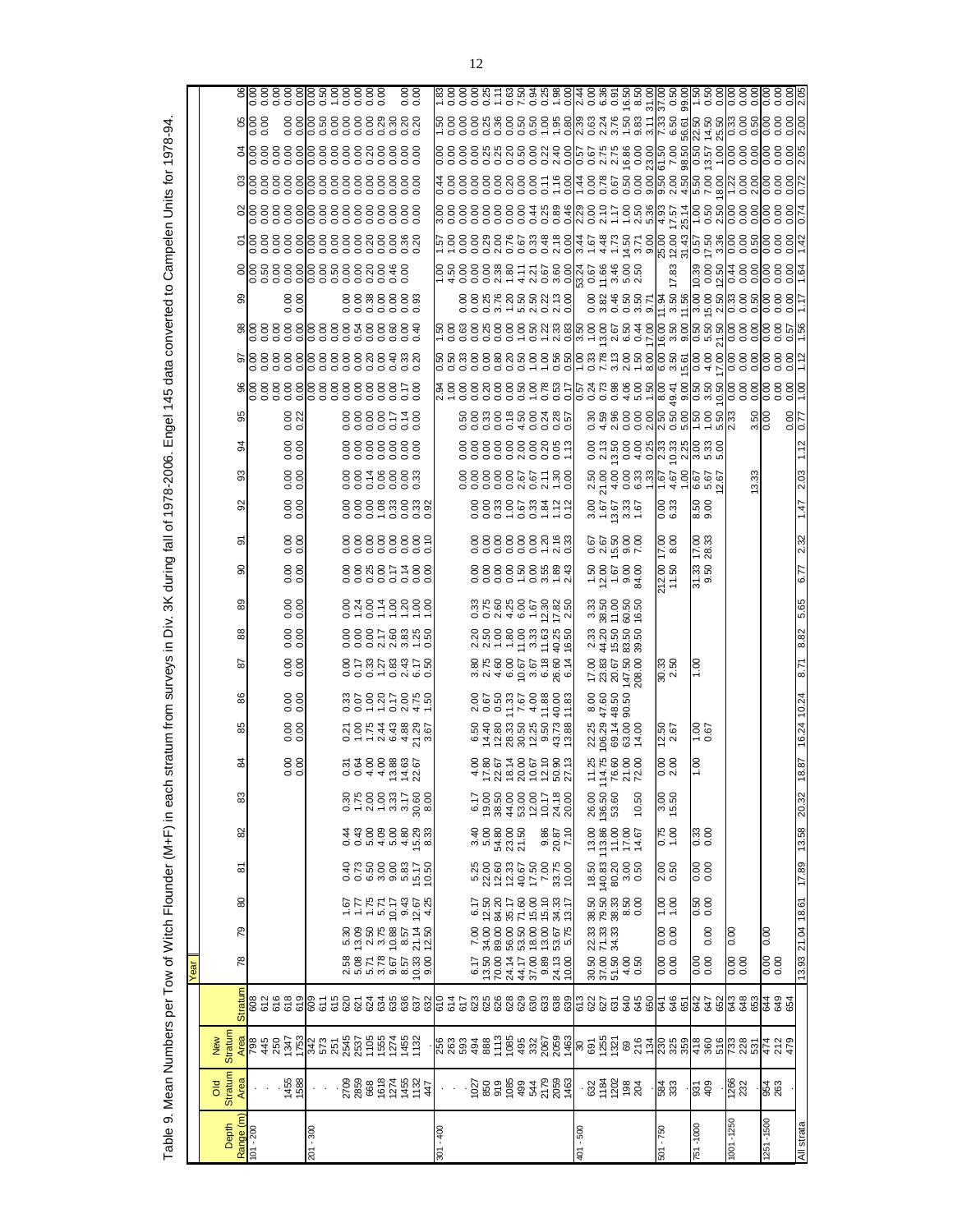Table 9. Mean Numbers per Tow of Witch Flounder (M+F) in each stratum from surveys in Div. 3K during fall of 1978-2006. Engel 145 data converted to Campelen Units for 1978-94.

| Depth Range (m) | Old Stratum Area | New Stratum Area | Stratum | 78 | 79 | 80 | 81 | 82 | 83 | 84 | 85 | 86 | 87 | 88 | 89 | 90 | 91 | 92 | 93 | 94 | 95 | 96 | 97 | 98 | 99 | 00 | 01 | 02 | 03 | 04 | 05 | 06 |
|---|---|---|---|---|---|---|---|---|---|---|---|---|---|---|---|---|---|---|---|---|---|---|---|---|---|---|---|---|---|---|---|---|
| 101 - 200 | . | 798 | 608 | | | | | | | | | | | | | | | | | | | 0.00 | 0.00 | 0.00 | | 0.00 | 0.00 | 0.00 | 0.00 | 0.00 | 0.00 | 0.00 |
| | . | 445 | 612 | | | | | | | | | | | | | | | | | | | 0.00 | 0.00 | 0.00 | | 0.50 | 0.00 | 0.00 | 0.00 | 0.00 | 0.00 | 0.00 |
| | . | 250 | 616 | | | | | | | | | | | | | | | | | | | 0.00 | 0.00 | 0.00 | | 0.00 | 0.00 | 0.00 | 0.00 | 0.00 | 0.00 | 0.00 |
| | 1455 | 1347 | 618 | | | | | | | 0.00 | 0.00 | 0.00 | 0.00 | 0.00 | 0.00 | 0.00 | 0.00 | 0.00 | 0.00 | 0.00 | 0.00 | 0.00 | 0.00 | 0.00 | 0.00 | 0.00 | 0.00 | 0.00 | 0.00 | 0.00 | 0.00 | 0.00 |
| | 1588 | 1753 | 619 | | | | | | | 0.00 | 0.00 | 0.00 | 0.00 | 0.00 | 0.00 | 0.00 | 0.00 | 0.00 | 0.00 | 0.00 | 0.22 | 0.00 | 0.00 | 0.00 | 0.00 | 0.00 | 0.00 | 0.00 | 0.00 | 0.00 | 0.00 | 0.00 |
| 201 - 300 | . | 342 | 609 | | | | | | | | | | | | | | | | | | | 0.00 | 0.00 | 0.00 | | 0.00 | 0.00 | 0.00 | 0.00 | 0.00 | 0.00 | 0.00 |
| | . | 573 | 611 | | | | | | | | | | | | | | | | | | | 0.00 | 0.00 | 0.00 | | 0.00 | 0.00 | 0.00 | 0.00 | 0.00 | 0.50 | 0.50 |
| | . | 251 | 615 | | | | | | | | | | | | | | | | | | 0.00 | 0.00 | 0.00 | 0.00 | 0.00 | 0.50 | 0.00 | 0.00 | 0.00 | 0.00 | 0.00 | 1.00 |
| | 2709 | 2545 | 620 | 2.58 | 5.30 | 1.67 | 0.40 | 0.44 | 0.30 | 0.31 | 0.21 | 0.33 | 0.00 | 0.00 | 0.00 | 0.00 | 0.00 | 0.00 | 0.00 | 0.00 | 0.00 | 0.00 | 0.00 | 0.00 | 0.00 | 0.00 | 0.00 | 0.00 | 0.00 | 0.00 | 0.00 | 0.00 |
| | 2859 | 2537 | 621 | 5.08 | 13.09 | 1.77 | 0.73 | 0.43 | 1.75 | 0.64 | 1.00 | 0.07 | 0.17 | 0.00 | 1.24 | 0.00 | 0.00 | 0.00 | 0.00 | 0.00 | 0.00 | 0.00 | 0.00 | 0.54 | 0.38 | 0.20 | 0.20 | 0.00 | 0.00 | 0.00 | 0.00 | 0.00 |
| | 668 | 1105 | 624 | 5.71 | 2.50 | 1.75 | 6.50 | 5.00 | 2.00 | 4.00 | 1.75 | 1.00 | 0.33 | 0.00 | 0.00 | 0.25 | 0.00 | 0.00 | 0.14 | 0.00 | 0.00 | 0.00 | 0.20 | 0.00 | 0.00 | 0.00 | 0.00 | 0.00 | 0.00 | 0.00 | 0.00 | 0.00 |
| | 1618 | 1555 | 634 | 3.78 | 3.75 | 5.71 | 3.00 | 4.09 | 1.00 | 4.00 | 2.44 | 1.20 | 1.27 | 2.17 | 1.14 | 0.00 | 0.00 | 1.08 | 0.06 | 0.00 | 0.00 | 0.00 | 0.00 | 0.00 | 0.00 | 0.00 | 0.00 | 0.00 | 0.00 | 0.00 | 0.29 | 0.00 |
| | 1274 | 1274 | 635 | 9.67 | 10.88 | 10.17 | 9.00 | 5.00 | 3.33 | 13.88 | 6.43 | 0.17 | 0.83 | 2.60 | 1.00 | 0.17 | 0.00 | 0.33 | 0.00 | 0.00 | 0.17 | 0.00 | 0.40 | 0.60 | 0.00 | 0.00 | 0.00 | 0.00 | 0.00 | 0.00 | 0.30 | 0.00 |
| | 1455 | 1455 | 636 | 8.57 | 8.57 | 9.43 | 5.83 | 4.80 | 3.17 | 14.63 | 4.88 | 2.00 | 2.43 | 3.83 | 1.20 | 0.14 | 0.00 | 0.00 | 0.00 | 0.00 | 0.14 | 0.17 | 0.33 | 0.00 | 0.00 | 0.46 | 0.36 | 0.00 | 0.00 | 0.00 | 0.20 | 0.00 |
| | 1132 | 1132 | 637 | 10.33 | 21.14 | 12.67 | 15.17 | 15.29 | 30.60 | 22.67 | 21.29 | 4.75 | 6.17 | 1.25 | 1.00 | 0.00 | 0.00 | 0.33 | 0.00 | 0.00 | 0.00 | 0.00 | 0.20 | 0.40 | 0.93 | 0.00 | 0.20 | 0.00 | 0.00 | 0.00 | 0.20 | 0.00 |
| | 447 | . | 632 | 9.00 | 12.50 | 4.25 | 10.50 | 8.33 | 8.00 | | 3.67 | 1.50 | 0.50 | 0.50 | 1.00 | 0.00 | 0.10 | 0.92 | 0.33 | | | | | | | | | | | | | |
| 301 - 400 | . | 256 | 610 | | | | | | | | | | | | | | | | | | | 2.94 | 0.50 | 1.50 | | 1.00 | 1.57 | 3.00 | 0.44 | 0.00 | 1.50 | 1.83 |
| | . | 263 | 614 | | | | | | | | | | | | | | | | | | 0.50 | 1.00 | 0.50 | 0.00 | | 4.50 | 1.00 | 0.00 | 0.00 | 0.00 | 0.00 | 0.00 |
| | . | 593 | 617 | | | | | | | | | | | | | | | | | | 0.00 | 0.00 | 0.33 | 0.63 | 0.00 | 0.00 | 0.00 | 0.00 | 0.00 | 0.00 | 0.00 | 0.00 |
| | 1027 | 494 | 623 | 6.17 | 7.00 | 6.17 | 5.25 | 3.40 | 6.17 | 4.00 | 6.50 | 2.00 | 3.80 | 2.20 | 0.33 | 0.00 | 0.00 | 0.00 | 0.00 | 0.00 | 0.33 | 0.00 | 0.00 | 0.00 | 0.00 | 0.00 | 0.00 | 0.00 | 0.00 | 0.00 | 0.00 | 0.00 |
| | 850 | 888 | 625 | 13.50 | 34.00 | 12.50 | 22.00 | 5.00 | 19.00 | 17.80 | 14.40 | 0.67 | 2.75 | 2.50 | 0.75 | 0.00 | 0.00 | 0.00 | 0.00 | 0.00 | 0.00 | 0.20 | 0.00 | 0.25 | 0.25 | 0.00 | 0.29 | 0.00 | 0.00 | 0.25 | 0.00 | 0.25 |
| | 919 | 1113 | 626 | 70.00 | 89.00 | 84.20 | 12.60 | 54.80 | 38.50 | 22.67 | 12.80 | 0.50 | 4.60 | 1.00 | 2.60 | 0.00 | 0.00 | 0.33 | 0.00 | 0.00 | 0.00 | 0.00 | 0.80 | 0.00 | 3.76 | 2.38 | 2.00 | 0.00 | 0.00 | 0.25 | 0.25 | 1.11 |
| | 1085 | 1085 | 628 | 24.14 | 56.00 | 35.17 | 12.33 | 23.00 | 44.00 | 18.14 | 28.33 | 11.33 | 6.00 | 1.80 | 4.25 | 0.00 | 0.00 | 1.00 | 0.00 | 0.00 | 0.18 | 0.18 | 0.20 | 0.00 | 1.20 | 1.80 | 0.76 | 0.00 | 0.20 | 0.20 | 0.25 | 0.63 |
| | 499 | 495 | 629 | 44.17 | 53.50 | 71.60 | 40.67 | 21.50 | 53.00 | 20.00 | 30.50 | 7.67 | 10.67 | 11.00 | 6.00 | 1.50 | 0.00 | 0.67 | 2.67 | 2.00 | 4.50 | 0.50 | 0.50 | 1.00 | 5.50 | 4.11 | 0.67 | 0.00 | 0.00 | 0.00 | 0.50 | 7.50 |
| | 544 | 332 | 630 | 37.00 | 18.00 | 15.00 | 17.50 | | 12.00 | 10.67 | 12.25 | 4.00 | 3.67 | 3.33 | 1.67 | 0.00 | 0.00 | 0.33 | 0.67 | 0.00 | 0.50 | 1.00 | 1.00 | 0.50 | 2.50 | 2.21 | 0.33 | 0.44 | 0.00 | 0.00 | 0.50 | 0.94 |
| | 2179 | 2067 | 633 | 9.89 | 13.00 | 15.10 | 7.00 | 9.86 | 10.17 | 12.10 | 9.50 | 11.88 | 6.18 | 11.63 | 12.30 | 3.55 | 1.20 | 1.84 | 2.11 | 0.20 | 0.24 | 0.78 | 1.00 | 1.22 | 0.22 | 0.67 | 0.48 | 0.25 | 0.11 | 0.22 | 1.00 | 0.25 |
| | 2059 | 2059 | 638 | 24.13 | 53.67 | 34.33 | 33.75 | 20.87 | 24.18 | 50.90 | 43.73 | 40.00 | 26.60 | 40.25 | 17.82 | 1.89 | 2.16 | 1.12 | 1.30 | 0.05 | 0.28 | 0.53 | 0.56 | 2.33 | 2.13 | 3.60 | 2.18 | 0.89 | 1.16 | 2.40 | 1.95 | 1.98 |
| | 1463 | 1463 | 639 | 10.00 | 5.75 | 13.17 | 10.00 | 7.10 | 20.00 | 27.13 | 13.88 | 11.83 | 6.14 | 16.50 | 2.50 | 2.43 | 0.33 | 0.12 | 0.00 | 0.13 | 0.57 | 0.17 | 0.50 | 0.83 | 0.00 | 0.00 | 0.00 | 0.46 | 0.00 | 0.00 | 0.00 | 0.00 |
| 401 - 500 | . | 30 | 613 | | | | | | | | | | | | | | | | | | | 0.57 | 1.00 | 3.50 | | 53.24 | 3.44 | 2.29 | 1.44 | 0.57 | 2.39 | 2.44 |
| | 632 | 691 | 622 | 30.50 | 22.33 | 38.50 | 18.50 | 13.00 | 26.00 | 11.25 | 22.25 | 8.00 | 17.00 | 2.33 | 3.33 | 1.50 | 0.67 | 3.00 | 2.50 | 0.00 | 0.30 | 0.24 | 0.33 | 1.00 | 0.00 | 0.67 | 1.67 | 0.00 | 0.00 | 0.67 | 0.63 | 0.00 |
| | 1184 | 1255 | 627 | 37.00 | 71.33 | 79.50 | 140.83 | 113.86 | 136.50 | 114.75 | 106.29 | 47.60 | 23.83 | 44.20 | 38.50 | 12.00 | 2.67 | 1.67 | 21.00 | 2.13 | 4.59 | 0.73 | 7.78 | 13.00 | 3.82 | 11.66 | 4.48 | 2.10 | 0.78 | 2.75 | 2.24 | 6.36 |
| | 1202 | 1321 | 631 | 51.50 | 34.33 | 38.33 | 80.20 | 11.00 | 53.60 | 76.60 | 69.14 | 48.50 | 20.67 | 15.50 | 11.00 | 1.67 | 15.50 | 13.67 | 4.00 | 13.50 | 2.96 | 0.98 | 3.13 | 2.67 | 0.46 | 3.46 | 1.73 | 1.17 | 0.67 | 2.75 | 3.76 | 0.91 |
| | 198 | 69 | 640 | 4.00 | | 8.50 | 3.00 | 17.00 | | 21.00 | 63.00 | 90.50 | 147.50 | 83.50 | 60.50 | 9.00 | 9.00 | 3.33 | 0.00 | 0.00 | 0.00 | 4.06 | 2.00 | 6.50 | 0.50 | 5.00 | 14.50 | 1.00 | 0.50 | 16.86 | 1.50 | 16.50 |
| | 204 | 216 | 645 | 0.50 | | 0.00 | 0.50 | 14.67 | 10.50 | 72.00 | 14.00 | | 208.00 | 39.50 | 16.50 | 84.00 | 7.00 | 1.67 | 6.33 | 4.00 | 0.00 | 2.00 | 1.50 | 0.44 | 3.50 | 2.50 | 3.71 | 2.50 | 0.00 | 0.00 | 9.83 | 8.50 |
| | . | 134 | 650 | | | | | | | | | | | | | | | | 1.33 | 0.25 | 0.00 | 1.50 | 8.00 | 17.00 | 9.71 | | 9.00 | 5.36 | 9.00 | 23.00 | 3.11 | 31.00 |
| 501 - 750 | 584 | 230 | 641 | 0.00 | 0.00 | 1.00 | 2.00 | 0.75 | 3.00 | 0.00 | 12.50 | | 30.33 | | | 212.00 | 17.00 | 0.00 | 1.67 | 2.33 | 2.50 | 8.00 | 6.00 | 16.00 | 11.94 | | 25.00 | 4.93 | 9.50 | 61.50 | 7.33 | 37.00 |
| | 333 | 325 | 646 | 0.00 | 0.00 | 1.00 | 0.50 | 1.00 | 15.50 | 2.00 | 2.67 | | 2.50 | | | 11.50 | 8.00 | 6.33 | 4.67 | 10.33 | 0.50 | 49.41 | 3.50 | 3.50 | 3.50 | 17.83 | 12.00 | 17.57 | 2.00 | 7.00 | 6.50 | 0.50 |
| | . | 359 | 651 | | | | | | | | | | | | | | | | 1.00 | 2.25 | 5.00 | 9.00 | 15.61 | 9.00 | 11.56 | | 31.43 | 25.14 | 4.50 | 98.50 | 56.61 | 99.00 |
| 751 - 1000 | 931 | 418 | 642 | 0.00 | | 0.50 | 0.00 | 0.33 | | 1.00 | 1.00 | | 1.00 | | | 31.33 | 17.00 | 8.50 | 6.67 | 3.00 | 1.50 | 0.50 | 0.00 | 0.50 | | 10.39 | 0.57 | 1.00 | 5.50 | 0.50 | 22.50 | 1.50 |
| | 409 | 360 | 647 | 0.00 | 0.00 | 0.00 | 0.00 | 0.00 | | | 0.67 | | | | | 9.50 | 28.33 | 9.00 | 5.67 | 5.33 | 1.00 | 3.50 | 4.00 | 5.50 | 15.00 | 0.00 | 17.50 | 0.50 | 7.00 | 13.57 | 14.50 | 0.50 |
| | . | 516 | 652 | | | | | | | | | | | | | | | | 12.67 | 5.00 | 5.50 | 10.50 | 17.00 | 21.50 | 2.50 | 12.50 | 3.36 | 2.50 | 18.00 | 1.00 | 25.50 | 0.00 |
| 1001 - 1250 | 1266 | 733 | 643 | 0.00 | 0.00 | | | | | | | | | | | | | | | | 2.33 | | 0.00 | 0.00 | 0.33 | 0.44 | 0.00 | 0.00 | 1.22 | 0.00 | 0.33 | 0.00 |
| | 232 | 228 | 648 | 0.00 | | | | | | | | | | | | | | | | | | | 0.00 | 0.00 | 0.00 | 0.00 | 0.00 | 0.00 | 0.00 | 0.00 | 0.00 | 0.00 |
| | . | 531 | 653 | | | | | | | | | | | | | | | | 13.33 | | 3.50 | | 0.00 | 0.00 | 0.50 | 0.00 | 0.50 | 0.00 | 2.00 | 2.00 | 0.50 | 0.00 |
| 1251 - 1500 | 954 | 474 | 644 | 0.00 | 0.00 | | | | | | | | | | | | | | | | 0.00 | 0.00 | 0.00 | 0.00 | 0.00 | 0.00 | 0.00 | 0.00 | 0.00 | 0.00 | 0.00 | 0.00 |
| | 263 | 212 | 649 | 0.00 | | | | | | | | | | | | | | | | | | 0.00 | 0.00 | 0.00 | 0.00 | 0.00 | 0.00 | 0.00 | 0.00 | 0.00 | 0.00 | 0.00 |
| | . | 479 | 654 | | | | | | | | | | | | | | | | | | 0.00 | 0.00 | 0.00 | 0.57 | 0.00 | 0.00 | 0.00 | 0.00 | 0.00 | 0.00 | 0.00 | 0.00 |
| All strata | | | | 13.93 | 21.04 | 18.61 | 17.89 | 13.58 | 20.32 | 18.87 | 16.24 | 10.24 | 8.71 | 8.82 | 5.65 | 6.77 | 2.32 | 1.47 | 2.03 | 1.12 | 0.77 | 1.00 | 1.12 | 1.56 | 1.17 | 1.64 | 1.42 | 0.74 | 0.72 | 2.05 | 2.00 | 2.05 |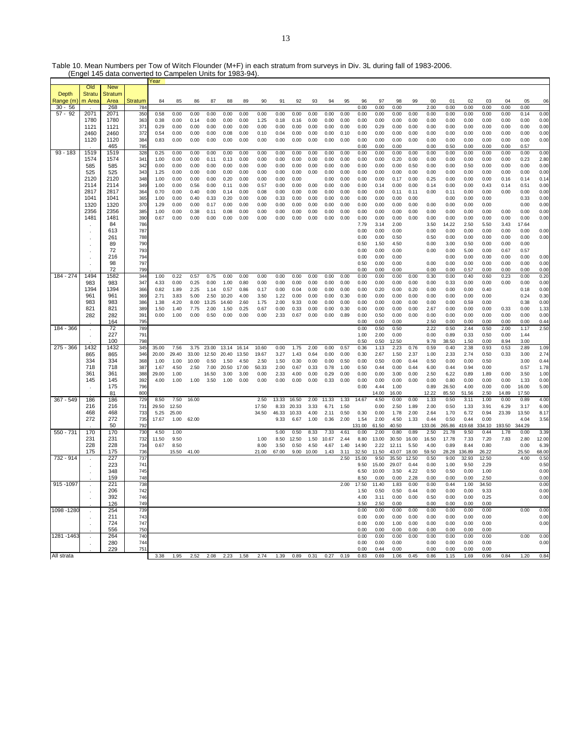Table 10. Mean Numbers per Tow of Witch Flounder (M+F) in each stratum from surveys in Div. 3L during fall of 1983-2006.
(Engel 145 data converted to Campelen Units for 1983-94).

| | | | | Year | | | | | | | | | | | | | | | | | | | | | | |
|---|---|---|---|---|---|---|---|---|---|---|---|---|---|---|---|---|---|---|---|---|---|---|---|---|---|---|
| Depth Range (m) | Old Stratum Area | New Stratum Area | Stratum | 84 | 85 | 86 | 87 | 88 | 89 | 90 | 91 | 92 | 93 | 94 | 95 | 96 | 97 | 98 | 99 | 00 | 01 | 02 | 03 | 04 | 05 | 06 |
| 30 - 56 | . | 268 | 784 | | | | | | | | | | | | | 0.00 | 0.00 | 0.00 | | 2.00 | 0.00 | 0.00 | 0.00 | 0.00 | 0.00 | |
| 57 - 92 | 2071 | 2071 | 350 | 0.58 | 0.00 | 0.00 | 0.00 | 0.00 | 0.00 | 0.00 | 0.00 | 0.00 | 0.00 | 0.00 | 0.00 | 0.00 | 0.00 | 0.00 | 0.00 | 0.00 | 0.00 | 0.00 | 0.00 | 0.00 | 0.14 | 0.00 |
| | 1780 | 1780 | 363 | 0.38 | 0.00 | 0.14 | 0.00 | 0.00 | 0.00 | 1.25 | 0.18 | 0.16 | 0.00 | 0.00 | 0.00 | 0.00 | 0.00 | 0.00 | 0.00 | 0.00 | 0.00 | 0.00 | 0.00 | 0.00 | 0.00 | 0.00 |
| | 1121 | 1121 | 371 | 0.29 | 0.00 | 0.00 | 0.00 | 0.00 | 0.00 | 0.00 | 0.00 | 0.00 | 0.00 | 0.00 | 0.00 | 0.00 | 0.29 | 0.00 | 0.00 | 0.00 | 0.00 | 0.00 | 0.00 | 0.00 | 0.00 | 0.00 |
| | 2460 | 2460 | 372 | 0.54 | 0.00 | 0.00 | 0.00 | 0.08 | 0.00 | 0.10 | 0.04 | 0.00 | 0.00 | 0.00 | 0.10 | 0.00 | 0.00 | 0.00 | 0.00 | 0.00 | 0.00 | 0.00 | 0.00 | 0.00 | 0.00 | 0.00 |
| | 1120 | 1120 | 384 | 0.83 | 0.00 | 0.00 | 0.00 | 0.00 | 0.00 | 0.00 | 0.00 | 0.00 | 0.00 | 0.00 | 0.00 | 0.00 | 0.00 | 0.00 | 0.00 | 0.00 | 0.00 | 0.00 | 0.00 | 0.00 | 0.00 | 0.00 |
| | . | 465 | 785 | | | | | | | | | | | | | 0.00 | 0.00 | 0.00 | | 0.00 | 0.50 | 0.00 | 0.00 | 0.00 | 0.57 | |
| 93 - 183 | 1519 | 1519 | 328 | 0.25 | 0.00 | 0.00 | 0.00 | 0.00 | 0.00 | 0.00 | 0.00 | 0.00 | 0.00 | 0.00 | 0.00 | 0.00 | 0.00 | 0.00 | 0.00 | 0.00 | 0.00 | 0.00 | 0.00 | 0.00 | 0.00 | 0.00 |
| | 1574 | 1574 | 341 | 1.00 | 0.00 | 0.00 | 0.11 | 0.13 | 0.00 | 0.00 | 0.00 | 0.00 | 0.00 | 0.00 | 0.00 | 0.00 | 0.00 | 0.20 | 0.00 | 0.00 | 0.00 | 0.00 | 0.00 | 0.00 | 0.23 | 2.80 |
| | 585 | 585 | 342 | 0.00 | 0.00 | 0.00 | 0.00 | 0.00 | 0.00 | 0.00 | 0.00 | 0.00 | 0.00 | 0.00 | 0.00 | 0.00 | 0.00 | 0.00 | 0.50 | 0.00 | 0.00 | 0.50 | 0.00 | 0.00 | 0.00 | 0.00 |
| | 525 | 525 | 343 | 1.25 | 0.00 | 0.00 | 0.00 | 0.00 | 0.00 | 0.00 | 0.00 | 0.00 | 0.00 | 0.00 | 0.00 | 0.00 | 0.00 | 0.00 | 0.00 | 0.00 | 0.00 | 0.00 | 0.00 | 0.00 | 0.00 | 0.00 |
| | 2120 | 2120 | 348 | 1.00 | 0.00 | 0.00 | 0.00 | 0.20 | 0.00 | 0.00 | 0.00 | 0.00 | | 0.00 | 0.00 | 0.00 | 0.00 | 0.17 | 0.00 | 0.25 | 0.00 | 0.00 | 0.00 | 0.16 | 0.14 | 0.14 |
| | 2114 | 2114 | 349 | 1.00 | 0.00 | 0.56 | 0.00 | 0.11 | 0.00 | 0.57 | 0.00 | 0.00 | 0.00 | 0.00 | 0.00 | 0.00 | 0.14 | 0.00 | 0.00 | 0.14 | 0.00 | 0.00 | 0.43 | 0.14 | 0.51 | 0.00 |
| | 2817 | 2817 | 364 | 0.70 | 0.00 | 0.40 | 0.00 | 0.14 | 0.00 | 0.08 | 0.00 | 0.00 | 0.00 | 0.00 | 0.00 | 0.00 | 0.00 | 0.11 | 0.11 | 0.00 | 0.11 | 0.00 | 0.00 | 0.00 | 0.00 | 0.00 |
| | 1041 | 1041 | 365 | 1.00 | 0.00 | 0.40 | 0.33 | 0.20 | 0.00 | 0.00 | 0.33 | 0.00 | 0.00 | 0.00 | 0.00 | 0.00 | 0.00 | 0.00 | 0.00 | | 0.00 | 0.00 | 0.00 | | 0.33 | 0.00 |
| | 1320 | 1320 | 370 | 1.29 | 0.00 | 0.00 | 0.17 | 0.00 | 0.00 | 0.00 | 0.00 | 0.00 | 0.00 | 0.00 | 0.00 | 0.00 | 0.00 | 0.00 | 0.00 | 0.00 | 0.00 | 0.00 | 0.00 | | 0.00 | 0.00 |
| | 2356 | 2356 | 385 | 1.00 | 0.00 | 0.38 | 0.11 | 0.08 | 0.00 | 0.00 | 0.00 | 0.00 | 0.00 | 0.00 | 0.00 | 0.00 | 0.00 | 0.00 | 0.00 | 0.00 | 0.00 | 0.00 | 0.00 | 0.00 | 0.00 | 0.00 |
| | 1481 | 1481 | 390 | 0.67 | 0.00 | 0.00 | 0.00 | 0.00 | 0.00 | 0.00 | 0.00 | 0.00 | 0.00 | 0.00 | 0.00 | 0.00 | 0.00 | 0.00 | 0.00 | 0.00 | 0.00 | 0.00 | 0.00 | 0.00 | 0.00 | 0.00 |
| | . | 84 | 786 | | | | | | | | | | | | | 7.79 | 3.14 | 2.00 | | 3.50 | 14.22 | 2.50 | 5.50 | 3.43 | 17.64 | |
| | . | 613 | 787 | | | | | | | | | | | | | 0.00 | 0.00 | 0.00 | | 0.00 | 0.00 | 0.00 | 0.00 | 0.00 | 0.00 | 0.00 |
| | . | 261 | 788 | | | | | | | | | | | | | 0.00 | 0.00 | 0.50 | | 0.50 | 0.00 | 0.00 | 0.00 | 0.00 | 0.00 | 0.00 |
| | . | 89 | 790 | | | | | | | | | | | | | 0.50 | 1.50 | 4.50 | | 0.00 | 3.00 | 0.50 | 0.00 | 0.00 | 0.00 | |
| | . | 72 | 793 | | | | | | | | | | | | | 0.00 | 0.00 | 0.00 | | 0.00 | 0.00 | 5.00 | 0.00 | 0.67 | 0.57 | |
| | . | 216 | 794 | | | | | | | | | | | | | 0.00 | 0.00 | 0.00 | | | 0.00 | 0.00 | 0.00 | 0.00 | 0.00 | 0.00 |
| | . | 98 | 797 | | | | | | | | | | | | | 0.50 | 0.00 | 0.00 | | 0.00 | 0.00 | 0.00 | 0.00 | 0.00 | 0.00 | 0.00 |
| | . | 72 | 799 | | | | | | | | | | | | | 0.00 | 0.00 | 0.00 | | 0.00 | 0.00 | 0.57 | 0.00 | 0.00 | 0.00 | 0.00 |
| 184 - 274 | 1494 | 1582 | 344 | 1.00 | 0.22 | 0.57 | 0.75 | 0.00 | 0.00 | 0.00 | 0.00 | 0.00 | 0.00 | 0.00 | 0.00 | 0.00 | 0.00 | 0.00 | 0.00 | 0.30 | 0.00 | 0.40 | 0.60 | 0.23 | 0.00 | 0.20 |
| | 983 | 983 | 347 | 4.33 | 0.00 | 0.25 | 0.00 | 1.00 | 0.80 | 0.00 | 0.00 | 0.00 | 0.00 | 0.00 | 0.00 | 0.00 | 0.00 | 0.00 | 0.00 | 0.00 | 0.33 | 0.00 | 0.00 | 0.00 | 0.00 | 0.00 |
| | 1394 | 1394 | 366 | 0.82 | 1.89 | 2.25 | 1.14 | 0.57 | 0.86 | 0.17 | 0.00 | 0.04 | 0.00 | 0.00 | 0.00 | 0.00 | 0.20 | 0.00 | 0.20 | 0.00 | 0.00 | 0.00 | 0.40 | | 0.18 | 0.00 |
| | 961 | 961 | 369 | 2.71 | 3.83 | 5.00 | 2.50 | 10.20 | 4.00 | 3.50 | 1.22 | 0.00 | 0.00 | 0.00 | 0.30 | 0.00 | 0.00 | 0.00 | 0.00 | 0.00 | 0.00 | 0.00 | 0.00 | | 0.24 | 0.30 |
| | 983 | 983 | 386 | 1.38 | 4.20 | 8.00 | 13.25 | 14.60 | 2.60 | 1.75 | 2.00 | 9.33 | 0.00 | 0.00 | 0.00 | 0.00 | 0.00 | 0.00 | 0.00 | 0.00 | 0.00 | 0.59 | 0.00 | | 0.38 | 0.00 |
| | 821 | 821 | 389 | 1.50 | 1.40 | 7.75 | 2.00 | 1.50 | 0.25 | 0.67 | 0.00 | 0.33 | 0.00 | 0.00 | 0.30 | 0.00 | 0.00 | 0.00 | 0.00 | 2.67 | 0.00 | 0.00 | 0.00 | 0.33 | 0.00 | 1.33 |
| | 282 | 282 | 391 | 0.00 | 1.00 | 0.00 | 0.50 | 0.00 | 0.00 | 0.00 | 2.33 | 0.67 | 0.00 | 0.00 | 0.89 | 0.00 | 0.50 | 0.00 | 0.00 | 0.00 | 0.00 | 0.00 | 0.00 | 0.00 | 0.00 | 0.00 |
| | . | 164 | 795 | | | | | | | | | | | | | 0.00 | 0.00 | 0.00 | | 2.50 | 0.00 | 0.00 | 0.00 | 0.00 | 0.00 | 0.44 |
| 184 - 366 | . | 72 | 789 | | | | | | | | | | | | | 0.00 | 0.50 | 0.50 | | 2.22 | 0.50 | 2.44 | 0.50 | 2.00 | 1.17 | 2.50 |
| | . | 227 | 791 | | | | | | | | | | | | | 1.00 | 2.00 | 0.00 | | 0.00 | 0.89 | 0.33 | 0.50 | 0.00 | 1.44 | |
| | . | 100 | 798 | | | | | | | | | | | | | 0.50 | 0.50 | 12.50 | | 9.78 | 38.50 | 1.50 | 0.00 | 8.94 | 3.00 | |
| 275 - 366 | 1432 | 1432 | 345 | 35.00 | 7.56 | 3.75 | 23.00 | 13.14 | 16.14 | 10.60 | 0.00 | 1.75 | 2.00 | 0.00 | 0.57 | 0.36 | 1.13 | 2.23 | 0.76 | 0.59 | 0.40 | 2.38 | 0.93 | 0.53 | 2.89 | 1.09 |
| | 865 | 865 | 346 | 20.00 | 29.40 | 33.00 | 12.50 | 20.40 | 13.50 | 19.67 | 3.27 | 1.43 | 0.64 | 0.00 | 0.00 | 0.30 | 2.67 | 1.50 | 2.37 | 1.00 | 2.33 | 2.74 | 0.50 | 0.33 | 3.00 | 2.74 |
| | 334 | 334 | 368 | 1.00 | 1.00 | 10.00 | 0.50 | 1.50 | 4.50 | 2.50 | 1.50 | 0.30 | 0.00 | 0.00 | 0.50 | 0.00 | 0.50 | 0.00 | 0.44 | 0.50 | 0.00 | 0.00 | 0.50 | | 3.00 | 0.44 |
| | 718 | 718 | 387 | 1.67 | 4.50 | 2.50 | 7.00 | 20.50 | 17.00 | 50.33 | 2.00 | 0.67 | 0.33 | 0.78 | 1.00 | 0.50 | 0.44 | 0.00 | 0.44 | 6.00 | 0.44 | 0.94 | 0.00 | | 0.57 | 1.78 |
| | 361 | 361 | 388 | 29.00 | 1.00 | | 16.50 | 3.00 | 3.00 | 0.00 | 2.33 | 4.00 | 0.00 | 0.29 | 0.00 | 0.00 | 0.00 | 3.00 | 0.00 | 2.50 | 6.22 | 0.89 | 1.89 | 0.00 | 3.50 | 1.00 |
| | 145 | 145 | 392 | 4.00 | 1.00 | 1.00 | 3.50 | 1.00 | 0.00 | 0.00 | 0.00 | 0.00 | 0.00 | 0.33 | 0.00 | 0.00 | 0.00 | 0.00 | 0.00 | 0.00 | 0.80 | 0.00 | 0.00 | 0.00 | 1.33 | 0.00 |
| | . | 175 | 796 | | | | | | | | | | | | | 0.00 | 4.44 | 1.00 | | 0.89 | 26.50 | 4.00 | 0.00 | 0.00 | 16.00 | 5.00 |
| | . | 81 | 800 | | | | | | | | | | | | | | 14.00 | 16.00 | | 12.22 | 85.50 | 51.56 | 2.50 | 14.89 | 17.50 | |
| 367 - 549 | 186 | 186 | 729 | 8.50 | 7.50 | 16.00 | | | | 2.50 | 13.33 | 16.50 | 2.00 | 11.33 | 1.33 | 14.67 | 4.50 | 0.00 | 0.00 | 1.33 | 0.50 | 3.11 | 1.00 | 0.00 | 0.89 | 4.00 |
| | 216 | 216 | 731 | 29.50 | 12.50 | | | | | 17.50 | 8.33 | 20.33 | 3.33 | 6.71 | 1.50 | | 0.00 | 2.50 | 1.89 | 2.00 | 0.50 | 1.33 | 3.91 | 6.29 | 3.17 | 6.00 |
| | 468 | 468 | 733 | 5.25 | 25.00 | | | | | 34.50 | 46.33 | 10.33 | 4.00 | 2.11 | 0.50 | 0.30 | 0.00 | 1.78 | 2.00 | 2.64 | 1.70 | 6.72 | 0.94 | 23.39 | 13.50 | 8.17 |
| | 272 | 272 | 735 | 17.67 | 1.00 | 62.00 | | | | | 9.33 | 6.67 | 1.00 | 0.36 | 2.00 | 1.54 | 2.00 | 4.50 | 1.33 | 0.44 | 0.50 | 0.44 | 0.00 | | 4.04 | 3.56 |
| | . | 50 | 792 | | | | | | | | | | | | | 131.00 | 61.50 | 40.50 | | 133.06 | 265.86 | 419.68 | 334.10 | 193.50 | 344.29 | |
| 550 - 731 | 170 | 170 | 730 | 4.50 | 1.00 | | | | | | 5.00 | 0.50 | 8.33 | 7.33 | 4.61 | 0.00 | 2.00 | 0.80 | 0.89 | 2.50 | 21.78 | 9.50 | 0.44 | 1.78 | 0.00 | 3.39 |
| | 231 | 231 | 732 | 11.50 | 9.50 | | | | | 1.00 | 8.50 | 12.50 | 1.50 | 10.67 | 2.44 | 8.80 | 13.00 | 30.50 | 16.00 | 16.50 | 17.78 | 7.33 | 7.20 | 7.83 | 2.80 | 12.00 |
| | 228 | 228 | 734 | 0.67 | 8.50 | | | | | 8.00 | 3.50 | 0.50 | 4.50 | 4.67 | 1.40 | 14.90 | 2.22 | 12.11 | 5.50 | 4.00 | 0.89 | 8.44 | 0.80 | | 0.00 | 6.39 |
| | 175 | 175 | 736 | | 15.50 | 41.00 | | | | 21.00 | 67.00 | 9.00 | 10.00 | 1.43 | 3.11 | 32.50 | 11.50 | 43.07 | 18.00 | 59.50 | 28.28 | 136.89 | 26.22 | | 25.50 | 68.00 |
| 732 - 914 | . | 227 | 737 | | | | | | | | | | | | 2.50 | 15.00 | 9.50 | 35.50 | 12.50 | 0.50 | 9.00 | 32.93 | 12.50 | | 4.00 | 0.50 |
| | . | 223 | 741 | | | | | | | | | | | | | 9.50 | 15.00 | 29.07 | 0.44 | 0.00 | 1.00 | 9.50 | 2.29 | | | 0.50 |
| | . | 348 | 745 | | | | | | | | | | | | | 6.50 | 10.00 | 3.50 | 4.22 | 0.50 | 0.50 | 0.00 | 1.00 | | | 0.00 |
| | . | 159 | 748 | | | | | | | | | | | | | 8.50 | 0.00 | 0.00 | 2.28 | 0.00 | 0.00 | 0.00 | 2.50 | | | 0.00 |
| 915 -1097 | . | 221 | 738 | | | | | | | | | | | | 2.00 | 17.50 | 11.40 | 1.83 | 0.00 | 0.00 | 0.44 | 1.00 | 34.50 | | | 0.00 |
| | . | 206 | 742 | | | | | | | | | | | | | 1.50 | 0.50 | 0.50 | 0.44 | 0.00 | 0.00 | 0.00 | 9.33 | | | 0.00 |
| | . | 392 | 746 | | | | | | | | | | | | | 4.00 | 3.11 | 0.00 | 0.00 | 0.50 | 0.00 | 0.00 | 0.25 | | | 0.00 |
| | . | 126 | 749 | | | | | | | | | | | | | 3.50 | 2.50 | 0.00 | | 0.00 | 0.00 | 0.00 | 0.00 | | | |
| 1098 -1280 | . | 254 | 739 | | | | | | | | | | | | | 0.00 | 0.00 | 0.00 | 0.00 | 0.00 | 0.00 | 0.00 | 0.00 | | 0.00 | 0.00 |
| | . | 211 | 743 | | | | | | | | | | | | | 0.00 | 0.00 | 0.00 | 0.00 | 0.00 | 0.00 | 0.00 | 0.00 | | | 0.00 |
| | . | 724 | 747 | | | | | | | | | | | | | 0.00 | 0.00 | 1.00 | 0.00 | 0.00 | 0.00 | 0.00 | 0.00 | | | 0.00 |
| | . | 556 | 750 | | | | | | | | | | | | | 0.00 | 0.00 | 0.00 | 0.00 | 0.00 | 0.00 | 0.00 | 0.00 | | | |
| 1281 -1463 | . | 264 | 740 | | | | | | | | | | | | | 0.00 | 0.00 | 0.00 | 0.00 | 0.00 | 0.00 | 0.00 | 0.00 | | 0.00 | 0.00 |
| | . | 280 | 744 | | | | | | | | | | | | | 0.00 | 0.00 | 0.00 | | 0.00 | 0.00 | 0.00 | 0.00 | | | 0.00 |
| | . | 229 | 751 | | | | | | | | | | | | | 0.00 | 0.44 | 0.00 | | 0.00 | 0.00 | 0.00 | 0.00 | | | |
| All strata | | | | 3.38 | 1.95 | 2.52 | 2.08 | 2.23 | 1.58 | 2.74 | 1.39 | 0.89 | 0.31 | 0.27 | 0.19 | 0.83 | 0.69 | 1.06 | 0.45 | 0.86 | 1.15 | 1.69 | 0.96 | 0.84 | 1.20 | 0.84 |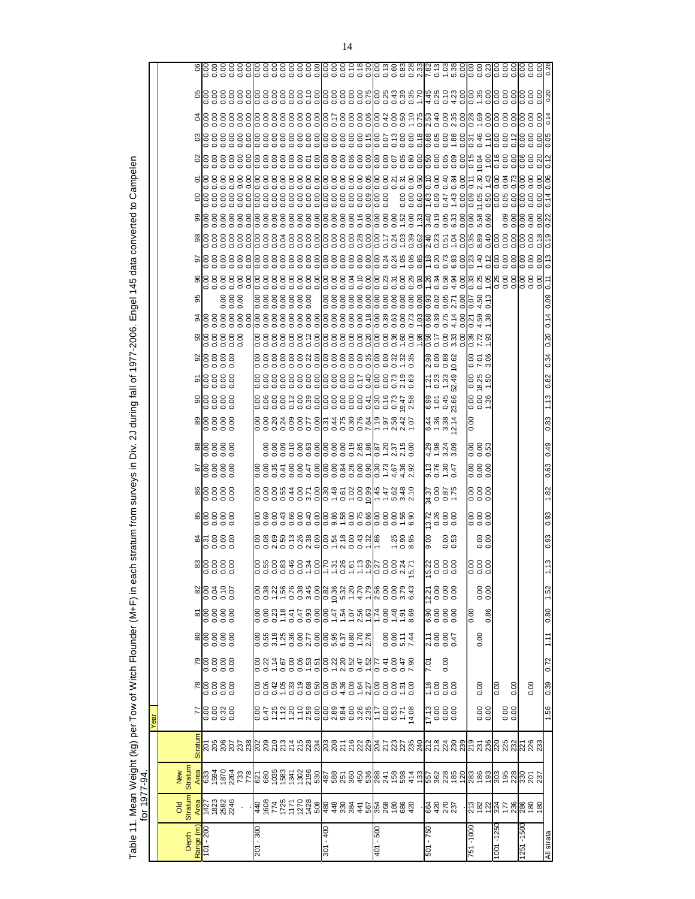Table 11. Mean Weight (kg) per Tow of Witch Flounder (M+F) in each stratum from surveys in Div. 2J during fall of 1977-2006. Engel 145 data converted to Campelen for 1977-94.

| Depth Range (m) | Old Stratum Area | New Stratum Area | Stratum | 77 | 78 | 79 | 80 | 81 | 82 | 83 | 84 | 85 | 86 | 87 | 88 | 89 | 90 | 91 | 92 | 93 | 94 | 95 | 96 | 97 | 98 | 99 | 00 | 01 | 02 | 03 | 04 | 05 | 06 |
|---|---|---|---|---|---|---|---|---|---|---|---|---|---|---|---|---|---|---|---|---|---|---|---|---|---|---|---|---|---|---|---|---|---|
| 101 - 200 | 1427 | 633 | 201 | 0.00 | 0.00 | 0.00 | 0.00 | 0.00 | 0.00 | 0.00 | 0.31 | 0.00 | 0.00 | 0.00 | 0.00 | 0.00 | 0.00 | 0.00 | 0.00 | 0.00 | 0.00 | | 0.00 | 0.00 | 0.00 | 0.00 | 0.00 | 0.00 | 0.00 | 0.00 | 0.00 | 0.00 | 0.00 |
| | 1823 | 1594 | 205 | 0.00 | 0.00 | 0.00 | 0.00 | 0.00 | 0.04 | 0.00 | 0.00 | 0.00 | 0.00 | 0.00 | 0.00 | 0.00 | 0.00 | 0.00 | 0.00 | 0.00 | 0.00 | | 0.00 | 0.00 | 0.00 | 0.00 | 0.00 | 0.00 | 0.00 | 0.00 | 0.00 | 0.00 | 0.00 |
| | 2582 | 1870 | 206 | 0.32 | 0.00 | 0.00 | 0.00 | 0.00 | 0.10 | 0.00 | 0.00 | 0.00 | 0.00 | 0.00 | 0.00 | 0.00 | 0.00 | 0.00 | 0.00 | 0.00 | 0.00 | 0.00 | 0.00 | 0.00 | 0.00 | 0.00 | 0.00 | 0.00 | 0.00 | 0.00 | 0.00 | 0.00 | 0.00 |
| | 2246 | 2264 | 207 | 0.00 | 0.00 | 0.00 | 0.00 | 0.00 | 0.07 | 0.00 | 0.00 | 0.00 | 0.00 | 0.00 | 0.00 | 0.00 | 0.00 | 0.00 | 0.00 | 0.00 | 0.00 | 0.00 | 0.00 | 0.00 | 0.00 | 0.00 | 0.00 | 0.00 | 0.00 | 0.00 | 0.00 | 0.00 | 0.00 |
| | . | 733 | 237 | | | | | | | | | | | | | | | | | 0.00 | 0.00 | 0.00 | 0.00 | 0.00 | 0.00 | 0.00 | 0.00 | 0.00 | 0.00 | 0.00 | 0.00 | 0.00 | 0.00 |
| | . | 778 | 238 | | | | | | | | | | | | | | | | | | 0.00 | 0.00 | 0.00 | 0.00 | 0.00 | 0.00 | 0.00 | 0.00 | 0.00 | 0.00 | 0.00 | 0.00 | 0.00 |
| 201 - 300 | 440 | 621 | 202 | 0.00 | 0.00 | 0.00 | 0.00 | 0.00 | 0.00 | 0.00 | 0.00 | 0.00 | 0.00 | 0.00 | | 0.00 | 0.00 | 0.00 | 0.00 | 0.00 | 0.00 | 0.00 | 0.00 | 0.00 | 0.00 | 0.00 | 0.00 | 0.00 | 0.00 | 0.00 | 0.00 | 0.00 | 0.00 |
| | 1608 | 680 | 209 | 0.47 | 0.06 | 0.22 | 0.55 | 0.00 | 0.38 | 0.55 | 0.08 | 0.69 | 0.00 | 0.00 | 0.00 | 0.00 | 0.06 | 0.00 | 0.00 | 0.00 | 0.00 | 0.00 | 0.00 | 0.00 | 0.00 | 0.00 | 0.00 | 0.00 | 0.00 | 0.00 | 0.00 | 0.00 | 0.00 |
| | 774 | 1035 | 210 | 1.25 | 0.42 | 1.14 | 3.18 | 0.23 | 1.22 | 0.00 | 2.69 | 0.00 | 0.00 | 0.35 | 0.00 | 0.20 | 0.00 | 0.00 | 0.00 | 0.00 | 0.00 | 0.00 | 0.00 | 0.00 | 0.04 | 0.00 | 0.00 | 0.00 | 0.00 | 0.00 | 0.00 | 0.00 | 0.00 |
| | 1725 | 1583 | 213 | 1.12 | 1.05 | 0.67 | 1.25 | 1.18 | 1.56 | 0.83 | 0.50 | 0.43 | 0.55 | 0.41 | 0.09 | 0.24 | 0.00 | 0.00 | 0.00 | 0.00 | 0.00 | 0.00 | 0.00 | 0.00 | 0.00 | 0.00 | 0.00 | 0.00 | 0.00 | 0.00 | 0.00 | 0.00 | 0.00 |
| | 1171 | 1341 | 214 | 1.20 | 0.33 | 0.00 | 0.36 | 0.41 | 0.76 | 0.46 | 0.13 | 0.66 | 0.44 | 0.00 | 0.10 | 0.09 | 0.12 | 0.00 | 0.00 | 0.00 | 0.00 | 0.00 | 0.00 | 0.00 | 0.00 | 0.00 | 0.00 | 0.00 | 0.00 | 0.00 | 0.00 | 0.00 | 0.00 |
| | 1270 | 1302 | 215 | 1.10 | 0.19 | 0.06 | 0.00 | 0.47 | 0.38 | 0.00 | 0.26 | 0.00 | 0.00 | 0.00 | 0.00 | 0.00 | 0.00 | 0.00 | 0.00 | 0.00 | 0.00 | 0.00 | 0.00 | 0.00 | 0.00 | 0.00 | 0.00 | 0.00 | 0.00 | 0.00 | 0.00 | 0.00 | 0.00 |
| | 1428 | 2196 | 228 | 2.59 | 0.68 | 1.53 | 2.77 | 0.93 | 3.45 | 1.34 | 2.38 | 0.40 | 3.71 | 0.47 | 0.63 | 0.77 | 0.39 | 0.00 | 0.22 | 0.12 | 0.00 | 0.00 | 0.00 | 0.00 | 0.00 | 0.00 | 0.00 | 0.00 | 0.01 | 0.00 | 0.00 | 0.10 | 0.00 |
| | 508 | 530 | 234 | 0.00 | 0.50 | 0.51 | 0.00 | 0.00 | 0.00 | 0.00 | 0.00 | 0.00 | 0.00 | 0.00 | 0.00 | 0.00 | 0.00 | 0.00 | 0.00 | 0.00 | 0.00 | | 0.00 | 0.00 | 0.00 | 0.00 | 0.00 | 0.00 | 0.00 | 0.00 | 0.00 | 0.00 | 0.00 |
| 301 - 400 | 480 | 487 | 203 | 0.00 | 0.00 | 0.00 | 0.00 | 0.00 | 0.82 | 1.70 | 0.00 | 0.00 | 0.30 | 0.00 | 0.00 | 0.31 | 0.00 | 0.00 | 0.00 | 0.00 | 0.00 | 0.00 | 0.00 | 0.00 | 0.00 | 0.00 | 0.00 | 0.00 | 0.00 | 0.00 | 0.00 | 0.00 | 0.00 |
| | 448 | 588 | 208 | 2.89 | 0.58 | 1.22 | 5.95 | 1.47 | 10.36 | 1.31 | 1.54 | 9.86 | 1.48 | 0.00 | 0.00 | 0.44 | 0.00 | 0.00 | 0.00 | 0.00 | 0.00 | 0.00 | 0.00 | 0.00 | 0.00 | 0.00 | 0.00 | 0.00 | 0.00 | 0.00 | 0.17 | 0.00 | 0.00 |
| | 330 | 251 | 211 | 9.84 | 4.36 | 2.20 | 6.37 | 1.54 | 5.32 | 0.26 | 2.18 | 1.58 | 0.61 | 0.84 | 0.00 | 0.75 | 0.00 | 0.00 | 0.00 | 0.00 | 0.00 | 0.00 | 0.00 | 0.00 | 0.00 | 0.00 | 0.00 | 0.00 | 0.00 | 0.00 | 0.00 | 0.00 | 0.00 |
| | 384 | 360 | 216 | 0.00 | 0.00 | 0.52 | 0.80 | 1.07 | 1.20 | 1.61 | 0.00 | 0.00 | 1.02 | 0.26 | 0.19 | 0.30 | 0.00 | 0.00 | 0.00 | 0.00 | 0.00 | 0.00 | 0.04 | 0.00 | 0.00 | 0.00 | 0.00 | 0.00 | 0.06 | 0.00 | 0.00 | 0.00 | 0.10 |
| | 441 | 450 | 222 | 3.26 | 1.64 | 0.47 | 1.70 | 2.56 | 4.70 | 1.13 | 0.43 | 0.75 | 0.00 | 0.90 | 2.85 | 0.76 | 0.00 | 0.17 | 0.00 | 0.00 | 0.00 | 0.00 | 0.10 | 0.00 | 0.28 | 0.16 | 0.00 | 0.00 | 0.00 | 0.00 | 0.00 | 0.00 | 0.18 |
| | 567 | 536 | 229 | 2.35 | 2.27 | 1.52 | 2.76 | 1.63 | 1.79 | 1.99 | 1.32 | 0.66 | 10.99 | 0.90 | 1.86 | 7.64 | 0.41 | 0.40 | 0.35 | 0.20 | 0.18 | 0.00 | 0.00 | 0.00 | 0.00 | 0.00 | 0.09 | 0.05 | 0.00 | 0.15 | 0.06 | 0.75 | 0.30 |
| 401 - 500 | 354 | 288 | 204 | 1.17 | 0.00 | 0.77 | | 1.74 | 2.56 | 0.27 | 1.86 | 0.00 | 1.45 | 0.30 | 0.87 | 1.19 | 0.30 | 0.00 | 0.00 | 0.00 | 0.00 | 0.00 | 0.00 | 0.00 | 0.00 | 0.00 | 0.00 | 0.00 | 0.00 | 0.00 | 0.00 | 0.00 | 0.00 |
| | 268 | 241 | 217 | 0.00 | 0.00 | 0.41 | | 0.08 | 0.00 | 0.00 | | 0.00 | 1.47 | 1.73 | 1.20 | 1.97 | 0.16 | 0.00 | 0.00 | 0.00 | 0.39 | 0.00 | 0.23 | 0.24 | 0.17 | 0.00 | 0.00 | 0.00 | 0.00 | 0.07 | 0.42 | 0.25 | 0.13 |
| | 180 | 158 | 223 | 0.00 | | | 0.00 | | 0.00 | 0.00 | | 0.00 | 5.62 | 4.67 | 2.37 | 2.58 | 0.73 | 0.73 | 0.32 | 0.38 | 0.63 | 0.00 | 0.31 | 0.24 | 0.24 | 0.00 | | 0.21 | 0.07 | 0.13 | 0.00 | 0.43 | 0.60 |
| | 686 | 598 | 227 | 0.53 | 0.00 | 0.00 | 0.00 | 1.48 | 0.00 | 0.00 | 1.25 | 0.00 | 3.48 | 4.36 | 2.15 | 2.42 | 19.47 | 2.19 | 1.32 | 1.60 | 0.00 | 0.00 | 0.00 | 1.05 | 1.03 | 1.52 | 0.00 | 0.31 | 0.05 | 0.00 | 0.50 | 0.39 | 0.83 |
| | 420 | 414 | 235 | 1.71 | 1.31 | 0.47 | 5.11 | 1.91 | 3.79 | 2.24 | 0.90 | 1.56 | 2.10 | 2.92 | 0.00 | 1.07 | 2.58 | 0.63 | 0.35 | 0.00 | 0.00 | 0.00 | 0.29 | 0.06 | 0.39 | 0.00 | 0.00 | 0.00 | 0.80 | 0.00 | 1.10 | 0.35 | 0.28 |
| | . | 133 | 240 | 14.08 | 0.00 | 7.90 | 7.44 | 8.69 | 6.43 | 15.71 | 8.95 | 6.90 | | | | | | | | 1.98 | 1.03 | 0.00 | 0.93 | 0.85 | 0.62 | 1.33 | 0.60 | 0.50 | 0.00 | 0.18 | 0.75 | 1.70 | 2.33 |
| 501 - 750 | 664 | 557 | 212 | 17.13 | 1.16 | 7.01 | 2.11 | 6.90 | 12.21 | 15.22 | 9.00 | 13.72 | 34.37 | 9.13 | 4.29 | 6.44 | 6.99 | 1.21 | 2.98 | 0.58 | 0.68 | 0.93 | 1.26 | 1.18 | 2.40 | 3.40 | 1.63 | 0.10 | 0.50 | 0.68 | 2.53 | 4.45 | 7.82 |
| | 420 | 362 | 218 | 0.00 | 0.00 | | 0.00 | 0.00 | 0.00 | 0.00 | | 0.26 | 0.00 | 0.76 | 1.98 | 1.36 | 1.01 | 0.23 | 0.00 | 0.17 | 0.39 | 0.02 | 0.34 | 0.20 | 0.23 | 0.19 | 0.09 | 0.00 | 0.00 | 0.05 | 0.40 | 0.25 | 0.13 |
| | 270 | 228 | 224 | 0.00 | 0.00 | 0.00 | 0.00 | 0.00 | 0.00 | 0.00 | 0.00 | 0.00 | 0.87 | 1.30 | 3.24 | 3.38 | 0.45 | 1.33 | 0.88 | 0.00 | 0.75 | 0.05 | 0.58 | 0.73 | 0.51 | 0.05 | 0.47 | 0.40 | 0.05 | 0.00 | 0.00 | 0.10 | 1.03 |
| | 237 | 185 | 230 | 0.00 | 0.00 | | 0.47 | 0.00 | 0.00 | 0.00 | 0.53 | 0.00 | 1.75 | 0.47 | 3.09 | 12.14 | 23.66 | 52.49 | 10.62 | 3.33 | 4.14 | 2.71 | 4.94 | 6.93 | 1.04 | 6.33 | 1.43 | 0.84 | 0.09 | 1.88 | 2.35 | 4.23 | 5.38 |
| | . | 120 | 239 | | | | | | | | | | | | | | | | | 0.00 | 0.00 | 0.00 | 0.00 | 0.00 | 0.00 | 0.00 | 0.00 | 0.00 | 0.00 | 0.00 | 0.00 | 0.00 | 0.00 |
| 751 - 1000 | 213 | 283 | 219 | | | | | 0.00 | | 0.00 | | 0.00 | 0.00 | 0.00 | 0.00 | 0.00 | 0.00 | 0.00 | 0.00 | 0.39 | 0.21 | 0.07 | 0.33 | 0.23 | 0.35 | 0.00 | 0.09 | 0.11 | 0.15 | 0.31 | 0.28 | 0.00 | 0.00 |
| | 182 | 186 | 231 | 0.00 | 0.00 | | 0.00 | | 0.00 | 0.00 | 0.00 | 0.00 | 0.00 | 0.00 | 0.00 | | 0.00 | 18.25 | 7.01 | 7.72 | 4.59 | 4.50 | 0.25 | 1.40 | 8.89 | 5.58 | 11.05 | 2.30 | 10.04 | 0.46 | 1.69 | 1.35 | 0.00 |
| | 122 | 193 | 236 | 0.00 | | | | 0.86 | 0.00 | 0.00 | 0.00 | 0.00 | 0.00 | 0.00 | 0.53 | | 1.36 | 1.50 | 3.06 | 1.93 | 1.38 | 0.13 | 1.05 | 0.12 | 0.40 | 0.60 | 0.50 | 1.43 | 1.00 | 1.10 | 0.00 | 0.00 | 0.23 |
| 1001 - 1250 | 324 | 303 | 220 | | 0.00 | | | | | | | | | | | | | | | | | | 0.25 | 0.00 | 0.00 | | 0.00 | 0.00 | 0.16 | 0.00 | 0.00 | 0.00 | 0.00 |
| | 177 | 195 | 225 | 0.00 | | | | | | | | | | | | | | | | | | | 0.00 | 0.00 | 0.00 | 0.09 | 0.05 | 0.04 | 0.00 | 0.00 | 0.00 | 0.00 | 0.00 |
| | 236 | 228 | 232 | 0.00 | 0.00 | | | | | | | | | | | | | | | | | | 0.00 | 0.00 | 0.00 | 0.00 | 0.00 | 0.73 | 0.00 | 0.12 | 0.00 | 0.00 | 0.00 |
| 1251 - 1500 | 286 | 330 | 221 | | | | | | | | | | | | | | | | | | | | 0.00 | 0.00 | 0.00 | 0.00 | 0.00 | 0.00 | 0.06 | 0.00 | 0.00 | 0.00 | 0.00 |
| | 180 | 201 | 226 | | 0.00 | | | | | | | | | | | | | | | | | | 0.00 | 0.00 | 0.00 | 0.00 | 0.00 | 0.00 | 0.00 | 0.00 | 0.00 | 0.00 | 0.00 |
| | 180 | 237 | 233 | | | | | | | | | | | | | | | | | | | | 0.00 | 0.00 | 0.18 | 0.00 | 0.00 | 0.00 | 0.20 | 0.00 | 0.00 | 0.00 | 0.00 |
| All strata | | | | 1.56 | 0.39 | 0.72 | 1.11 | 0.80 | 1.52 | 1.13 | 0.93 | 0.93 | 1.82 | 0.63 | 0.49 | 0.83 | 1.13 | 0.82 | 0.34 | 0.20 | 0.14 | 0.09 | 0.11 | 0.13 | 0.19 | 0.22 | 0.14 | 0.06 | 0.12 | 0.05 | 0.14 | 0.20 | 0.28 |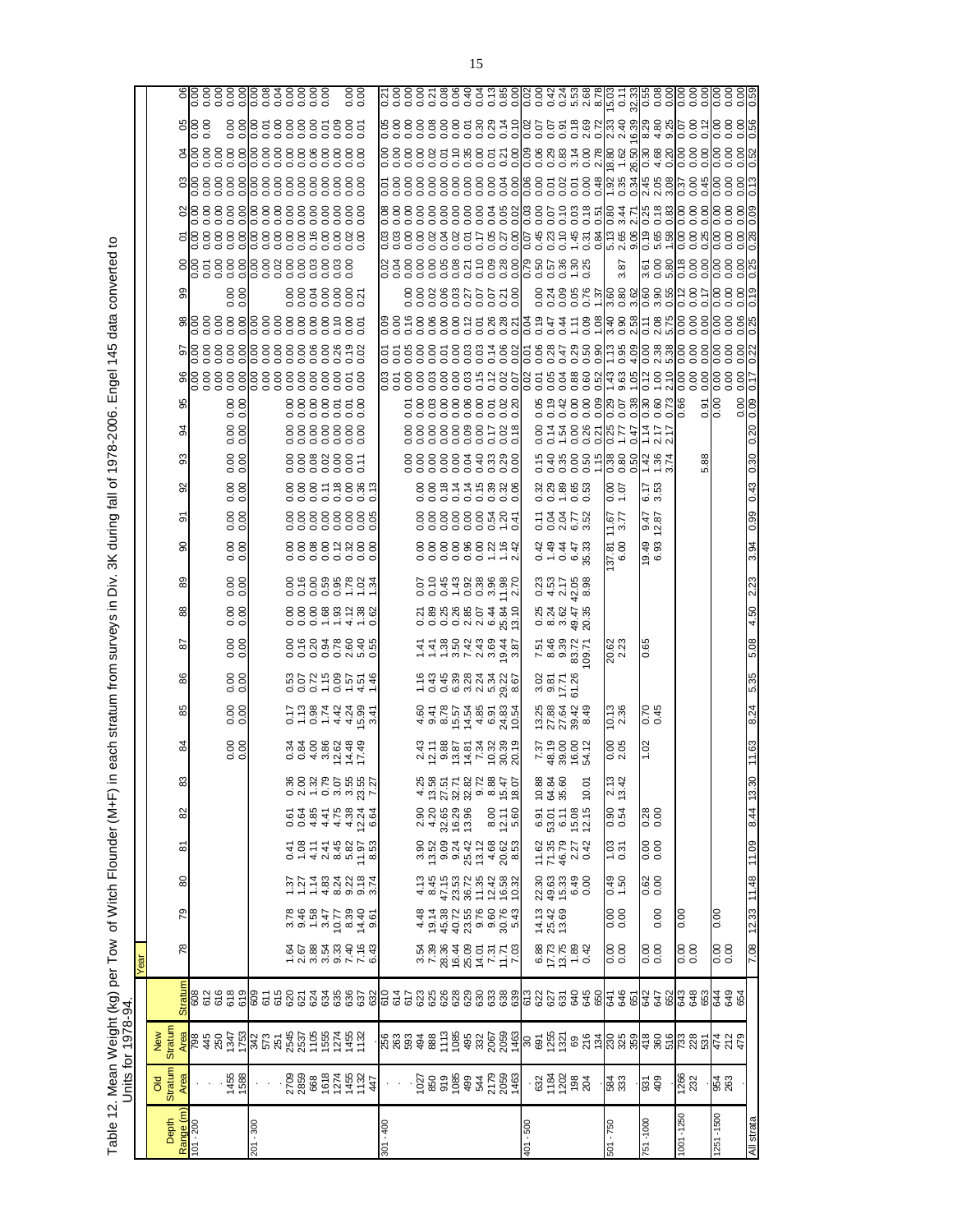Table 12. Mean Weight (kg) per Tow of Witch Flounder (M+F) in each stratum from surveys in Div. 3K during fall of 1978-2006. Engel 145 data converted to Units for 1978-94.

| Depth Range (m) | Old Stratum Area | New Stratum Area | Stratum | 78 | 79 | 80 | 81 | 82 | 83 | 84 | 85 | 86 | 87 | 88 | 89 | 90 | 91 | 92 | 93 | 94 | 95 | 96 | 97 | 98 | 99 | 00 | 01 | 02 | 03 | 04 | 05 | 06 |
|---|---|---|---|---|---|---|---|---|---|---|---|---|---|---|---|---|---|---|---|---|---|---|---|---|---|---|---|---|---|---|---|---|
| 101 - 200 | . | 798 | 608 | | | | | | | | | | | | | | | | | | | 0.00 | 0.00 | 0.00 | | 0.00 | 0.00 | 0.00 | 0.00 | 0.00 | 0.00 | 0.00 |
| | . | 445 | 612 | | | | | | | | | | | | | | | | | | | 0.00 | 0.00 | 0.00 | | 0.01 | 0.00 | 0.00 | 0.00 | 0.00 | 0.00 | 0.00 |
| | . | 250 | 616 | | | | | | | | | | | | | | | | | | | 0.00 | 0.00 | 0.00 | | 0.00 | 0.00 | 0.00 | 0.00 | 0.00 | | 0.00 |
| | 1455 | 1347 | 618 | | | | | | | 0.00 | 0.00 | 0.00 | 0.00 | 0.00 | 0.00 | 0.00 | 0.00 | 0.00 | 0.00 | 0.00 | 0.00 | 0.00 | 0.00 | 0.00 | 0.00 | 0.00 | 0.00 | 0.00 | 0.00 | 0.00 | 0.00 | 0.00 |
| | 1588 | 1753 | 619 | | | | | | | 0.00 | 0.00 | 0.00 | 0.00 | 0.00 | 0.00 | 0.00 | 0.00 | 0.00 | 0.00 | 0.00 | 0.00 | 0.00 | 0.00 | 0.00 | 0.00 | 0.00 | 0.00 | 0.00 | 0.00 | 0.00 | 0.00 | 0.00 |
| 201 - 300 | . | 342 | 609 | | | | | | | | | | | | | | | | | | | 0.00 | 0.00 | 0.00 | | 0.00 | 0.00 | 0.00 | 0.00 | 0.00 | 0.00 | 0.00 |
| | . | 573 | 611 | | | | | | | | | | | | | | | | | | | 0.00 | 0.00 | 0.00 | | 0.00 | 0.00 | 0.00 | 0.00 | 0.00 | 0.01 | 0.08 |
| | . | 251 | 615 | | | | | | | | | | | | | | | | | | | 0.00 | 0.00 | 0.00 | | 0.02 | 0.00 | 0.00 | 0.00 | 0.00 | 0.00 | 0.04 |
| | 2709 | 2545 | 620 | 1.64 | 3.78 | 1.37 | 0.41 | 0.61 | 0.36 | 0.34 | 0.17 | 0.53 | 0.00 | 0.00 | 0.00 | 0.00 | 0.00 | 0.00 | 0.00 | 0.00 | 0.00 | 0.00 | 0.00 | 0.00 | 0.00 | 0.00 | 0.00 | 0.00 | 0.00 | 0.00 | 0.00 | 0.00 |
| | 2859 | 2537 | 621 | 2.67 | 9.46 | 1.27 | 1.08 | 0.64 | 2.00 | 0.84 | 1.13 | 0.07 | 0.16 | 0.00 | 0.16 | 0.00 | 0.00 | 0.00 | 0.00 | 0.00 | 0.00 | 0.00 | 0.00 | 0.00 | 0.00 | 0.03 | 0.00 | 0.00 | 0.00 | 0.00 | 0.00 | 0.00 |
| | 668 | 1105 | 624 | 3.88 | 1.58 | 1.14 | 4.11 | 4.85 | 1.32 | 4.00 | 0.98 | 0.72 | 0.20 | 0.00 | 0.00 | 0.08 | 0.00 | 0.00 | 0.08 | 0.00 | 0.00 | 0.00 | 0.06 | 0.00 | 0.04 | 0.03 | 0.16 | 0.00 | 0.00 | 0.06 | 0.00 | 0.00 |
| | 1618 | 1555 | 634 | 3.54 | 3.47 | 4.83 | 2.41 | 4.41 | 0.79 | 3.86 | 1.74 | 1.15 | 0.94 | 1.68 | 0.59 | 0.00 | 0.00 | 0.11 | 0.02 | 0.00 | 0.00 | 0.00 | 0.00 | 0.00 | 0.00 | 0.00 | 0.00 | 0.00 | 0.00 | 0.00 | 0.00 | 0.00 |
| | 1274 | 1274 | 635 | 9.33 | 10.77 | 8.24 | 8.45 | 4.75 | 3.07 | 12.62 | 4.42 | 0.09 | 0.78 | 1.93 | 0.95 | 0.12 | 0.00 | 0.18 | 0.00 | 0.00 | 0.01 | 0.00 | 0.26 | 0.10 | 0.00 | 0.03 | 0.00 | 0.00 | 0.00 | 0.00 | 0.01 | 0.00 |
| | 1455 | 1455 | 636 | 7.40 | 8.39 | 9.22 | 5.82 | 4.38 | 3.55 | 14.48 | 4.24 | 1.57 | 2.60 | 4.12 | 1.78 | 0.32 | 0.00 | 0.00 | 0.00 | 0.00 | 0.01 | 0.01 | 0.19 | 0.00 | 0.00 | 0.00 | 0.02 | 0.00 | 0.00 | 0.00 | 0.09 | |
| | 1132 | 1132 | 637 | 7.16 | 14.40 | 9.18 | 11.97 | 12.24 | 23.55 | 17.49 | 15.99 | 4.51 | 5.40 | 1.38 | 1.02 | 0.00 | 0.00 | 0.36 | 0.11 | 0.00 | 0.00 | 0.00 | 0.02 | 0.01 | 0.21 | | 0.00 | 0.00 | 0.00 | 0.00 | 0.00 | 0.00 |
| | 447 | | 632 | 6.43 | 9.61 | 3.74 | 8.53 | 6.64 | 7.27 | | 3.41 | 1.46 | 0.55 | 0.62 | 1.34 | 0.00 | 0.05 | 0.13 | | | | | | | | | | | | | 0.01 | 0.00 |
| 301 - 400 | . | 256 | 610 | | | | | | | | | | | | | | | | | | | 0.03 | 0.01 | 0.09 | | 0.02 | 0.03 | 0.08 | 0.01 | 0.00 | 0.05 | 0.21 |
| | . | 263 | 614 | | | | | | | | | | | | | | | | | | | 0.01 | 0.01 | 0.00 | | 0.04 | 0.03 | 0.00 | 0.00 | 0.00 | 0.00 | 0.00 |
| | . | 593 | 617 | | | | | | | | | | | | | | | | 0.00 | 0.00 | 0.01 | 0.01 | 0.05 | 0.16 | 0.00 | 0.00 | 0.00 | 0.00 | 0.00 | 0.00 | 0.00 | 0.00 |
| | 1027 | 494 | 623 | 3.54 | 4.48 | 4.13 | 3.90 | 2.90 | 4.25 | 2.43 | 4.60 | 1.16 | 1.41 | 0.21 | 0.07 | 0.00 | 0.00 | 0.00 | 0.00 | 0.00 | 0.00 | 0.00 | 0.00 | 0.00 | 0.00 | 0.00 | 0.00 | 0.00 | 0.00 | 0.00 | 0.00 | 0.00 |
| | 850 | 888 | 625 | 7.39 | 19.14 | 8.45 | 13.52 | 4.20 | 13.58 | 12.11 | 9.41 | 0.43 | 1.41 | 0.89 | 0.10 | 0.00 | 0.00 | 0.00 | 0.00 | 0.00 | 0.03 | 0.03 | 0.01 | 0.06 | 0.02 | 0.00 | 0.02 | 0.00 | 0.00 | 0.02 | 0.08 | 0.21 |
| | 919 | 1113 | 626 | 28.36 | 45.38 | 47.15 | 9.09 | 32.65 | 27.51 | 9.88 | 8.78 | 0.45 | 1.38 | 0.25 | 0.45 | 0.00 | 0.00 | 0.18 | 0.00 | 0.00 | 0.00 | 0.00 | 0.00 | 0.00 | 0.06 | 0.05 | 0.04 | 0.00 | 0.00 | 0.01 | 0.00 | 0.08 |
| | 1085 | 1085 | 628 | 16.44 | 40.72 | 23.53 | 9.24 | 16.29 | 32.71 | 13.87 | 15.57 | 6.39 | 3.50 | 0.26 | 1.43 | 0.00 | 0.00 | 0.14 | 0.00 | 0.00 | 0.00 | 0.00 | 0.03 | 0.00 | 0.03 | 0.08 | 0.02 | 0.00 | 0.08 | 0.10 | 0.00 | 0.06 |
| | 499 | 495 | 629 | 25.09 | 23.55 | 36.72 | 25.42 | 13.96 | 32.82 | 14.81 | 14.54 | 3.28 | 7.42 | 2.85 | 0.92 | 0.96 | 0.00 | 0.14 | 0.04 | 0.09 | 0.06 | 0.03 | 0.03 | 0.12 | 0.27 | 0.21 | 0.01 | 0.00 | 0.00 | 0.35 | 0.01 | 0.40 |
| | 544 | 332 | 630 | 14.01 | 9.76 | 11.35 | 13.12 | | 9.72 | 7.34 | 4.85 | 2.24 | 2.43 | 2.07 | 0.38 | 0.00 | 0.00 | 0.15 | 0.40 | 0.00 | 0.00 | 0.15 | 0.01 | 0.01 | 0.07 | 0.10 | 0.17 | 0.00 | 0.00 | 0.00 | 0.30 | 0.04 |
| | 2179 | 2067 | 633 | 7.31 | 9.60 | 12.42 | 4.68 | 8.00 | 8.88 | 10.32 | 6.91 | 5.34 | 3.69 | 6.44 | 3.96 | 1.22 | 0.54 | 0.39 | 0.33 | 0.17 | 0.01 | 0.12 | 0.14 | 0.26 | 0.07 | 0.09 | 0.05 | 0.04 | 0.00 | 0.01 | 0.29 | 0.13 |
| | 2059 | 2059 | 638 | 11.71 | 30.76 | 16.58 | 20.62 | 12.11 | 15.47 | 30.39 | 24.83 | 29.22 | 19.44 | 25.84 | 11.98 | 1.16 | 1.20 | 0.32 | 0.29 | 0.02 | 0.02 | 0.02 | 0.06 | 0.28 | 0.21 | 0.28 | 0.27 | 0.05 | 0.04 | 0.21 | 1.14 | 0.85 |
| | 1463 | 1463 | 639 | 7.03 | 5.43 | 10.32 | 8.53 | 5.60 | 18.07 | 20.19 | 10.54 | 8.67 | 3.87 | 13.10 | 2.70 | 2.42 | 0.41 | 0.06 | 0.00 | 0.18 | 0.20 | 0.07 | 0.02 | 0.21 | 0.00 | 0.00 | 0.02 | 0.02 | 0.00 | 0.00 | 0.10 | 0.00 |
| 401 - 500 | . | 30 | 613 | | | | | | | | | | | | | | | | | | | 0.02 | 0.01 | 0.04 | | 0.79 | 0.07 | 0.03 | 0.06 | 0.09 | 0.02 | 0.02 |
| | 632 | 691 | 622 | 6.88 | 14.13 | 22.30 | 11.62 | 6.91 | 10.88 | 7.37 | 13.25 | 3.02 | 7.51 | 0.25 | 0.23 | 0.42 | 0.11 | 0.32 | 0.15 | 0.00 | 0.05 | 0.01 | 0.06 | 0.19 | 0.00 | 0.50 | 0.45 | 0.00 | 0.00 | 0.06 | 0.07 | 0.00 |
| | 1184 | 1255 | 627 | 17.73 | 25.42 | 49.63 | 71.35 | 53.01 | 64.84 | 48.19 | 27.88 | 9.81 | 8.46 | 8.24 | 4.53 | 1.49 | 0.04 | 0.29 | 0.40 | 0.14 | 0.19 | 0.05 | 0.28 | 0.47 | 0.24 | 0.57 | 0.23 | 0.07 | 0.01 | 0.29 | 0.07 | 0.42 |
| | 1202 | 1321 | 631 | 13.75 | 13.69 | 15.33 | 46.79 | 6.11 | 35.60 | 39.00 | 27.64 | 17.71 | 9.39 | 3.62 | 2.17 | 0.44 | 2.04 | 1.89 | 0.35 | 1.54 | 0.42 | 0.04 | 0.47 | 0.44 | 0.09 | 0.36 | 0.10 | 0.10 | 0.02 | 0.83 | 0.91 | 0.24 |
| | 198 | 69 | 640 | 1.89 | | 6.49 | 2.27 | 15.08 | | 16.00 | 39.42 | 61.26 | 83.72 | 49.47 | 42.05 | 6.47 | 6.77 | 0.65 | 0.00 | 0.00 | 0.00 | 0.88 | 0.29 | 1.11 | 0.05 | 1.30 | 1.45 | 0.03 | 0.01 | 3.14 | 0.18 | 5.53 |
| | 204 | 216 | 645 | 0.42 | | 0.00 | 0.42 | 12.15 | 10.01 | 54.12 | 8.49 | | 109.71 | 20.35 | 8.98 | 35.33 | 3.52 | 0.53 | 0.50 | 0.26 | 0.00 | 0.60 | 0.50 | 0.09 | 0.76 | 0.25 | 0.31 | 0.18 | 0.00 | 0.00 | 2.69 | 2.68 |
| | . | 134 | 650 | | | | | | | | | | | | | | | | 1.15 | 0.21 | 0.09 | 0.52 | 0.90 | 1.08 | 1.37 | | 0.84 | 0.51 | 0.48 | 2.78 | 0.72 | 8.78 |
| 501 - 750 | 584 | 230 | 641 | 0.00 | 0.00 | 0.49 | 1.03 | 0.90 | 2.13 | 0.00 | 10.13 | | 20.62 | | | 137.81 | 11.67 | 0.00 | 0.38 | 0.25 | 0.29 | 1.43 | 1.13 | 3.40 | 3.60 | | 5.13 | 0.80 | 1.92 | 18.80 | 2.33 | 15.03 |
| | 333 | 325 | 646 | 0.00 | 0.00 | 1.50 | 0.31 | 0.54 | 13.42 | 2.05 | 2.36 | | 2.23 | | | 6.00 | 3.77 | 1.07 | 0.80 | 1.77 | 0.07 | 9.63 | 0.95 | 0.90 | 0.80 | 3.87 | 2.65 | 3.44 | 0.35 | 1.62 | 2.40 | 0.11 |
| | . | 359 | 651 | | | | | | | | | | | | | | | | 0.50 | 0.47 | 0.38 | 1.05 | 4.09 | 2.58 | 3.62 | | 9.06 | 2.71 | 0.34 | 26.50 | 16.39 | 32.33 |
| 751 - 1000 | 931 | 418 | 642 | 0.00 | | 0.62 | 0.00 | 0.28 | | 1.02 | 0.70 | | 0.65 | | | 19.49 | 9.47 | 6.17 | 1.42 | 1.14 | 0.30 | 0.12 | 0.00 | 0.11 | 0.60 | 3.61 | 0.19 | 0.25 | 2.45 | 0.30 | 8.29 | 0.55 |
| | 409 | 360 | 647 | 0.00 | | 0.00 | 0.00 | 0.00 | | | 0.45 | | | | | 6.93 | 12.87 | 3.53 | 1.36 | 2.17 | 0.60 | 1.00 | 2.38 | 2.08 | 3.90 | 0.00 | 5.65 | 0.18 | 2.05 | 4.68 | 4.80 | 0.08 |
| | . | 516 | 652 | | 0.00 | | | | | | | | | | | | | | 3.74 | 2.17 | 0.73 | 2.10 | 5.38 | 5.75 | 0.55 | 5.80 | 1.58 | 0.83 | 3.08 | 0.20 | 9.25 | 0.00 |
| 1001 - 1250 | 1266 | 733 | 643 | 0.00 | 0.00 | | | | | | | | | | | | | | | | 0.66 | 0.00 | 0.00 | 0.00 | 0.12 | 0.18 | 0.00 | 0.00 | 0.37 | 0.00 | 0.07 | 0.00 |
| | 232 | 228 | 648 | 0.00 | | | | | | | | | | | | | | | | | | 0.00 | 0.00 | 0.00 | 0.00 | 0.00 | 0.00 | 0.00 | 0.00 | 0.00 | 0.00 | 0.00 |
| | . | 531 | 653 | | | | | | | | | | | | | | | | 5.88 | | 0.91 | 0.00 | 0.00 | 0.00 | 0.17 | 0.00 | 0.25 | 0.00 | 0.45 | 0.00 | 0.12 | 0.00 |
| 1251 - 1500 | 954 | 474 | 644 | 0.00 | 0.00 | | | | | | | | | | | | | | | | 0.00 | 0.00 | 0.00 | 0.00 | 0.00 | 0.00 | 0.00 | 0.00 | 0.00 | 0.00 | 0.00 | 0.00 |
| | 263 | 212 | 649 | 0.00 | | | | | | | | | | | | | | | | | | 0.00 | 0.00 | 0.00 | 0.00 | 0.00 | 0.00 | 0.00 | 0.00 | 0.00 | 0.00 | 0.00 |
| | . | 479 | 654 | | | | | | | | | | | | | | | | | | 0.00 | 0.00 | 0.00 | 0.06 | 0.00 | 0.00 | 0.00 | 0.00 | 0.00 | 0.00 | 0.00 | 0.00 |
| All strata | | | | 7.08 | 12.33 | 11.48 | 11.09 | 8.44 | 13.30 | 11.63 | 8.24 | 5.35 | 5.08 | 4.50 | 2.23 | 3.94 | 0.99 | 0.43 | 0.30 | 0.20 | 0.09 | 0.17 | 0.22 | 0.25 | 0.19 | 0.25 | 0.28 | 0.09 | 0.13 | 0.52 | 0.56 | 0.59 |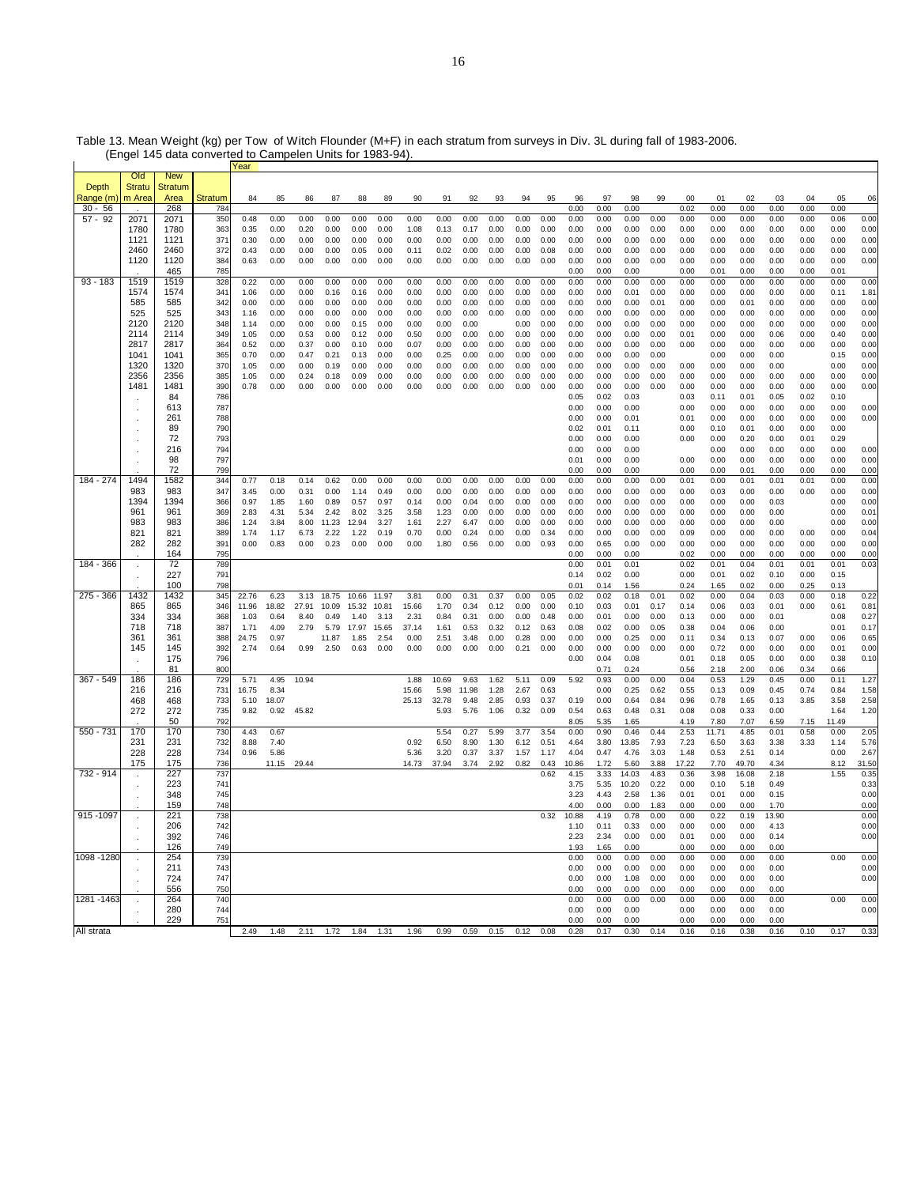Table 13. Mean Weight (kg) per Tow of Witch Flounder (M+F) in each stratum from surveys in Div. 3L during fall of 1983-2006.
(Engel 145 data converted to Campelen Units for 1983-94).

| Depth Range (m) | Old Stratu m Area | New Stratum Area | Stratum | Year 84 | 85 | 86 | 87 | 88 | 89 | 90 | 91 | 92 | 93 | 94 | 95 | 96 | 97 | 98 | 99 | 00 | 01 | 02 | 03 | 04 | 05 | 06 |
|---|---|---|---|---|---|---|---|---|---|---|---|---|---|---|---|---|---|---|---|---|---|---|---|---|---|---|
| 30 - 56 | . | 268 | 784 | | | | | | | | | | | | | 0.00 | 0.00 | 0.00 | | 0.02 | 0.00 | 0.00 | 0.00 | 0.00 | 0.00 | |
| 57 - 92 | 2071 | 2071 | 350 | 0.48 | 0.00 | 0.00 | 0.00 | 0.00 | 0.00 | 0.00 | 0.00 | 0.00 | 0.00 | 0.00 | 0.00 | 0.00 | 0.00 | 0.00 | 0.00 | 0.00 | 0.00 | 0.00 | 0.00 | 0.00 | 0.06 | 0.00 |
| | 1780 | 1780 | 363 | 0.35 | 0.00 | 0.20 | 0.00 | 0.00 | 0.00 | 1.08 | 0.13 | 0.17 | 0.00 | 0.00 | 0.00 | 0.00 | 0.00 | 0.00 | 0.00 | 0.00 | 0.00 | 0.00 | 0.00 | 0.00 | 0.00 | 0.00 |
| | 1121 | 1121 | 371 | 0.30 | 0.00 | 0.00 | 0.00 | 0.00 | 0.00 | 0.00 | 0.00 | 0.00 | 0.00 | 0.00 | 0.00 | 0.00 | 0.00 | 0.00 | 0.00 | 0.00 | 0.00 | 0.00 | 0.00 | 0.00 | 0.00 | 0.00 |
| | 2460 | 2460 | 372 | 0.43 | 0.00 | 0.00 | 0.00 | 0.05 | 0.00 | 0.11 | 0.02 | 0.00 | 0.00 | 0.00 | 0.08 | 0.00 | 0.00 | 0.00 | 0.00 | 0.00 | 0.00 | 0.00 | 0.00 | 0.00 | 0.00 | 0.00 |
| | 1120 | 1120 | 384 | 0.63 | 0.00 | 0.00 | 0.00 | 0.00 | 0.00 | 0.00 | 0.00 | 0.00 | 0.00 | 0.00 | 0.00 | 0.00 | 0.00 | 0.00 | 0.00 | 0.00 | 0.00 | 0.00 | 0.00 | 0.00 | 0.00 | 0.00 |
| | . | 465 | 785 | | | | | | | | | | | | | 0.00 | 0.00 | 0.00 | | 0.00 | 0.01 | 0.00 | 0.00 | 0.00 | 0.01 | |
| 93 - 183 | 1519 | 1519 | 328 | 0.22 | 0.00 | 0.00 | 0.00 | 0.00 | 0.00 | 0.00 | 0.00 | 0.00 | 0.00 | 0.00 | 0.00 | 0.00 | 0.00 | 0.00 | 0.00 | 0.00 | 0.00 | 0.00 | 0.00 | 0.00 | 0.00 | 0.00 |
| | 1574 | 1574 | 341 | 1.06 | 0.00 | 0.00 | 0.16 | 0.16 | 0.00 | 0.00 | 0.00 | 0.00 | 0.00 | 0.00 | 0.00 | 0.00 | 0.00 | 0.01 | 0.00 | 0.00 | 0.00 | 0.00 | 0.00 | 0.00 | 0.11 | 1.81 |
| | 585 | 585 | 342 | 0.00 | 0.00 | 0.00 | 0.00 | 0.00 | 0.00 | 0.00 | 0.00 | 0.00 | 0.00 | 0.00 | 0.00 | 0.00 | 0.00 | 0.00 | 0.01 | 0.00 | 0.00 | 0.01 | 0.00 | 0.00 | 0.00 | 0.00 |
| | 525 | 525 | 343 | 1.16 | 0.00 | 0.00 | 0.00 | 0.00 | 0.00 | 0.00 | 0.00 | 0.00 | 0.00 | 0.00 | 0.00 | 0.00 | 0.00 | 0.00 | 0.00 | 0.00 | 0.00 | 0.00 | 0.00 | 0.00 | 0.00 | 0.00 |
| | 2120 | 2120 | 348 | 1.14 | 0.00 | 0.00 | 0.00 | 0.15 | 0.00 | 0.00 | 0.00 | 0.00 | | 0.00 | 0.00 | 0.00 | 0.00 | 0.00 | 0.00 | 0.00 | 0.00 | 0.00 | 0.00 | 0.00 | 0.00 | 0.00 |
| | 2114 | 2114 | 349 | 1.05 | 0.00 | 0.53 | 0.00 | 0.12 | 0.00 | 0.50 | 0.00 | 0.00 | 0.00 | 0.00 | 0.00 | 0.00 | 0.00 | 0.00 | 0.00 | 0.01 | 0.00 | 0.00 | 0.06 | 0.00 | 0.40 | 0.00 |
| | 2817 | 2817 | 364 | 0.52 | 0.00 | 0.37 | 0.00 | 0.10 | 0.00 | 0.07 | 0.00 | 0.00 | 0.00 | 0.00 | 0.00 | 0.00 | 0.00 | 0.00 | 0.00 | 0.00 | 0.00 | 0.00 | 0.00 | 0.00 | 0.00 | 0.00 |
| | 1041 | 1041 | 365 | 0.70 | 0.00 | 0.47 | 0.21 | 0.13 | 0.00 | 0.00 | 0.25 | 0.00 | 0.00 | 0.00 | 0.00 | 0.00 | 0.00 | 0.00 | 0.00 | | 0.00 | 0.00 | 0.00 | | 0.15 | 0.00 |
| | 1320 | 1320 | 370 | 1.05 | 0.00 | 0.00 | 0.19 | 0.00 | 0.00 | 0.00 | 0.00 | 0.00 | 0.00 | 0.00 | 0.00 | 0.00 | 0.00 | 0.00 | 0.00 | 0.00 | 0.00 | 0.00 | 0.00 | | 0.00 | 0.00 |
| | 2356 | 2356 | 385 | 1.05 | 0.00 | 0.24 | 0.18 | 0.09 | 0.00 | 0.00 | 0.00 | 0.00 | 0.00 | 0.00 | 0.00 | 0.00 | 0.00 | 0.00 | 0.00 | 0.00 | 0.00 | 0.00 | 0.00 | 0.00 | 0.00 | 0.00 |
| | 1481 | 1481 | 390 | 0.78 | 0.00 | 0.00 | 0.00 | 0.00 | 0.00 | 0.00 | 0.00 | 0.00 | 0.00 | 0.00 | 0.00 | 0.00 | 0.00 | 0.00 | 0.00 | 0.00 | 0.00 | 0.00 | 0.00 | 0.00 | 0.00 | 0.00 |
| | . | 84 | 786 | | | | | | | | | | | | | 0.05 | 0.02 | 0.03 | | 0.03 | 0.11 | 0.01 | 0.05 | 0.02 | 0.10 | |
| | . | 613 | 787 | | | | | | | | | | | | | 0.00 | 0.00 | 0.00 | | 0.00 | 0.00 | 0.00 | 0.00 | 0.00 | 0.00 | 0.00 |
| | . | 261 | 788 | | | | | | | | | | | | | 0.00 | 0.00 | 0.01 | | 0.01 | 0.00 | 0.00 | 0.00 | 0.00 | 0.00 | 0.00 |
| | . | 89 | 790 | | | | | | | | | | | | | 0.02 | 0.01 | 0.11 | | 0.00 | 0.10 | 0.01 | 0.00 | 0.00 | 0.00 | |
| | . | 72 | 793 | | | | | | | | | | | | | 0.00 | 0.00 | 0.00 | | 0.00 | 0.00 | 0.20 | 0.00 | 0.01 | 0.29 | |
| | . | 216 | 794 | | | | | | | | | | | | | 0.00 | 0.00 | 0.00 | | | 0.00 | 0.00 | 0.00 | 0.00 | 0.00 | 0.00 |
| | . | 98 | 797 | | | | | | | | | | | | | 0.01 | 0.00 | 0.00 | | 0.00 | 0.00 | 0.00 | 0.00 | 0.00 | 0.00 | 0.00 |
| | . | 72 | 799 | | | | | | | | | | | | | 0.00 | 0.00 | 0.00 | | 0.00 | 0.00 | 0.01 | 0.00 | 0.00 | 0.00 | 0.00 |
| 184 - 274 | 1494 | 1582 | 344 | 0.77 | 0.18 | 0.14 | 0.62 | 0.00 | 0.00 | 0.00 | 0.00 | 0.00 | 0.00 | 0.00 | 0.00 | 0.00 | 0.00 | 0.00 | 0.00 | 0.01 | 0.00 | 0.01 | 0.01 | 0.01 | 0.00 | 0.00 |
| | 983 | 983 | 347 | 3.45 | 0.00 | 0.31 | 0.00 | 1.14 | 0.49 | 0.00 | 0.00 | 0.00 | 0.00 | 0.00 | 0.00 | 0.00 | 0.00 | 0.00 | 0.00 | 0.00 | 0.03 | 0.00 | 0.00 | 0.00 | 0.00 | 0.00 |
| | 1394 | 1394 | 366 | 0.97 | 1.85 | 1.60 | 0.89 | 0.57 | 0.97 | 0.14 | 0.00 | 0.04 | 0.00 | 0.00 | 0.00 | 0.00 | 0.00 | 0.00 | 0.00 | 0.00 | 0.00 | 0.00 | 0.03 | | 0.00 | 0.00 |
| | 961 | 961 | 369 | 2.83 | 4.31 | 5.34 | 2.42 | 8.02 | 3.25 | 3.58 | 1.23 | 0.00 | 0.00 | 0.00 | 0.00 | 0.00 | 0.00 | 0.00 | 0.00 | 0.00 | 0.00 | 0.00 | 0.00 | | 0.00 | 0.01 |
| | 983 | 983 | 386 | 1.24 | 3.84 | 8.00 | 11.23 | 12.94 | 3.27 | 1.61 | 2.27 | 6.47 | 0.00 | 0.00 | 0.00 | 0.00 | 0.00 | 0.00 | 0.00 | 0.00 | 0.00 | 0.00 | 0.00 | | 0.00 | 0.00 |
| | 821 | 821 | 389 | 1.74 | 1.17 | 6.73 | 2.22 | 1.22 | 0.19 | 0.70 | 0.00 | 0.24 | 0.00 | 0.00 | 0.34 | 0.00 | 0.00 | 0.00 | 0.00 | 0.09 | 0.00 | 0.00 | 0.00 | 0.00 | 0.00 | 0.04 |
| | 282 | 282 | 391 | 0.00 | 0.83 | 0.00 | 0.23 | 0.00 | 0.00 | 0.00 | 1.80 | 0.56 | 0.00 | 0.00 | 0.93 | 0.00 | 0.65 | 0.00 | 0.00 | 0.00 | 0.00 | 0.00 | 0.00 | 0.00 | 0.00 | 0.00 |
| | . | 164 | 795 | | | | | | | | | | | | | 0.00 | 0.00 | 0.00 | | 0.02 | 0.00 | 0.00 | 0.00 | 0.00 | 0.00 | 0.00 |
| 184 - 366 | . | 72 | 789 | | | | | | | | | | | | | 0.00 | 0.01 | 0.01 | | 0.02 | 0.01 | 0.04 | 0.01 | 0.01 | 0.01 | 0.03 |
| | . | 227 | 791 | | | | | | | | | | | | | 0.14 | 0.02 | 0.00 | | 0.00 | 0.01 | 0.02 | 0.10 | 0.00 | 0.15 | |
| | . | 100 | 798 | | | | | | | | | | | | | 0.01 | 0.14 | 1.56 | | 0.24 | 1.65 | 0.02 | 0.00 | 0.25 | 0.13 | |
| 275 - 366 | 1432 | 1432 | 345 | 22.76 | 6.23 | 3.13 | 18.75 | 10.66 | 11.97 | 3.81 | 0.00 | 0.31 | 0.37 | 0.00 | 0.05 | 0.02 | 0.02 | 0.18 | 0.01 | 0.02 | 0.00 | 0.04 | 0.03 | 0.00 | 0.18 | 0.22 |
| | 865 | 865 | 346 | 11.96 | 18.82 | 27.91 | 10.09 | 15.32 | 10.81 | 15.66 | 1.70 | 0.34 | 0.12 | 0.00 | 0.00 | 0.10 | 0.03 | 0.01 | 0.17 | 0.14 | 0.06 | 0.03 | 0.01 | 0.00 | 0.61 | 0.81 |
| | 334 | 334 | 368 | 1.03 | 0.64 | 8.40 | 0.49 | 1.40 | 3.13 | 2.31 | 0.84 | 0.31 | 0.00 | 0.00 | 0.48 | 0.00 | 0.01 | 0.00 | 0.00 | 0.13 | 0.00 | 0.00 | 0.01 | | 0.08 | 0.27 |
| | 718 | 718 | 387 | 1.71 | 4.09 | 2.79 | 5.79 | 17.97 | 15.65 | 37.14 | 1.61 | 0.53 | 0.32 | 0.12 | 0.63 | 0.08 | 0.02 | 0.00 | 0.05 | 0.38 | 0.04 | 0.06 | 0.00 | | 0.01 | 0.17 |
| | 361 | 361 | 388 | 24.75 | 0.97 | | 11.87 | 1.85 | 2.54 | 0.00 | 2.51 | 3.48 | 0.00 | 0.28 | 0.00 | 0.00 | 0.00 | 0.25 | 0.00 | 0.11 | 0.34 | 0.13 | 0.07 | 0.00 | 0.06 | 0.65 |
| | 145 | 145 | 392 | 2.74 | 0.64 | 0.99 | 2.50 | 0.63 | 0.00 | 0.00 | 0.00 | 0.00 | 0.00 | 0.21 | 0.00 | 0.00 | 0.00 | 0.00 | 0.00 | 0.00 | 0.72 | 0.00 | 0.00 | 0.00 | 0.01 | 0.00 |
| | . | 175 | 796 | | | | | | | | | | | | | 0.00 | 0.04 | 0.08 | | 0.01 | 0.18 | 0.05 | 0.00 | 0.00 | 0.38 | 0.10 |
| | . | 81 | 800 | | | | | | | | | | | | | | 0.71 | 0.24 | | 0.56 | 2.18 | 2.00 | 0.06 | 0.34 | 0.66 | |
| 367 - 549 | 186 | 186 | 729 | 5.71 | 4.95 | 10.94 | | | | 1.88 | 10.69 | 9.63 | 1.62 | 5.11 | 0.09 | 5.92 | 0.93 | 0.00 | 0.00 | 0.04 | 0.53 | 1.29 | 0.45 | 0.00 | 0.11 | 1.27 |
| | 216 | 216 | 731 | 16.75 | 8.34 | | | | | 15.66 | 5.98 | 11.98 | 1.28 | 2.67 | 0.63 | | 0.00 | 0.25 | 0.62 | 0.55 | 0.13 | 0.09 | 0.45 | 0.74 | 0.84 | 1.58 |
| | 468 | 468 | 733 | 5.10 | 18.07 | | | | | 25.13 | 32.78 | 9.48 | 2.85 | 0.93 | 0.37 | 0.19 | 0.00 | 0.64 | 0.84 | 0.96 | 0.78 | 1.65 | 0.13 | 3.85 | 3.58 | 2.58 |
| | 272 | 272 | 735 | 9.82 | 0.92 | 45.82 | | | | | 5.93 | 5.76 | 1.06 | 0.32 | 0.09 | 0.54 | 0.63 | 0.48 | 0.31 | 0.08 | 0.08 | 0.33 | 0.00 | | 1.64 | 1.20 |
| | . | 50 | 792 | | | | | | | | | | | | | 8.05 | 5.35 | 1.65 | | 4.19 | 7.80 | 7.07 | 6.59 | 7.15 | 11.49 | |
| 550 - 731 | 170 | 170 | 730 | 4.43 | 0.67 | | | | | | 5.54 | 0.27 | 5.99 | 3.77 | 3.54 | 0.00 | 0.90 | 0.46 | 0.44 | 2.53 | 11.71 | 4.85 | 0.01 | 0.58 | 0.00 | 2.05 |
| | 231 | 231 | 732 | 8.88 | 7.40 | | | | | 0.92 | 6.50 | 8.90 | 1.30 | 6.12 | 0.51 | 4.64 | 3.80 | 13.85 | 7.93 | 7.23 | 6.50 | 3.63 | 3.38 | 3.33 | 1.14 | 5.76 |
| | 228 | 228 | 734 | 0.96 | 5.86 | | | | | 5.36 | 3.20 | 0.37 | 3.37 | 1.57 | 1.17 | 4.04 | 0.47 | 4.76 | 3.03 | 1.48 | 0.53 | 2.51 | 0.14 | | 0.00 | 2.67 |
| | 175 | 175 | 736 | | 11.15 | 29.44 | | | | 14.73 | 37.94 | 3.74 | 2.92 | 0.82 | 0.43 | 10.86 | 1.72 | 5.60 | 3.88 | 17.22 | 7.70 | 49.70 | 4.34 | | 8.12 | 31.50 |
| 732 - 914 | . | 227 | 737 | | | | | | | | | | | | 0.62 | 4.15 | 3.33 | 14.03 | 4.83 | 0.36 | 3.98 | 16.08 | 2.18 | | 1.55 | 0.35 |
| | . | 223 | 741 | | | | | | | | | | | | | 3.75 | 5.35 | 10.20 | 0.22 | 0.00 | 0.10 | 5.18 | 0.49 | | | 0.33 |
| | . | 348 | 745 | | | | | | | | | | | | | 3.23 | 4.43 | 2.58 | 1.36 | 0.01 | 0.01 | 0.00 | 0.15 | | | 0.00 |
| | . | 159 | 748 | | | | | | | | | | | | | 4.00 | 0.00 | 0.00 | 1.83 | 0.00 | 0.00 | 0.00 | 1.70 | | | 0.00 |
| 915 -1097 | . | 221 | 738 | | | | | | | | | | | | 0.32 | 10.88 | 4.19 | 0.78 | 0.00 | 0.00 | 0.22 | 0.19 | 13.90 | | | 0.00 |
| | . | 206 | 742 | | | | | | | | | | | | | 1.10 | 0.11 | 0.33 | 0.00 | 0.00 | 0.00 | 0.00 | 4.13 | | | 0.00 |
| | . | 392 | 746 | | | | | | | | | | | | | 2.23 | 2.34 | 0.00 | 0.00 | 0.01 | 0.00 | 0.00 | 0.14 | | | 0.00 |
| | . | 126 | 749 | | | | | | | | | | | | | 1.93 | 1.65 | 0.00 | | 0.00 | 0.00 | 0.00 | 0.00 | | | |
| 1098 -1280 | . | 254 | 739 | | | | | | | | | | | | | 0.00 | 0.00 | 0.00 | 0.00 | 0.00 | 0.00 | 0.00 | 0.00 | | 0.00 | 0.00 |
| | . | 211 | 743 | | | | | | | | | | | | | 0.00 | 0.00 | 0.00 | 0.00 | 0.00 | 0.00 | 0.00 | 0.00 | | | 0.00 |
| | . | 724 | 747 | | | | | | | | | | | | | 0.00 | 0.00 | 1.08 | 0.00 | 0.00 | 0.00 | 0.00 | 0.00 | | | 0.00 |
| | . | 556 | 750 | | | | | | | | | | | | | 0.00 | 0.00 | 0.00 | 0.00 | 0.00 | 0.00 | 0.00 | 0.00 | | | |
| 1281 -1463 | . | 264 | 740 | | | | | | | | | | | | | 0.00 | 0.00 | 0.00 | 0.00 | 0.00 | 0.00 | 0.00 | 0.00 | | 0.00 | 0.00 |
| | . | 280 | 744 | | | | | | | | | | | | | 0.00 | 0.00 | 0.00 | | 0.00 | 0.00 | 0.00 | 0.00 | | | 0.00 |
| | . | 229 | 751 | | | | | | | | | | | | | 0.00 | 0.00 | 0.00 | | 0.00 | 0.00 | 0.00 | 0.00 | | | |
| All strata | | | | 2.49 | 1.48 | 2.11 | 1.72 | 1.84 | 1.31 | 1.96 | 0.99 | 0.59 | 0.15 | 0.12 | 0.08 | 0.28 | 0.17 | 0.30 | 0.14 | 0.16 | 0.16 | 0.38 | 0.16 | 0.10 | 0.17 | 0.33 |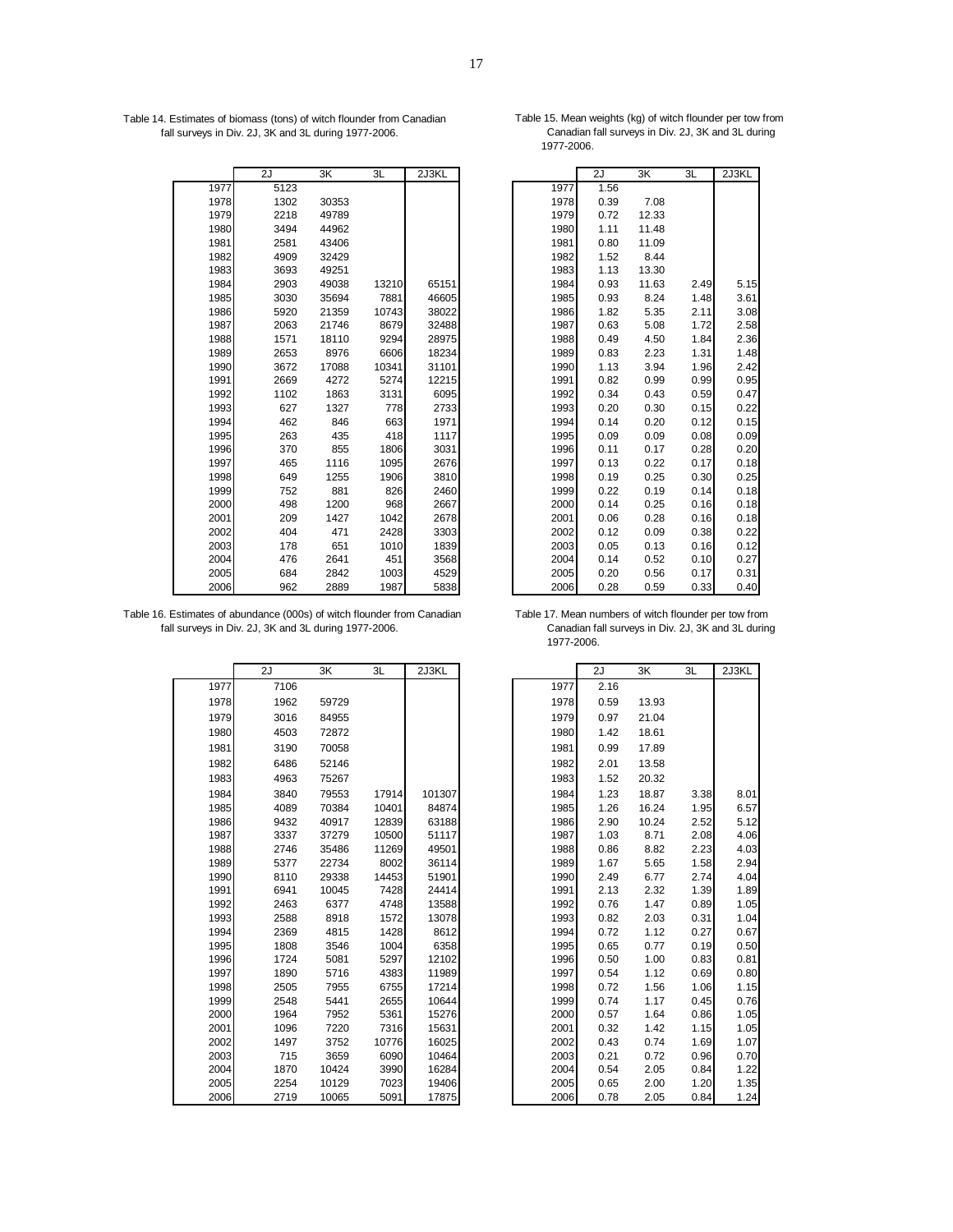Table 14. Estimates of biomass (tons) of witch flounder from Canadian fall surveys in Div. 2J, 3K and 3L during 1977-2006.

| | 2J | 3K | 3L | 2J3KL |
|---|---|---|---|---|
| 1977 | 5123 | | | |
| 1978 | 1302 | 30353 | | |
| 1979 | 2218 | 49789 | | |
| 1980 | 3494 | 44962 | | |
| 1981 | 2581 | 43406 | | |
| 1982 | 4909 | 32429 | | |
| 1983 | 3693 | 49251 | | |
| 1984 | 2903 | 49038 | 13210 | 65151 |
| 1985 | 3030 | 35694 | 7881 | 46605 |
| 1986 | 5920 | 21359 | 10743 | 38022 |
| 1987 | 2063 | 21746 | 8679 | 32488 |
| 1988 | 1571 | 18110 | 9294 | 28975 |
| 1989 | 2653 | 8976 | 6606 | 18234 |
| 1990 | 3672 | 17088 | 10341 | 31101 |
| 1991 | 2669 | 4272 | 5274 | 12215 |
| 1992 | 1102 | 1863 | 3131 | 6095 |
| 1993 | 627 | 1327 | 778 | 2733 |
| 1994 | 462 | 846 | 663 | 1971 |
| 1995 | 263 | 435 | 418 | 1117 |
| 1996 | 370 | 855 | 1806 | 3031 |
| 1997 | 465 | 1116 | 1095 | 2676 |
| 1998 | 649 | 1255 | 1906 | 3810 |
| 1999 | 752 | 881 | 826 | 2460 |
| 2000 | 498 | 1200 | 968 | 2667 |
| 2001 | 209 | 1427 | 1042 | 2678 |
| 2002 | 404 | 471 | 2428 | 3303 |
| 2003 | 178 | 651 | 1010 | 1839 |
| 2004 | 476 | 2641 | 451 | 3568 |
| 2005 | 684 | 2842 | 1003 | 4529 |
| 2006 | 962 | 2889 | 1987 | 5838 |

Table 15. Mean weights (kg) of witch flounder per tow from Canadian fall surveys in Div. 2J, 3K and 3L during 1977-2006.

| | 2J | 3K | 3L | 2J3KL |
|---|---|---|---|---|
| 1977 | 1.56 | | | |
| 1978 | 0.39 | 7.08 | | |
| 1979 | 0.72 | 12.33 | | |
| 1980 | 1.11 | 11.48 | | |
| 1981 | 0.80 | 11.09 | | |
| 1982 | 1.52 | 8.44 | | |
| 1983 | 1.13 | 13.30 | | |
| 1984 | 0.93 | 11.63 | 2.49 | 5.15 |
| 1985 | 0.93 | 8.24 | 1.48 | 3.61 |
| 1986 | 1.82 | 5.35 | 2.11 | 3.08 |
| 1987 | 0.63 | 5.08 | 1.72 | 2.58 |
| 1988 | 0.49 | 4.50 | 1.84 | 2.36 |
| 1989 | 0.83 | 2.23 | 1.31 | 1.48 |
| 1990 | 1.13 | 3.94 | 1.96 | 2.42 |
| 1991 | 0.82 | 0.99 | 0.99 | 0.95 |
| 1992 | 0.34 | 0.43 | 0.59 | 0.47 |
| 1993 | 0.20 | 0.30 | 0.15 | 0.22 |
| 1994 | 0.14 | 0.20 | 0.12 | 0.15 |
| 1995 | 0.09 | 0.09 | 0.08 | 0.09 |
| 1996 | 0.11 | 0.17 | 0.28 | 0.20 |
| 1997 | 0.13 | 0.22 | 0.17 | 0.18 |
| 1998 | 0.19 | 0.25 | 0.30 | 0.25 |
| 1999 | 0.22 | 0.19 | 0.14 | 0.18 |
| 2000 | 0.14 | 0.25 | 0.16 | 0.18 |
| 2001 | 0.06 | 0.28 | 0.16 | 0.18 |
| 2002 | 0.12 | 0.09 | 0.38 | 0.22 |
| 2003 | 0.05 | 0.13 | 0.16 | 0.12 |
| 2004 | 0.14 | 0.52 | 0.10 | 0.27 |
| 2005 | 0.20 | 0.56 | 0.17 | 0.31 |
| 2006 | 0.28 | 0.59 | 0.33 | 0.40 |

Table 16. Estimates of abundance (000s) of witch flounder from Canadian fall surveys in Div. 2J, 3K and 3L during 1977-2006.

| | 2J | 3K | 3L | 2J3KL |
|---|---|---|---|---|
| 1977 | 7106 | | | |
| 1978 | 1962 | 59729 | | |
| 1979 | 3016 | 84955 | | |
| 1980 | 4503 | 72872 | | |
| 1981 | 3190 | 70058 | | |
| 1982 | 6486 | 52146 | | |
| 1983 | 4963 | 75267 | | |
| 1984 | 3840 | 79553 | 17914 | 101307 |
| 1985 | 4089 | 70384 | 10401 | 84874 |
| 1986 | 9432 | 40917 | 12839 | 63188 |
| 1987 | 3337 | 37279 | 10500 | 51117 |
| 1988 | 2746 | 35486 | 11269 | 49501 |
| 1989 | 5377 | 22734 | 8002 | 36114 |
| 1990 | 8110 | 29338 | 14453 | 51901 |
| 1991 | 6941 | 10045 | 7428 | 24414 |
| 1992 | 2463 | 6377 | 4748 | 13588 |
| 1993 | 2588 | 8918 | 1572 | 13078 |
| 1994 | 2369 | 4815 | 1428 | 8612 |
| 1995 | 1808 | 3546 | 1004 | 6358 |
| 1996 | 1724 | 5081 | 5297 | 12102 |
| 1997 | 1890 | 5716 | 4383 | 11989 |
| 1998 | 2505 | 7955 | 6755 | 17214 |
| 1999 | 2548 | 5441 | 2655 | 10644 |
| 2000 | 1964 | 7952 | 5361 | 15276 |
| 2001 | 1096 | 7220 | 7316 | 15631 |
| 2002 | 1497 | 3752 | 10776 | 16025 |
| 2003 | 715 | 3659 | 6090 | 10464 |
| 2004 | 1870 | 10424 | 3990 | 16284 |
| 2005 | 2254 | 10129 | 7023 | 19406 |
| 2006 | 2719 | 10065 | 5091 | 17875 |

Table 17. Mean numbers of witch flounder per tow from Canadian fall surveys in Div. 2J, 3K and 3L during 1977-2006.

| | 2J | 3K | 3L | 2J3KL |
|---|---|---|---|---|
| 1977 | 2.16 | | | |
| 1978 | 0.59 | 13.93 | | |
| 1979 | 0.97 | 21.04 | | |
| 1980 | 1.42 | 18.61 | | |
| 1981 | 0.99 | 17.89 | | |
| 1982 | 2.01 | 13.58 | | |
| 1983 | 1.52 | 20.32 | | |
| 1984 | 1.23 | 18.87 | 3.38 | 8.01 |
| 1985 | 1.26 | 16.24 | 1.95 | 6.57 |
| 1986 | 2.90 | 10.24 | 2.52 | 5.12 |
| 1987 | 1.03 | 8.71 | 2.08 | 4.06 |
| 1988 | 0.86 | 8.82 | 2.23 | 4.03 |
| 1989 | 1.67 | 5.65 | 1.58 | 2.94 |
| 1990 | 2.49 | 6.77 | 2.74 | 4.04 |
| 1991 | 2.13 | 2.32 | 1.39 | 1.89 |
| 1992 | 0.76 | 1.47 | 0.89 | 1.05 |
| 1993 | 0.82 | 2.03 | 0.31 | 1.04 |
| 1994 | 0.72 | 1.12 | 0.27 | 0.67 |
| 1995 | 0.65 | 0.77 | 0.19 | 0.50 |
| 1996 | 0.50 | 1.00 | 0.83 | 0.81 |
| 1997 | 0.54 | 1.12 | 0.69 | 0.80 |
| 1998 | 0.72 | 1.56 | 1.06 | 1.15 |
| 1999 | 0.74 | 1.17 | 0.45 | 0.76 |
| 2000 | 0.57 | 1.64 | 0.86 | 1.05 |
| 2001 | 0.32 | 1.42 | 1.15 | 1.05 |
| 2002 | 0.43 | 0.74 | 1.69 | 1.07 |
| 2003 | 0.21 | 0.72 | 0.96 | 0.70 |
| 2004 | 0.54 | 2.05 | 0.84 | 1.22 |
| 2005 | 0.65 | 2.00 | 1.20 | 1.35 |
| 2006 | 0.78 | 2.05 | 0.84 | 1.24 |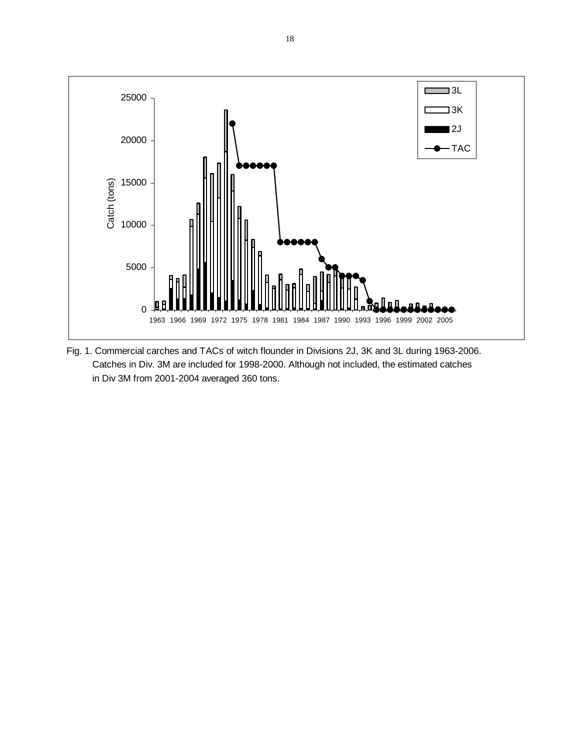Fig. 1. Commercial carches and TACs of witch flounder in Divisions 2J, 3K and 3L during 1963-2006. Catches in Div. 3M are included for 1998-2000. Although not included, the estimated catches in Div 3M from 2001-2004 averaged 360 tons.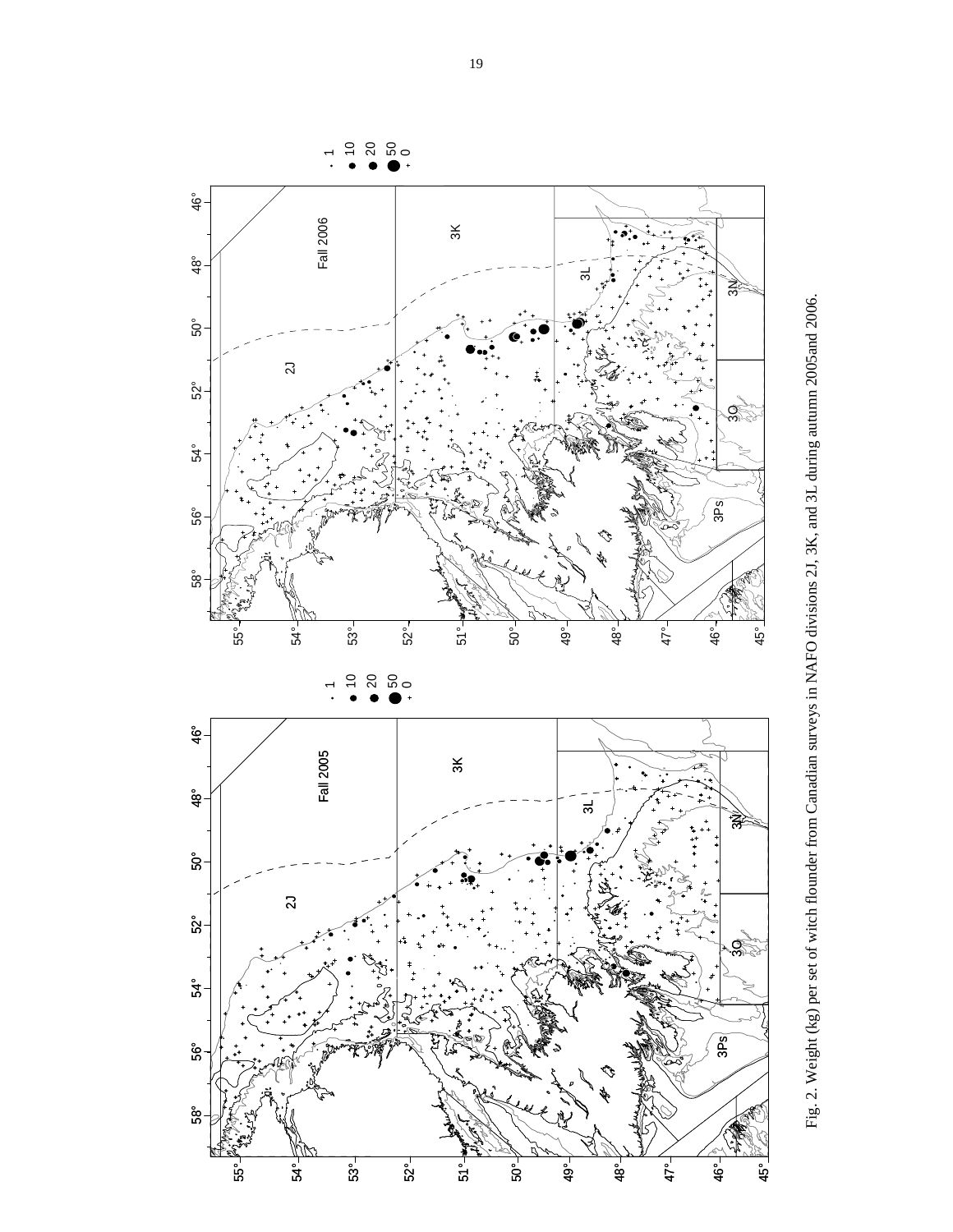Fig. 2. Weight (kg) per set of witch flounder from Canadian surveys in NAFO divisions 2J, 3K, and 3L during autumn 2005and 2006.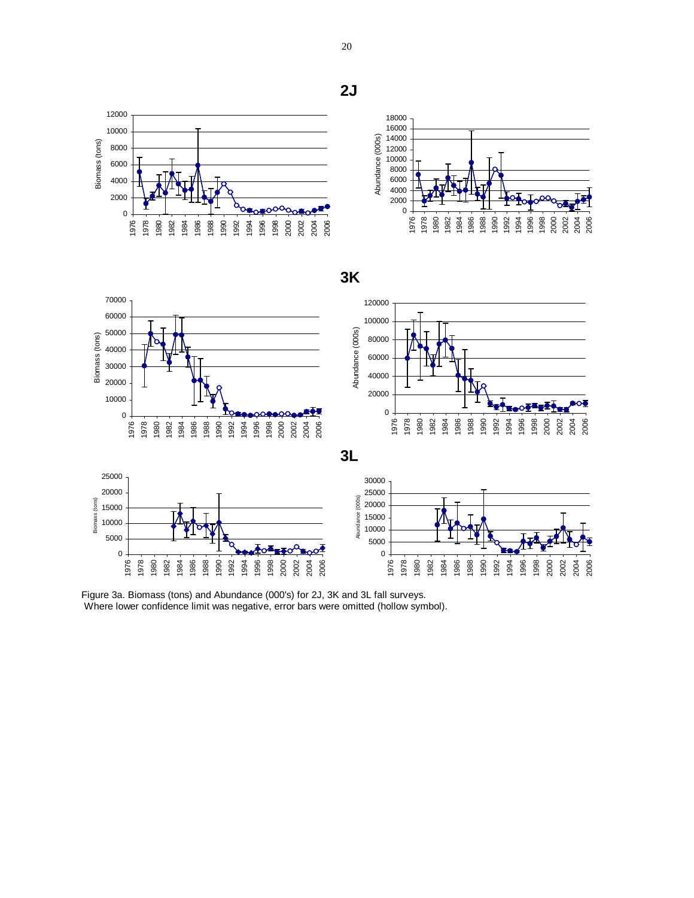**2J**

**3K**

**3L**

Figure 3a. Biomass (tons) and Abundance (000's) for 2J, 3K and 3L fall surveys.
Where lower confidence limit was negative, error bars were omitted (hollow symbol).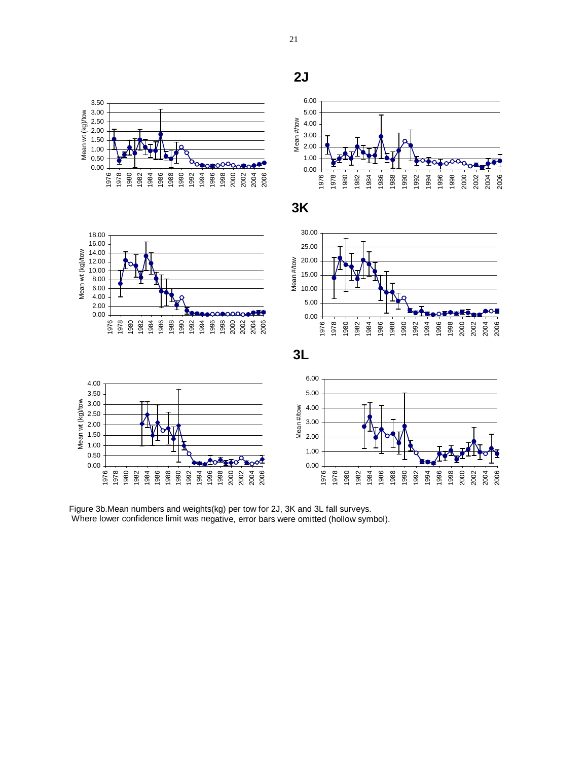**2J**

**3K**

**3L**

Figure 3b.Mean numbers and weights(kg) per tow for 2J, 3K and 3L fall surveys.
Where lower confidence limit was negative, error bars were omitted (hollow symbol).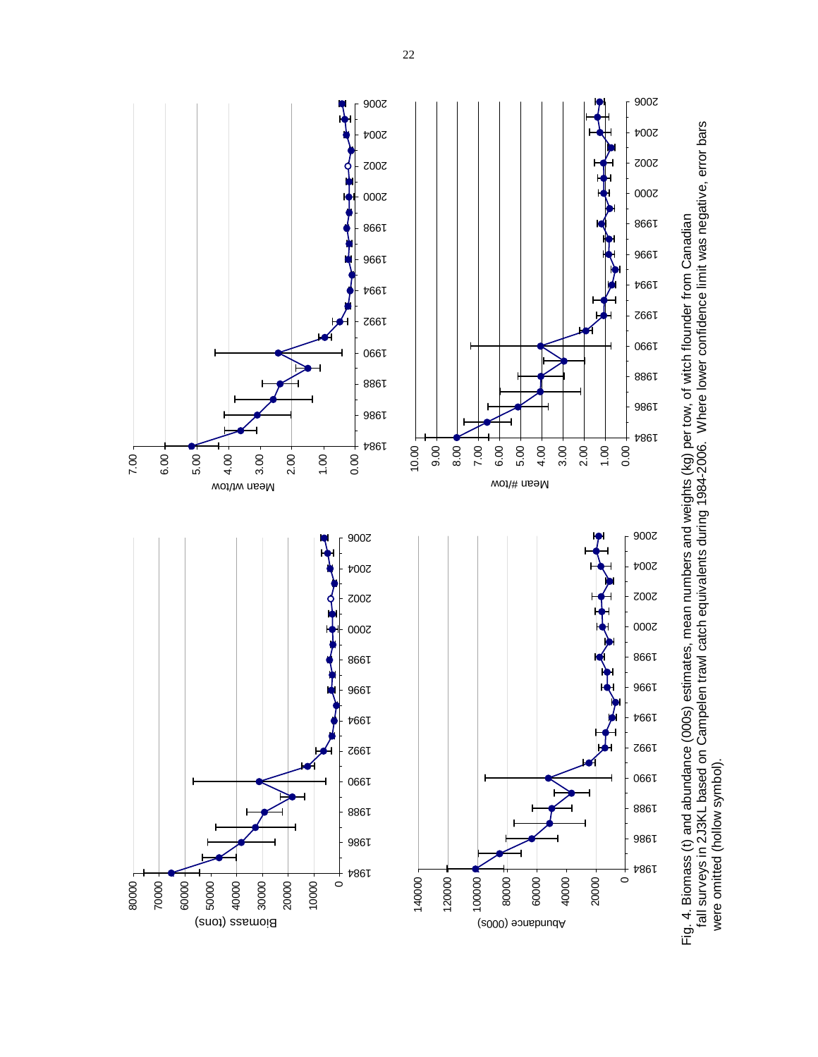Fig. 4. Biomass (t) and abundance (000s) estimates, mean numbers and weights (kg) per tow, of witch flounder from Canadian fall surveys in 2J3KL based on Campelen trawl catch equivalents during 1984-2006. Where lower confidence limit was negative, error bars were omitted (hollow symbol).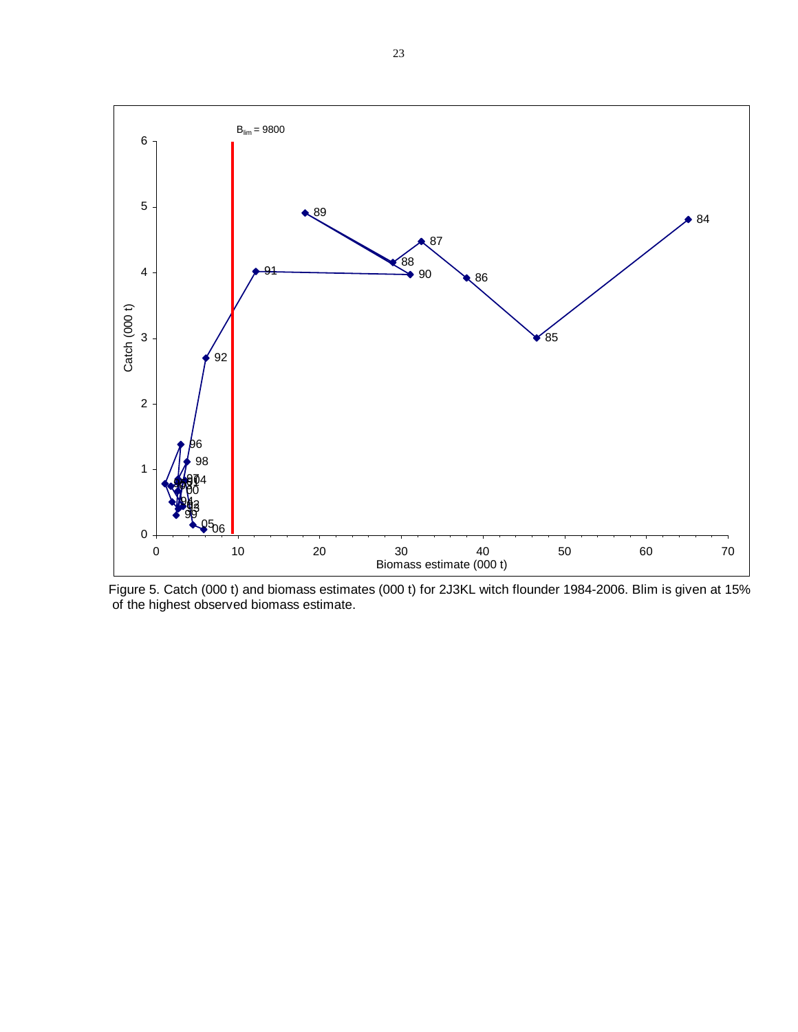$B_{lim}$ = 9800

Catch (000 t)

Biomass estimate (000 t)

0
1
2
3
4
5
6

0
10
20
30
40
50
60
70

84
85
86
87
88
89
90
91
92
96
98
97
01
04
03
00
94
02
93
99
05
06

Figure 5. Catch (000 t) and biomass estimates (000 t) for 2J3KL witch flounder 1984-2006. Blim is given at 15% of the highest observed biomass estimate.